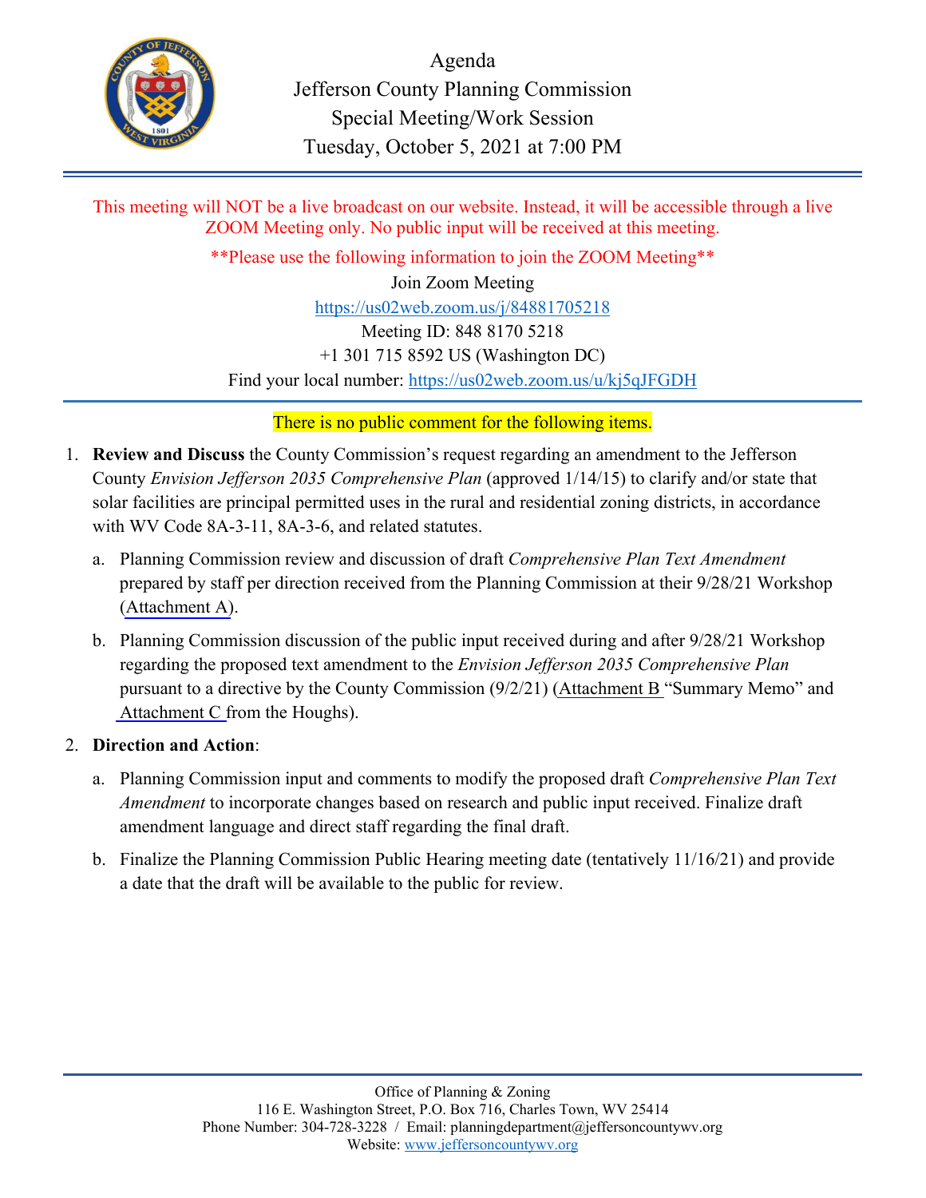# Agenda
## Jefferson County Planning Commission
## Special Meeting/Work Session
## Tuesday, October 5, 2021 at 7:00 PM

This meeting will NOT be a live broadcast on our website. Instead, it will be accessible through a live ZOOM Meeting only. No public input will be received at this meeting.

**Please use the following information to join the ZOOM Meeting**

Join Zoom Meeting
https://us02web.zoom.us/j/84881705218
Meeting ID: 848 8170 5218
+1 301 715 8592 US (Washington DC)
Find your local number: https://us02web.zoom.us/u/kj5qJFGDH

---

There is no public comment for the following items.

1. **Review and Discuss** the County Commission's request regarding an amendment to the Jefferson County *Envision Jefferson 2035 Comprehensive Plan* (approved 1/14/15) to clarify and/or state that solar facilities are principal permitted uses in the rural and residential zoning districts, in accordance with WV Code 8A-3-11, 8A-3-6, and related statutes.

   a. Planning Commission review and discussion of draft *Comprehensive Plan Text Amendment* prepared by staff per direction received from the Planning Commission at their 9/28/21 Workshop (Attachment A).

   b. Planning Commission discussion of the public input received during and after 9/28/21 Workshop regarding the proposed text amendment to the *Envision Jefferson 2035 Comprehensive Plan* pursuant to a directive by the County Commission (9/2/21) (Attachment B "Summary Memo" and Attachment C from the Houghs).

2. **Direction and Action**:

   a. Planning Commission input and comments to modify the proposed draft *Comprehensive Plan Text Amendment* to incorporate changes based on research and public input received. Finalize draft amendment language and direct staff regarding the final draft.

   b. Finalize the Planning Commission Public Hearing meeting date (tentatively 11/16/21) and provide a date that the draft will be available to the public for review.

Office of Planning & Zoning
116 E. Washington Street, P.O. Box 716, Charles Town, WV 25414
Phone Number: 304-728-3228 / Email: planningdepartment@jeffersoncountywv.org
Website: www.jeffersoncountywv.org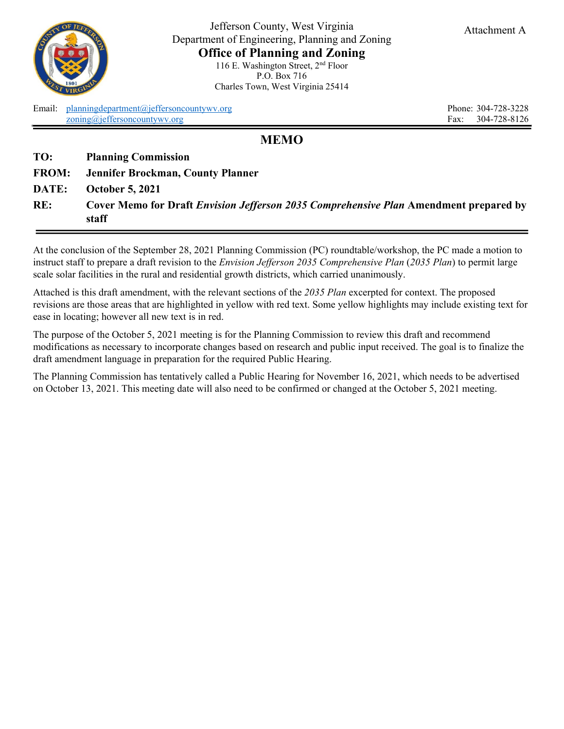Jefferson County, West Virginia
Department of Engineering, Planning and Zoning
**Office of Planning and Zoning**
116 E. Washington Street, 2nd Floor
P.O. Box 716
Charles Town, West Virginia 25414

Attachment A

Email: planningdepartment@jeffersoncountywv.org
zoning@jeffersoncountywv.org

Phone: 304-728-3228
Fax: 304-728-8126

# MEMO

**TO:** **Planning Commission**

**FROM:** **Jennifer Brockman, County Planner**

**DATE:** **October 5, 2021**

**RE:** **Cover Memo for Draft *Envision Jefferson 2035 Comprehensive Plan* Amendment prepared by staff**

---

At the conclusion of the September 28, 2021 Planning Commission (PC) roundtable/workshop, the PC made a motion to instruct staff to prepare a draft revision to the *Envision Jefferson 2035 Comprehensive Plan* (*2035 Plan*) to permit large scale solar facilities in the rural and residential growth districts, which carried unanimously.

Attached is this draft amendment, with the relevant sections of the *2035 Plan* excerpted for context. The proposed revisions are those areas that are highlighted in yellow with red text. Some yellow highlights may include existing text for ease in locating; however all new text is in red.

The purpose of the October 5, 2021 meeting is for the Planning Commission to review this draft and recommend modifications as necessary to incorporate changes based on research and public input received. The goal is to finalize the draft amendment language in preparation for the required Public Hearing.

The Planning Commission has tentatively called a Public Hearing for November 16, 2021, which needs to be advertised on October 13, 2021. This meeting date will also need to be confirmed or changed at the October 5, 2021 meeting.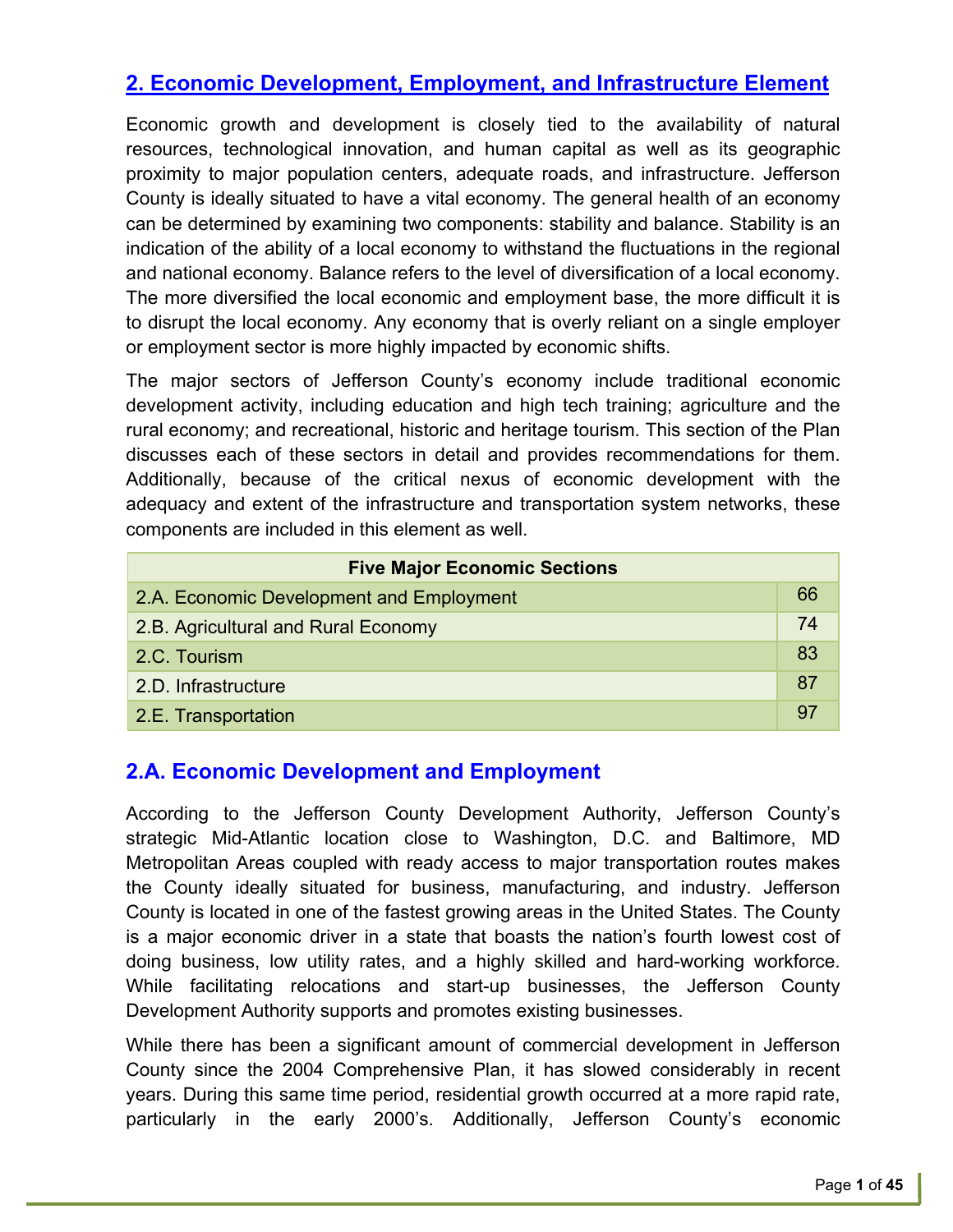## 2. Economic Development, Employment, and Infrastructure Element

Economic growth and development is closely tied to the availability of natural resources, technological innovation, and human capital as well as its geographic proximity to major population centers, adequate roads, and infrastructure. Jefferson County is ideally situated to have a vital economy. The general health of an economy can be determined by examining two components: stability and balance. Stability is an indication of the ability of a local economy to withstand the fluctuations in the regional and national economy. Balance refers to the level of diversification of a local economy. The more diversified the local economic and employment base, the more difficult it is to disrupt the local economy. Any economy that is overly reliant on a single employer or employment sector is more highly impacted by economic shifts.

The major sectors of Jefferson County's economy include traditional economic development activity, including education and high tech training; agriculture and the rural economy; and recreational, historic and heritage tourism. This section of the Plan discusses each of these sectors in detail and provides recommendations for them. Additionally, because of the critical nexus of economic development with the adequacy and extent of the infrastructure and transportation system networks, these components are included in this element as well.

| Five Major Economic Sections | |
|---|---|
| 2.A. Economic Development and Employment | 66 |
| 2.B. Agricultural and Rural Economy | 74 |
| 2.C. Tourism | 83 |
| 2.D. Infrastructure | 87 |
| 2.E. Transportation | 97 |

### 2.A. Economic Development and Employment

According to the Jefferson County Development Authority, Jefferson County's strategic Mid-Atlantic location close to Washington, D.C. and Baltimore, MD Metropolitan Areas coupled with ready access to major transportation routes makes the County ideally situated for business, manufacturing, and industry. Jefferson County is located in one of the fastest growing areas in the United States. The County is a major economic driver in a state that boasts the nation's fourth lowest cost of doing business, low utility rates, and a highly skilled and hard-working workforce. While facilitating relocations and start-up businesses, the Jefferson County Development Authority supports and promotes existing businesses.

While there has been a significant amount of commercial development in Jefferson County since the 2004 Comprehensive Plan, it has slowed considerably in recent years. During this same time period, residential growth occurred at a more rapid rate, particularly in the early 2000's. Additionally, Jefferson County's economic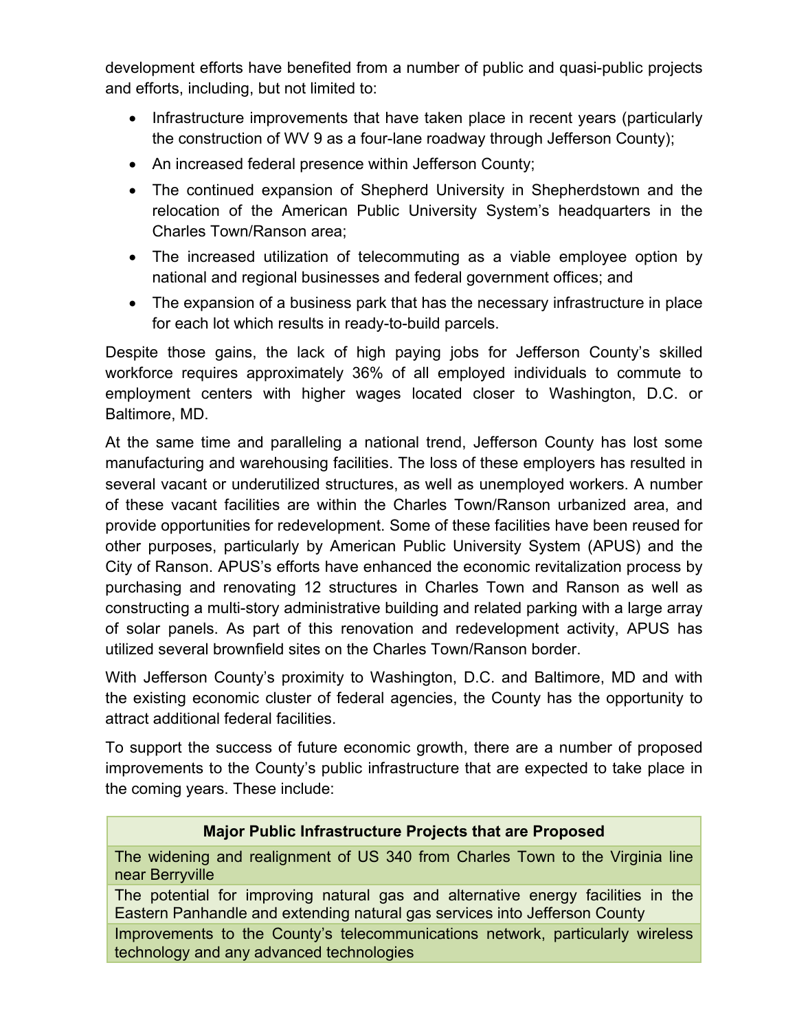development efforts have benefited from a number of public and quasi-public projects and efforts, including, but not limited to:

- Infrastructure improvements that have taken place in recent years (particularly the construction of WV 9 as a four-lane roadway through Jefferson County);
- An increased federal presence within Jefferson County;
- The continued expansion of Shepherd University in Shepherdstown and the relocation of the American Public University System's headquarters in the Charles Town/Ranson area;
- The increased utilization of telecommuting as a viable employee option by national and regional businesses and federal government offices; and
- The expansion of a business park that has the necessary infrastructure in place for each lot which results in ready-to-build parcels.

Despite those gains, the lack of high paying jobs for Jefferson County's skilled workforce requires approximately 36% of all employed individuals to commute to employment centers with higher wages located closer to Washington, D.C. or Baltimore, MD.

At the same time and paralleling a national trend, Jefferson County has lost some manufacturing and warehousing facilities. The loss of these employers has resulted in several vacant or underutilized structures, as well as unemployed workers. A number of these vacant facilities are within the Charles Town/Ranson urbanized area, and provide opportunities for redevelopment. Some of these facilities have been reused for other purposes, particularly by American Public University System (APUS) and the City of Ranson. APUS's efforts have enhanced the economic revitalization process by purchasing and renovating 12 structures in Charles Town and Ranson as well as constructing a multi-story administrative building and related parking with a large array of solar panels. As part of this renovation and redevelopment activity, APUS has utilized several brownfield sites on the Charles Town/Ranson border.

With Jefferson County's proximity to Washington, D.C. and Baltimore, MD and with the existing economic cluster of federal agencies, the County has the opportunity to attract additional federal facilities.

To support the success of future economic growth, there are a number of proposed improvements to the County's public infrastructure that are expected to take place in the coming years. These include:

| Major Public Infrastructure Projects that are Proposed |
| --- |
| The widening and realignment of US 340 from Charles Town to the Virginia line near Berryville |
| The potential for improving natural gas and alternative energy facilities in the Eastern Panhandle and extending natural gas services into Jefferson County |
| Improvements to the County's telecommunications network, particularly wireless technology and any advanced technologies |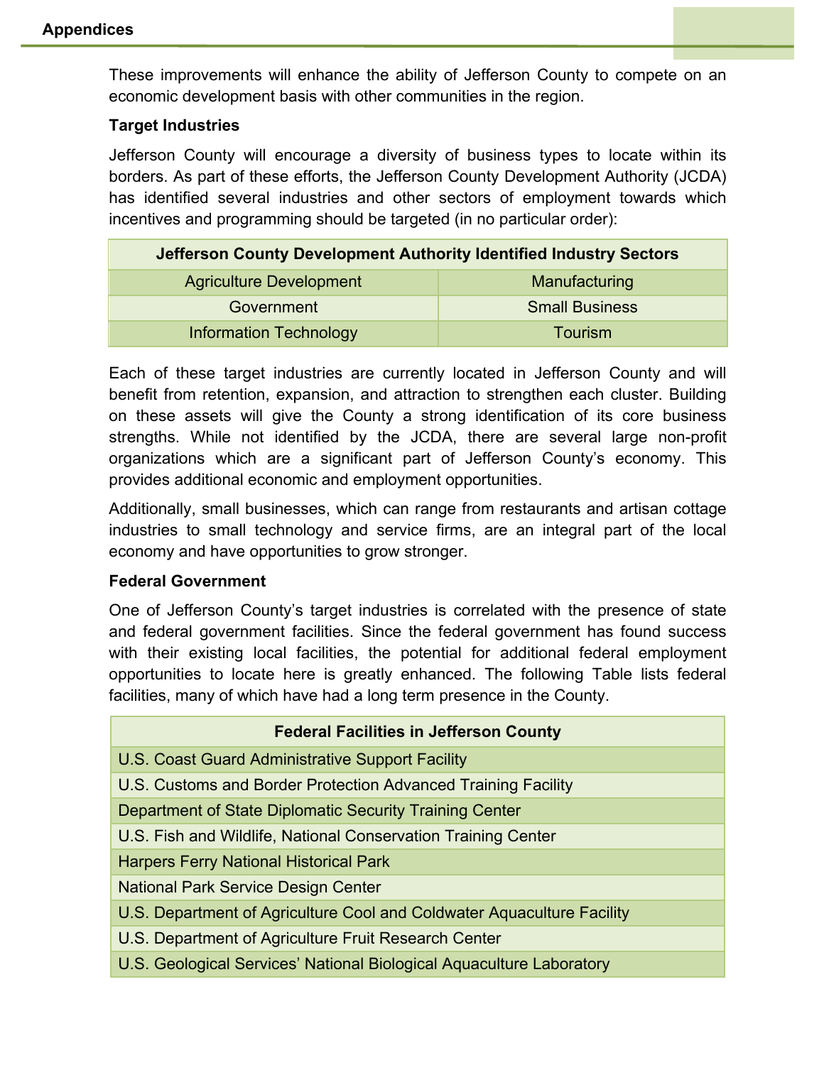These improvements will enhance the ability of Jefferson County to compete on an economic development basis with other communities in the region.

### Target Industries

Jefferson County will encourage a diversity of business types to locate within its borders. As part of these efforts, the Jefferson County Development Authority (JCDA) has identified several industries and other sectors of employment towards which incentives and programming should be targeted (in no particular order):

| Jefferson County Development Authority Identified Industry Sectors | |
|---|---|
| Agriculture Development | Manufacturing |
| Government | Small Business |
| Information Technology | Tourism |

Each of these target industries are currently located in Jefferson County and will benefit from retention, expansion, and attraction to strengthen each cluster. Building on these assets will give the County a strong identification of its core business strengths. While not identified by the JCDA, there are several large non-profit organizations which are a significant part of Jefferson County's economy. This provides additional economic and employment opportunities.

Additionally, small businesses, which can range from restaurants and artisan cottage industries to small technology and service firms, are an integral part of the local economy and have opportunities to grow stronger.

### Federal Government

One of Jefferson County's target industries is correlated with the presence of state and federal government facilities. Since the federal government has found success with their existing local facilities, the potential for additional federal employment opportunities to locate here is greatly enhanced. The following Table lists federal facilities, many of which have had a long term presence in the County.

| Federal Facilities in Jefferson County |
|---|
| U.S. Coast Guard Administrative Support Facility |
| U.S. Customs and Border Protection Advanced Training Facility |
| Department of State Diplomatic Security Training Center |
| U.S. Fish and Wildlife, National Conservation Training Center |
| Harpers Ferry National Historical Park |
| National Park Service Design Center |
| U.S. Department of Agriculture Cool and Coldwater Aquaculture Facility |
| U.S. Department of Agriculture Fruit Research Center |
| U.S. Geological Services' National Biological Aquaculture Laboratory |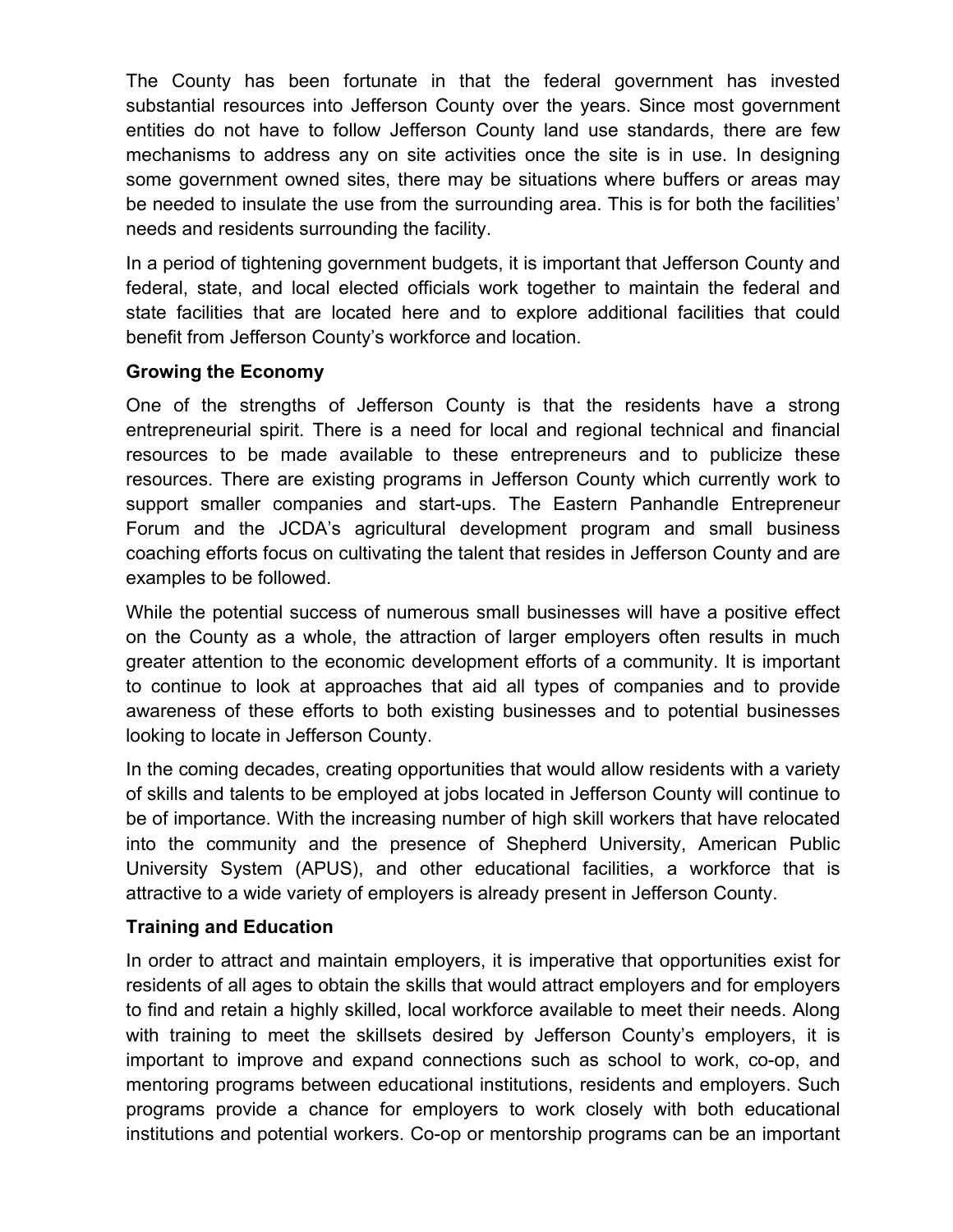The County has been fortunate in that the federal government has invested substantial resources into Jefferson County over the years. Since most government entities do not have to follow Jefferson County land use standards, there are few mechanisms to address any on site activities once the site is in use. In designing some government owned sites, there may be situations where buffers or areas may be needed to insulate the use from the surrounding area. This is for both the facilities' needs and residents surrounding the facility.

In a period of tightening government budgets, it is important that Jefferson County and federal, state, and local elected officials work together to maintain the federal and state facilities that are located here and to explore additional facilities that could benefit from Jefferson County's workforce and location.

**Growing the Economy**

One of the strengths of Jefferson County is that the residents have a strong entrepreneurial spirit. There is a need for local and regional technical and financial resources to be made available to these entrepreneurs and to publicize these resources. There are existing programs in Jefferson County which currently work to support smaller companies and start-ups. The Eastern Panhandle Entrepreneur Forum and the JCDA's agricultural development program and small business coaching efforts focus on cultivating the talent that resides in Jefferson County and are examples to be followed.

While the potential success of numerous small businesses will have a positive effect on the County as a whole, the attraction of larger employers often results in much greater attention to the economic development efforts of a community. It is important to continue to look at approaches that aid all types of companies and to provide awareness of these efforts to both existing businesses and to potential businesses looking to locate in Jefferson County.

In the coming decades, creating opportunities that would allow residents with a variety of skills and talents to be employed at jobs located in Jefferson County will continue to be of importance. With the increasing number of high skill workers that have relocated into the community and the presence of Shepherd University, American Public University System (APUS), and other educational facilities, a workforce that is attractive to a wide variety of employers is already present in Jefferson County.

**Training and Education**

In order to attract and maintain employers, it is imperative that opportunities exist for residents of all ages to obtain the skills that would attract employers and for employers to find and retain a highly skilled, local workforce available to meet their needs. Along with training to meet the skillsets desired by Jefferson County's employers, it is important to improve and expand connections such as school to work, co-op, and mentoring programs between educational institutions, residents and employers. Such programs provide a chance for employers to work closely with both educational institutions and potential workers. Co-op or mentorship programs can be an important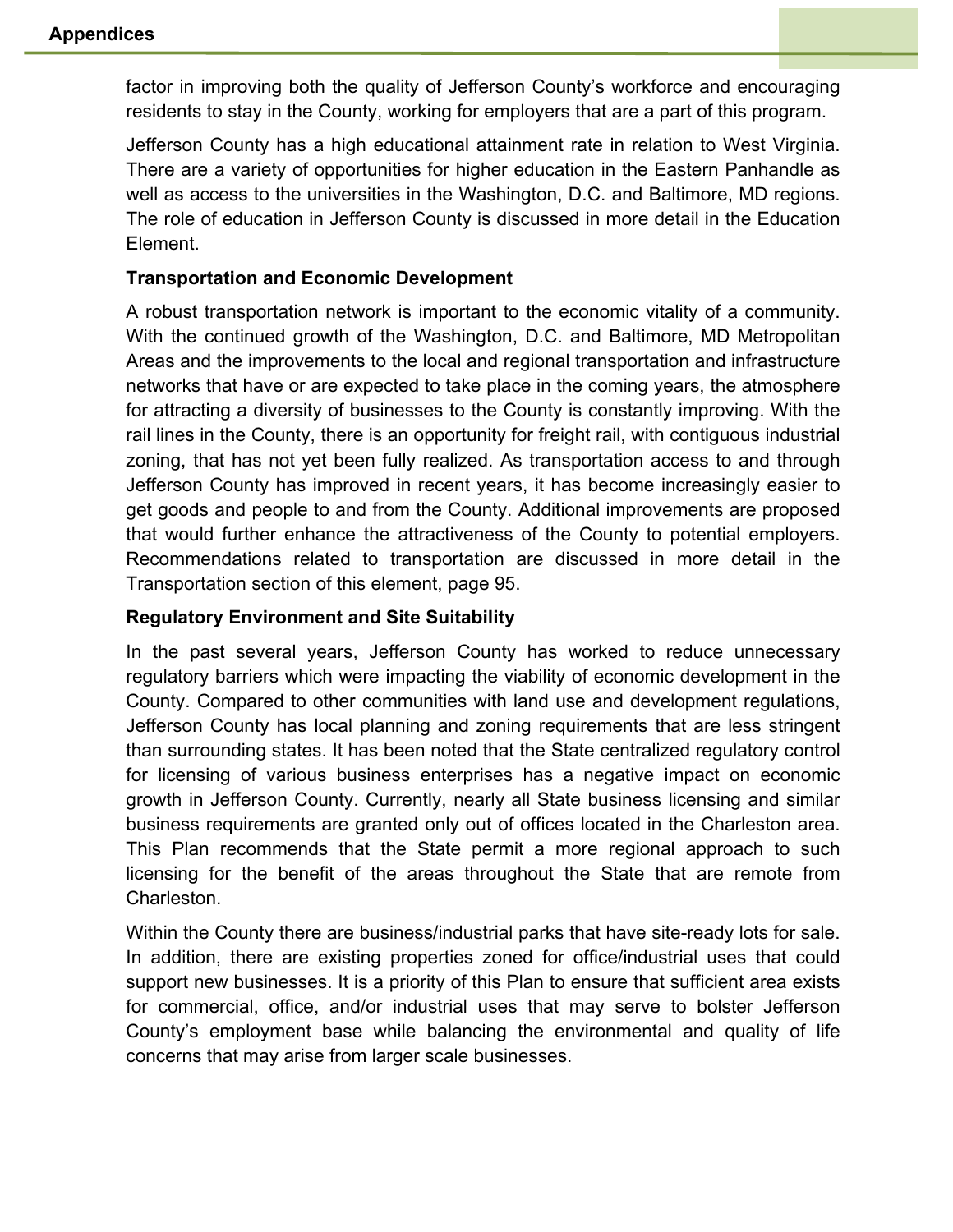factor in improving both the quality of Jefferson County's workforce and encouraging residents to stay in the County, working for employers that are a part of this program.

Jefferson County has a high educational attainment rate in relation to West Virginia. There are a variety of opportunities for higher education in the Eastern Panhandle as well as access to the universities in the Washington, D.C. and Baltimore, MD regions. The role of education in Jefferson County is discussed in more detail in the Education Element.

**Transportation and Economic Development**

A robust transportation network is important to the economic vitality of a community. With the continued growth of the Washington, D.C. and Baltimore, MD Metropolitan Areas and the improvements to the local and regional transportation and infrastructure networks that have or are expected to take place in the coming years, the atmosphere for attracting a diversity of businesses to the County is constantly improving. With the rail lines in the County, there is an opportunity for freight rail, with contiguous industrial zoning, that has not yet been fully realized. As transportation access to and through Jefferson County has improved in recent years, it has become increasingly easier to get goods and people to and from the County. Additional improvements are proposed that would further enhance the attractiveness of the County to potential employers. Recommendations related to transportation are discussed in more detail in the Transportation section of this element, page 95.

**Regulatory Environment and Site Suitability**

In the past several years, Jefferson County has worked to reduce unnecessary regulatory barriers which were impacting the viability of economic development in the County. Compared to other communities with land use and development regulations, Jefferson County has local planning and zoning requirements that are less stringent than surrounding states. It has been noted that the State centralized regulatory control for licensing of various business enterprises has a negative impact on economic growth in Jefferson County. Currently, nearly all State business licensing and similar business requirements are granted only out of offices located in the Charleston area. This Plan recommends that the State permit a more regional approach to such licensing for the benefit of the areas throughout the State that are remote from Charleston.

Within the County there are business/industrial parks that have site-ready lots for sale. In addition, there are existing properties zoned for office/industrial uses that could support new businesses. It is a priority of this Plan to ensure that sufficient area exists for commercial, office, and/or industrial uses that may serve to bolster Jefferson County's employment base while balancing the environmental and quality of life concerns that may arise from larger scale businesses.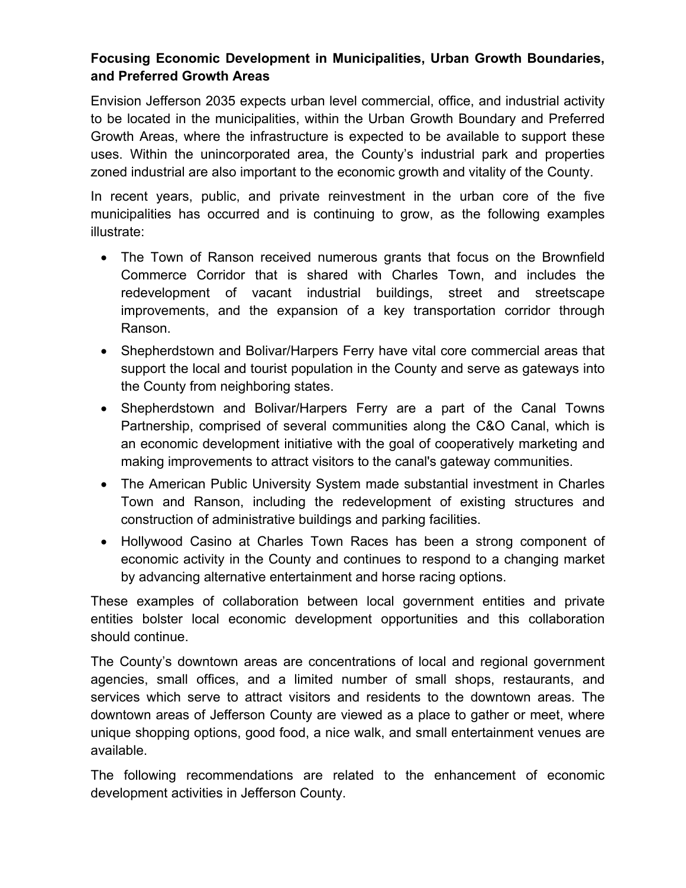**Focusing Economic Development in Municipalities, Urban Growth Boundaries, and Preferred Growth Areas**

Envision Jefferson 2035 expects urban level commercial, office, and industrial activity to be located in the municipalities, within the Urban Growth Boundary and Preferred Growth Areas, where the infrastructure is expected to be available to support these uses. Within the unincorporated area, the County's industrial park and properties zoned industrial are also important to the economic growth and vitality of the County.

In recent years, public, and private reinvestment in the urban core of the five municipalities has occurred and is continuing to grow, as the following examples illustrate:

- The Town of Ranson received numerous grants that focus on the Brownfield Commerce Corridor that is shared with Charles Town, and includes the redevelopment of vacant industrial buildings, street and streetscape improvements, and the expansion of a key transportation corridor through Ranson.
- Shepherdstown and Bolivar/Harpers Ferry have vital core commercial areas that support the local and tourist population in the County and serve as gateways into the County from neighboring states.
- Shepherdstown and Bolivar/Harpers Ferry are a part of the Canal Towns Partnership, comprised of several communities along the C&O Canal, which is an economic development initiative with the goal of cooperatively marketing and making improvements to attract visitors to the canal's gateway communities.
- The American Public University System made substantial investment in Charles Town and Ranson, including the redevelopment of existing structures and construction of administrative buildings and parking facilities.
- Hollywood Casino at Charles Town Races has been a strong component of economic activity in the County and continues to respond to a changing market by advancing alternative entertainment and horse racing options.

These examples of collaboration between local government entities and private entities bolster local economic development opportunities and this collaboration should continue.

The County's downtown areas are concentrations of local and regional government agencies, small offices, and a limited number of small shops, restaurants, and services which serve to attract visitors and residents to the downtown areas. The downtown areas of Jefferson County are viewed as a place to gather or meet, where unique shopping options, good food, a nice walk, and small entertainment venues are available.

The following recommendations are related to the enhancement of economic development activities in Jefferson County.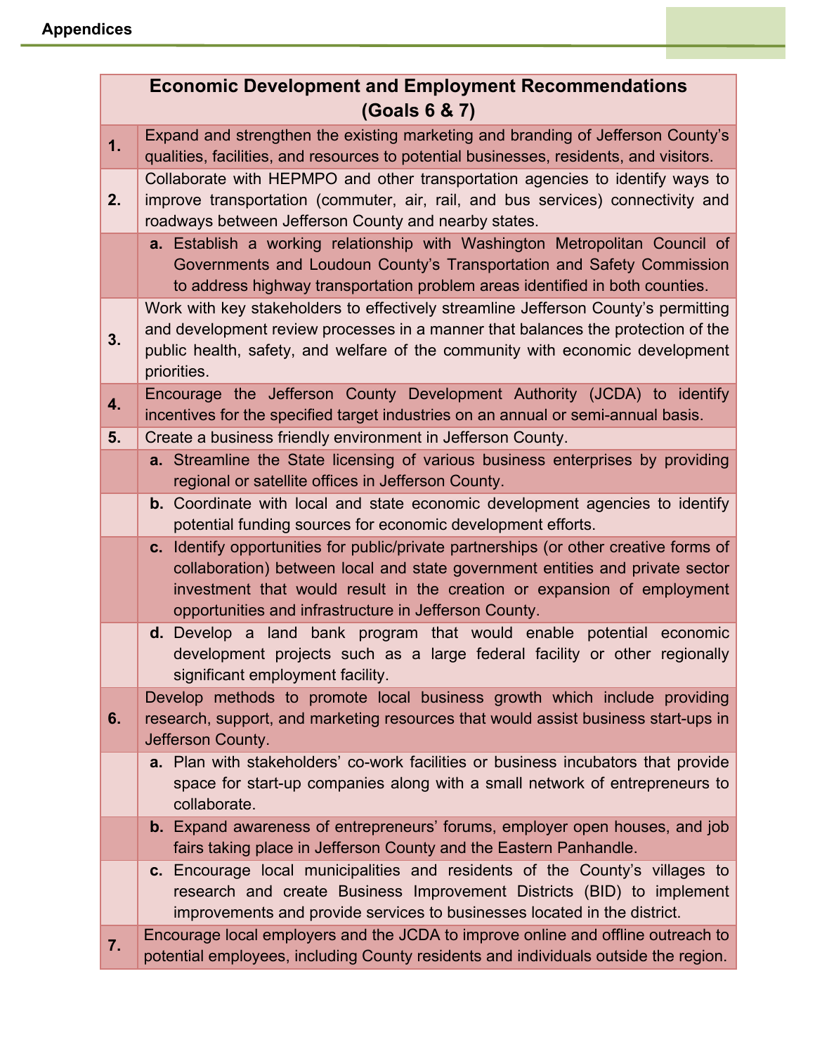| Economic Development and Employment Recommendations (Goals 6 & 7) | |
|---|---|
| **1.** | Expand and strengthen the existing marketing and branding of Jefferson County's qualities, facilities, and resources to potential businesses, residents, and visitors. |
| **2.** | Collaborate with HEPMPO and other transportation agencies to identify ways to improve transportation (commuter, air, rail, and bus services) connectivity and roadways between Jefferson County and nearby states. |
| | **a.** Establish a working relationship with Washington Metropolitan Council of Governments and Loudoun County's Transportation and Safety Commission to address highway transportation problem areas identified in both counties. |
| **3.** | Work with key stakeholders to effectively streamline Jefferson County's permitting and development review processes in a manner that balances the protection of the public health, safety, and welfare of the community with economic development priorities. |
| **4.** | Encourage the Jefferson County Development Authority (JCDA) to identify incentives for the specified target industries on an annual or semi-annual basis. |
| **5.** | Create a business friendly environment in Jefferson County. |
| | **a.** Streamline the State licensing of various business enterprises by providing regional or satellite offices in Jefferson County. |
| | **b.** Coordinate with local and state economic development agencies to identify potential funding sources for economic development efforts. |
| | **c.** Identify opportunities for public/private partnerships (or other creative forms of collaboration) between local and state government entities and private sector investment that would result in the creation or expansion of employment opportunities and infrastructure in Jefferson County. |
| | **d.** Develop a land bank program that would enable potential economic development projects such as a large federal facility or other regionally significant employment facility. |
| **6.** | Develop methods to promote local business growth which include providing research, support, and marketing resources that would assist business start-ups in Jefferson County. |
| | **a.** Plan with stakeholders' co-work facilities or business incubators that provide space for start-up companies along with a small network of entrepreneurs to collaborate. |
| | **b.** Expand awareness of entrepreneurs' forums, employer open houses, and job fairs taking place in Jefferson County and the Eastern Panhandle. |
| | **c.** Encourage local municipalities and residents of the County's villages to research and create Business Improvement Districts (BID) to implement improvements and provide services to businesses located in the district. |
| **7.** | Encourage local employers and the JCDA to improve online and offline outreach to potential employees, including County residents and individuals outside the region. |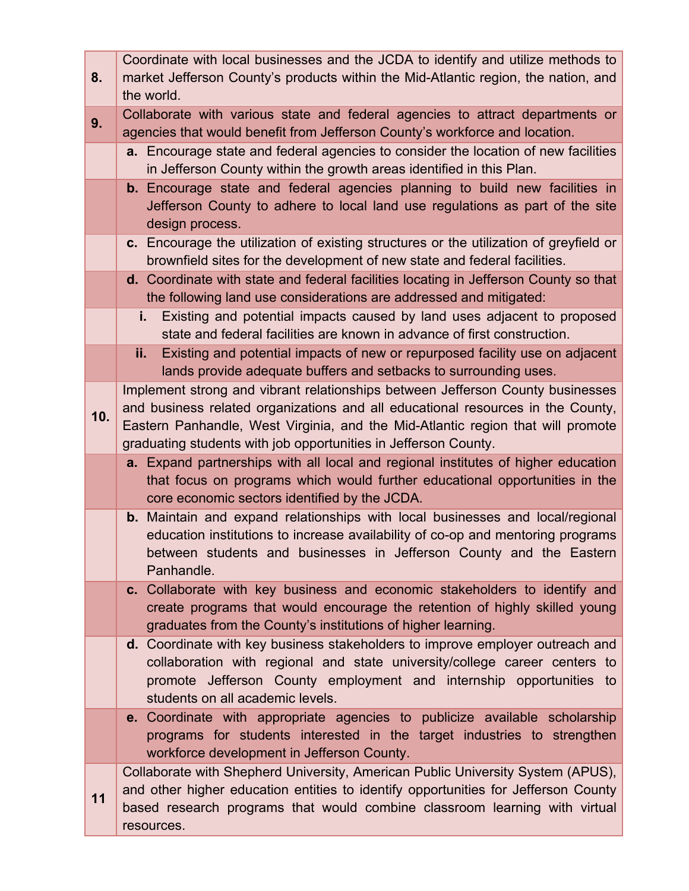| | |
|---|---|
| **8.** | Coordinate with local businesses and the JCDA to identify and utilize methods to market Jefferson County's products within the Mid-Atlantic region, the nation, and the world. |
| **9.** | Collaborate with various state and federal agencies to attract departments or agencies that would benefit from Jefferson County's workforce and location. |
| | **a.** Encourage state and federal agencies to consider the location of new facilities in Jefferson County within the growth areas identified in this Plan. |
| | **b.** Encourage state and federal agencies planning to build new facilities in Jefferson County to adhere to local land use regulations as part of the site design process. |
| | **c.** Encourage the utilization of existing structures or the utilization of greyfield or brownfield sites for the development of new state and federal facilities. |
| | **d.** Coordinate with state and federal facilities locating in Jefferson County so that the following land use considerations are addressed and mitigated: |
| | **i.** Existing and potential impacts caused by land uses adjacent to proposed state and federal facilities are known in advance of first construction. |
| | **ii.** Existing and potential impacts of new or repurposed facility use on adjacent lands provide adequate buffers and setbacks to surrounding uses. |
| **10.** | Implement strong and vibrant relationships between Jefferson County businesses and business related organizations and all educational resources in the County, Eastern Panhandle, West Virginia, and the Mid-Atlantic region that will promote graduating students with job opportunities in Jefferson County. |
| | **a.** Expand partnerships with all local and regional institutes of higher education that focus on programs which would further educational opportunities in the core economic sectors identified by the JCDA. |
| | **b.** Maintain and expand relationships with local businesses and local/regional education institutions to increase availability of co-op and mentoring programs between students and businesses in Jefferson County and the Eastern Panhandle. |
| | **c.** Collaborate with key business and economic stakeholders to identify and create programs that would encourage the retention of highly skilled young graduates from the County's institutions of higher learning. |
| | **d.** Coordinate with key business stakeholders to improve employer outreach and collaboration with regional and state university/college career centers to promote Jefferson County employment and internship opportunities to students on all academic levels. |
| | **e.** Coordinate with appropriate agencies to publicize available scholarship programs for students interested in the target industries to strengthen workforce development in Jefferson County. |
| **11** | Collaborate with Shepherd University, American Public University System (APUS), and other higher education entities to identify opportunities for Jefferson County based research programs that would combine classroom learning with virtual resources. |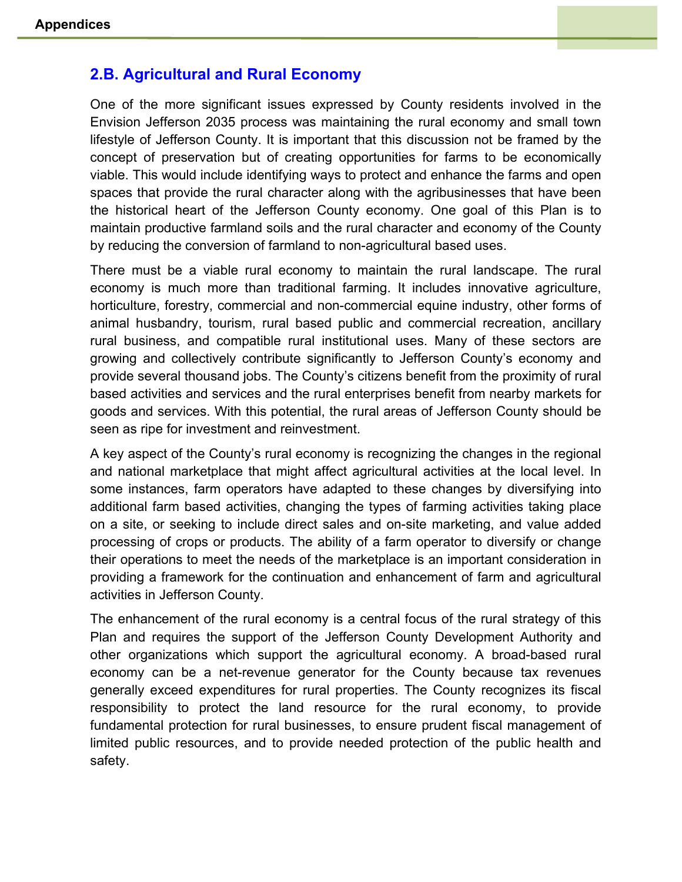## 2.B. Agricultural and Rural Economy

One of the more significant issues expressed by County residents involved in the Envision Jefferson 2035 process was maintaining the rural economy and small town lifestyle of Jefferson County. It is important that this discussion not be framed by the concept of preservation but of creating opportunities for farms to be economically viable. This would include identifying ways to protect and enhance the farms and open spaces that provide the rural character along with the agribusinesses that have been the historical heart of the Jefferson County economy. One goal of this Plan is to maintain productive farmland soils and the rural character and economy of the County by reducing the conversion of farmland to non-agricultural based uses.

There must be a viable rural economy to maintain the rural landscape. The rural economy is much more than traditional farming. It includes innovative agriculture, horticulture, forestry, commercial and non-commercial equine industry, other forms of animal husbandry, tourism, rural based public and commercial recreation, ancillary rural business, and compatible rural institutional uses. Many of these sectors are growing and collectively contribute significantly to Jefferson County's economy and provide several thousand jobs. The County's citizens benefit from the proximity of rural based activities and services and the rural enterprises benefit from nearby markets for goods and services. With this potential, the rural areas of Jefferson County should be seen as ripe for investment and reinvestment.

A key aspect of the County's rural economy is recognizing the changes in the regional and national marketplace that might affect agricultural activities at the local level. In some instances, farm operators have adapted to these changes by diversifying into additional farm based activities, changing the types of farming activities taking place on a site, or seeking to include direct sales and on-site marketing, and value added processing of crops or products. The ability of a farm operator to diversify or change their operations to meet the needs of the marketplace is an important consideration in providing a framework for the continuation and enhancement of farm and agricultural activities in Jefferson County.

The enhancement of the rural economy is a central focus of the rural strategy of this Plan and requires the support of the Jefferson County Development Authority and other organizations which support the agricultural economy. A broad-based rural economy can be a net-revenue generator for the County because tax revenues generally exceed expenditures for rural properties. The County recognizes its fiscal responsibility to protect the land resource for the rural economy, to provide fundamental protection for rural businesses, to ensure prudent fiscal management of limited public resources, and to provide needed protection of the public health and safety.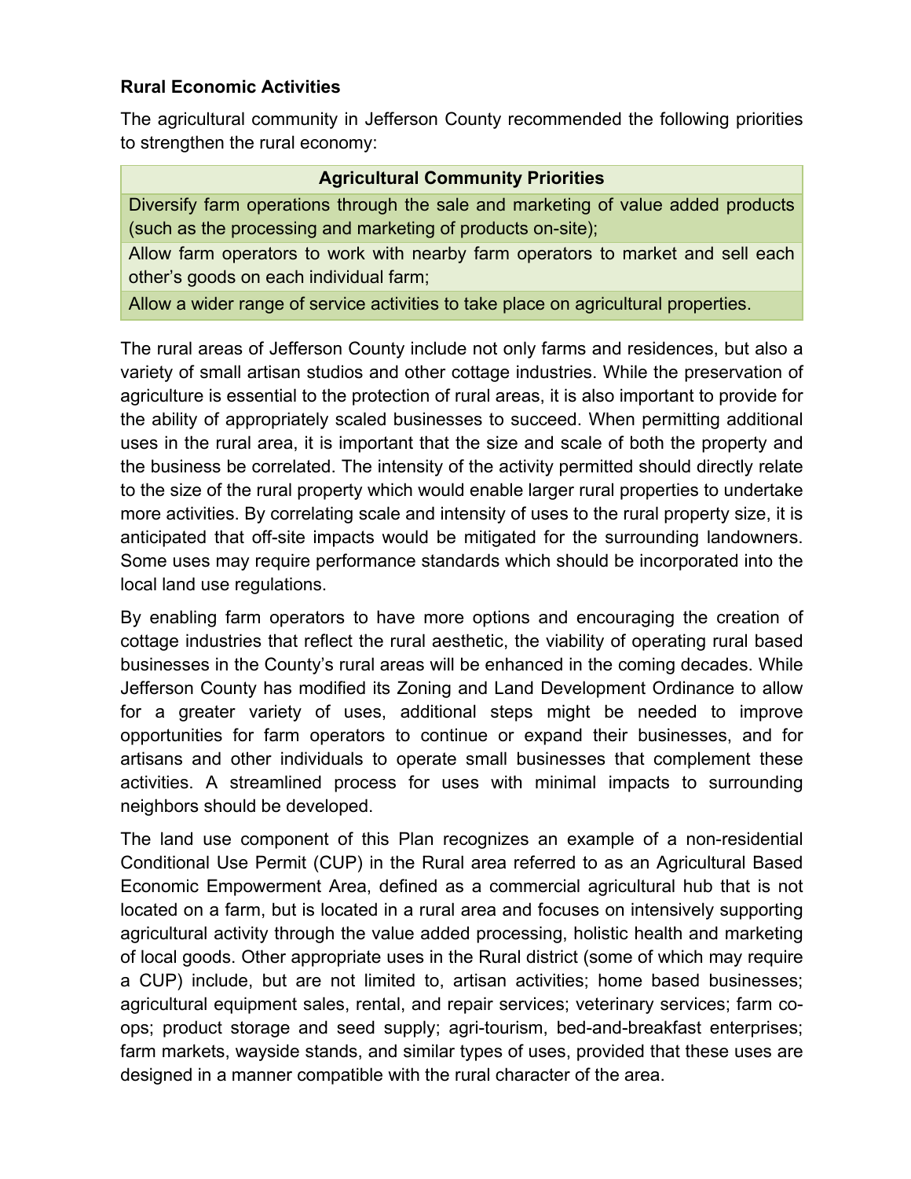**Rural Economic Activities**

The agricultural community in Jefferson County recommended the following priorities to strengthen the rural economy:

| Agricultural Community Priorities |
| --- |
| Diversify farm operations through the sale and marketing of value added products (such as the processing and marketing of products on-site); |
| Allow farm operators to work with nearby farm operators to market and sell each other's goods on each individual farm; |
| Allow a wider range of service activities to take place on agricultural properties. |

The rural areas of Jefferson County include not only farms and residences, but also a variety of small artisan studios and other cottage industries. While the preservation of agriculture is essential to the protection of rural areas, it is also important to provide for the ability of appropriately scaled businesses to succeed. When permitting additional uses in the rural area, it is important that the size and scale of both the property and the business be correlated. The intensity of the activity permitted should directly relate to the size of the rural property which would enable larger rural properties to undertake more activities. By correlating scale and intensity of uses to the rural property size, it is anticipated that off-site impacts would be mitigated for the surrounding landowners. Some uses may require performance standards which should be incorporated into the local land use regulations.

By enabling farm operators to have more options and encouraging the creation of cottage industries that reflect the rural aesthetic, the viability of operating rural based businesses in the County's rural areas will be enhanced in the coming decades. While Jefferson County has modified its Zoning and Land Development Ordinance to allow for a greater variety of uses, additional steps might be needed to improve opportunities for farm operators to continue or expand their businesses, and for artisans and other individuals to operate small businesses that complement these activities. A streamlined process for uses with minimal impacts to surrounding neighbors should be developed.

The land use component of this Plan recognizes an example of a non-residential Conditional Use Permit (CUP) in the Rural area referred to as an Agricultural Based Economic Empowerment Area, defined as a commercial agricultural hub that is not located on a farm, but is located in a rural area and focuses on intensively supporting agricultural activity through the value added processing, holistic health and marketing of local goods. Other appropriate uses in the Rural district (some of which may require a CUP) include, but are not limited to, artisan activities; home based businesses; agricultural equipment sales, rental, and repair services; veterinary services; farm co-ops; product storage and seed supply; agri-tourism, bed-and-breakfast enterprises; farm markets, wayside stands, and similar types of uses, provided that these uses are designed in a manner compatible with the rural character of the area.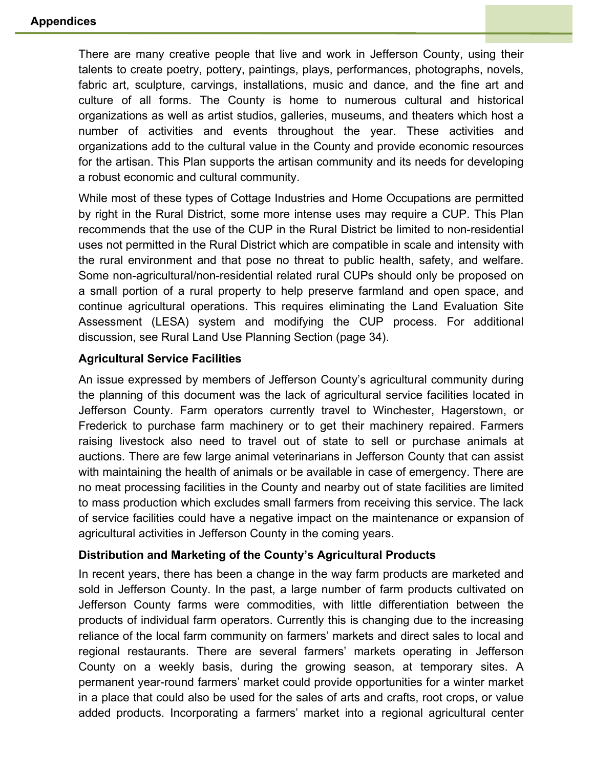There are many creative people that live and work in Jefferson County, using their talents to create poetry, pottery, paintings, plays, performances, photographs, novels, fabric art, sculpture, carvings, installations, music and dance, and the fine art and culture of all forms. The County is home to numerous cultural and historical organizations as well as artist studios, galleries, museums, and theaters which host a number of activities and events throughout the year. These activities and organizations add to the cultural value in the County and provide economic resources for the artisan. This Plan supports the artisan community and its needs for developing a robust economic and cultural community.

While most of these types of Cottage Industries and Home Occupations are permitted by right in the Rural District, some more intense uses may require a CUP. This Plan recommends that the use of the CUP in the Rural District be limited to non-residential uses not permitted in the Rural District which are compatible in scale and intensity with the rural environment and that pose no threat to public health, safety, and welfare. Some non-agricultural/non-residential related rural CUPs should only be proposed on a small portion of a rural property to help preserve farmland and open space, and continue agricultural operations. This requires eliminating the Land Evaluation Site Assessment (LESA) system and modifying the CUP process. For additional discussion, see Rural Land Use Planning Section (page 34).

### Agricultural Service Facilities

An issue expressed by members of Jefferson County's agricultural community during the planning of this document was the lack of agricultural service facilities located in Jefferson County. Farm operators currently travel to Winchester, Hagerstown, or Frederick to purchase farm machinery or to get their machinery repaired. Farmers raising livestock also need to travel out of state to sell or purchase animals at auctions. There are few large animal veterinarians in Jefferson County that can assist with maintaining the health of animals or be available in case of emergency. There are no meat processing facilities in the County and nearby out of state facilities are limited to mass production which excludes small farmers from receiving this service. The lack of service facilities could have a negative impact on the maintenance or expansion of agricultural activities in Jefferson County in the coming years.

### Distribution and Marketing of the County's Agricultural Products

In recent years, there has been a change in the way farm products are marketed and sold in Jefferson County. In the past, a large number of farm products cultivated on Jefferson County farms were commodities, with little differentiation between the products of individual farm operators. Currently this is changing due to the increasing reliance of the local farm community on farmers' markets and direct sales to local and regional restaurants. There are several farmers' markets operating in Jefferson County on a weekly basis, during the growing season, at temporary sites. A permanent year-round farmers' market could provide opportunities for a winter market in a place that could also be used for the sales of arts and crafts, root crops, or value added products. Incorporating a farmers' market into a regional agricultural center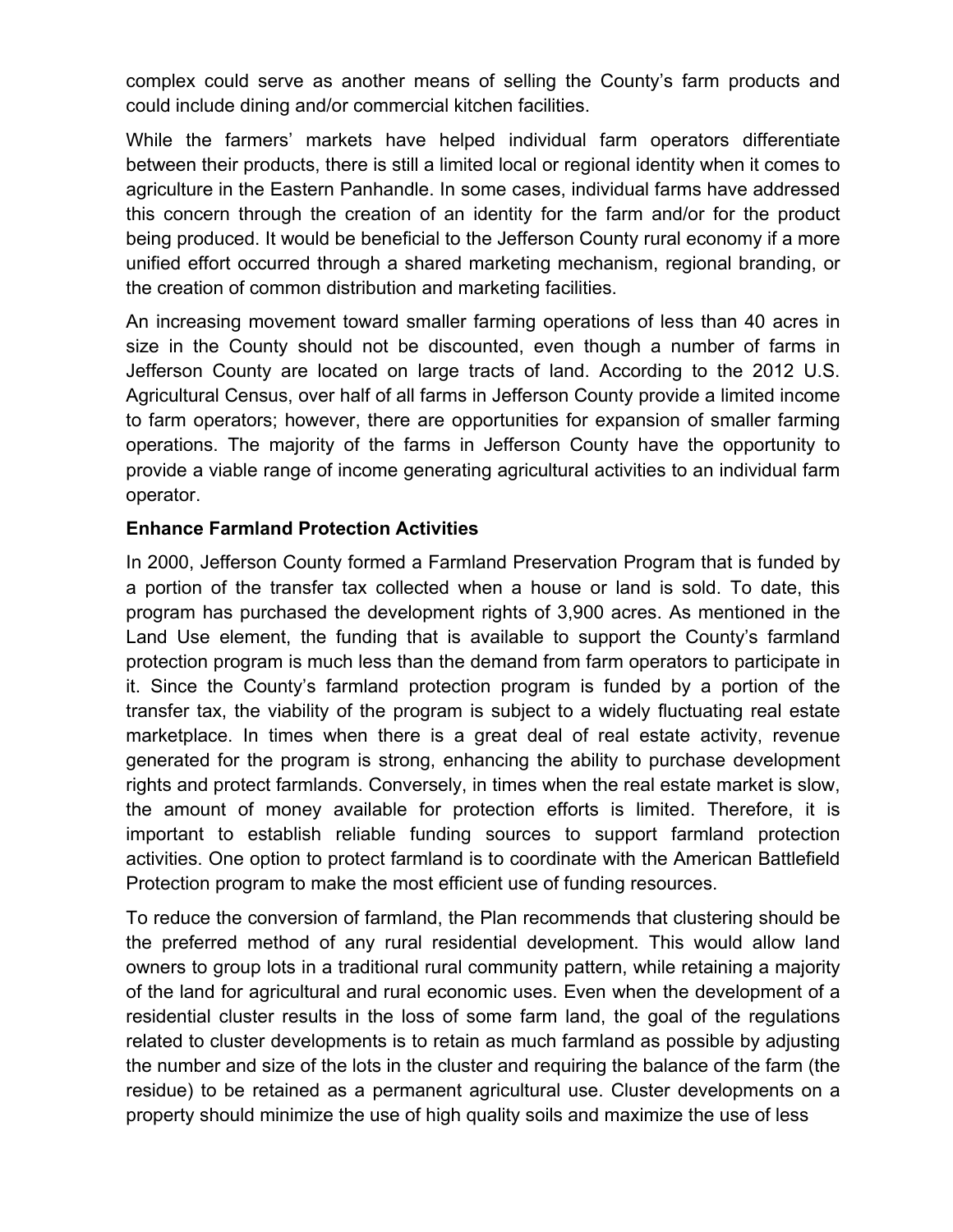complex could serve as another means of selling the County's farm products and could include dining and/or commercial kitchen facilities.

While the farmers' markets have helped individual farm operators differentiate between their products, there is still a limited local or regional identity when it comes to agriculture in the Eastern Panhandle. In some cases, individual farms have addressed this concern through the creation of an identity for the farm and/or for the product being produced. It would be beneficial to the Jefferson County rural economy if a more unified effort occurred through a shared marketing mechanism, regional branding, or the creation of common distribution and marketing facilities.

An increasing movement toward smaller farming operations of less than 40 acres in size in the County should not be discounted, even though a number of farms in Jefferson County are located on large tracts of land. According to the 2012 U.S. Agricultural Census, over half of all farms in Jefferson County provide a limited income to farm operators; however, there are opportunities for expansion of smaller farming operations. The majority of the farms in Jefferson County have the opportunity to provide a viable range of income generating agricultural activities to an individual farm operator.

**Enhance Farmland Protection Activities**

In 2000, Jefferson County formed a Farmland Preservation Program that is funded by a portion of the transfer tax collected when a house or land is sold. To date, this program has purchased the development rights of 3,900 acres. As mentioned in the Land Use element, the funding that is available to support the County's farmland protection program is much less than the demand from farm operators to participate in it. Since the County's farmland protection program is funded by a portion of the transfer tax, the viability of the program is subject to a widely fluctuating real estate marketplace. In times when there is a great deal of real estate activity, revenue generated for the program is strong, enhancing the ability to purchase development rights and protect farmlands. Conversely, in times when the real estate market is slow, the amount of money available for protection efforts is limited. Therefore, it is important to establish reliable funding sources to support farmland protection activities. One option to protect farmland is to coordinate with the American Battlefield Protection program to make the most efficient use of funding resources.

To reduce the conversion of farmland, the Plan recommends that clustering should be the preferred method of any rural residential development. This would allow land owners to group lots in a traditional rural community pattern, while retaining a majority of the land for agricultural and rural economic uses. Even when the development of a residential cluster results in the loss of some farm land, the goal of the regulations related to cluster developments is to retain as much farmland as possible by adjusting the number and size of the lots in the cluster and requiring the balance of the farm (the residue) to be retained as a permanent agricultural use. Cluster developments on a property should minimize the use of high quality soils and maximize the use of less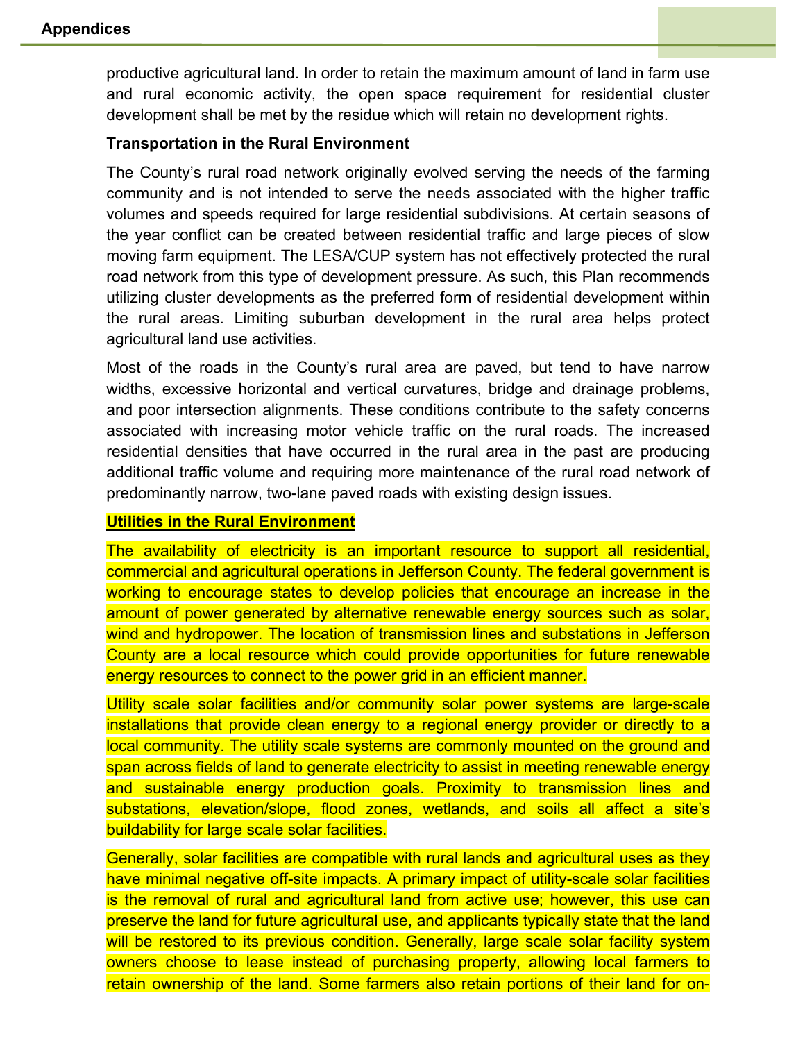productive agricultural land. In order to retain the maximum amount of land in farm use and rural economic activity, the open space requirement for residential cluster development shall be met by the residue which will retain no development rights.

**Transportation in the Rural Environment**

The County's rural road network originally evolved serving the needs of the farming community and is not intended to serve the needs associated with the higher traffic volumes and speeds required for large residential subdivisions. At certain seasons of the year conflict can be created between residential traffic and large pieces of slow moving farm equipment. The LESA/CUP system has not effectively protected the rural road network from this type of development pressure. As such, this Plan recommends utilizing cluster developments as the preferred form of residential development within the rural areas. Limiting suburban development in the rural area helps protect agricultural land use activities.

Most of the roads in the County's rural area are paved, but tend to have narrow widths, excessive horizontal and vertical curvatures, bridge and drainage problems, and poor intersection alignments. These conditions contribute to the safety concerns associated with increasing motor vehicle traffic on the rural roads. The increased residential densities that have occurred in the rural area in the past are producing additional traffic volume and requiring more maintenance of the rural road network of predominantly narrow, two-lane paved roads with existing design issues.

**Utilities in the Rural Environment**

The availability of electricity is an important resource to support all residential, commercial and agricultural operations in Jefferson County. The federal government is working to encourage states to develop policies that encourage an increase in the amount of power generated by alternative renewable energy sources such as solar, wind and hydropower. The location of transmission lines and substations in Jefferson County are a local resource which could provide opportunities for future renewable energy resources to connect to the power grid in an efficient manner.

Utility scale solar facilities and/or community solar power systems are large-scale installations that provide clean energy to a regional energy provider or directly to a local community. The utility scale systems are commonly mounted on the ground and span across fields of land to generate electricity to assist in meeting renewable energy and sustainable energy production goals. Proximity to transmission lines and substations, elevation/slope, flood zones, wetlands, and soils all affect a site's buildability for large scale solar facilities.

Generally, solar facilities are compatible with rural lands and agricultural uses as they have minimal negative off-site impacts. A primary impact of utility-scale solar facilities is the removal of rural and agricultural land from active use; however, this use can preserve the land for future agricultural use, and applicants typically state that the land will be restored to its previous condition. Generally, large scale solar facility system owners choose to lease instead of purchasing property, allowing local farmers to retain ownership of the land. Some farmers also retain portions of their land for on-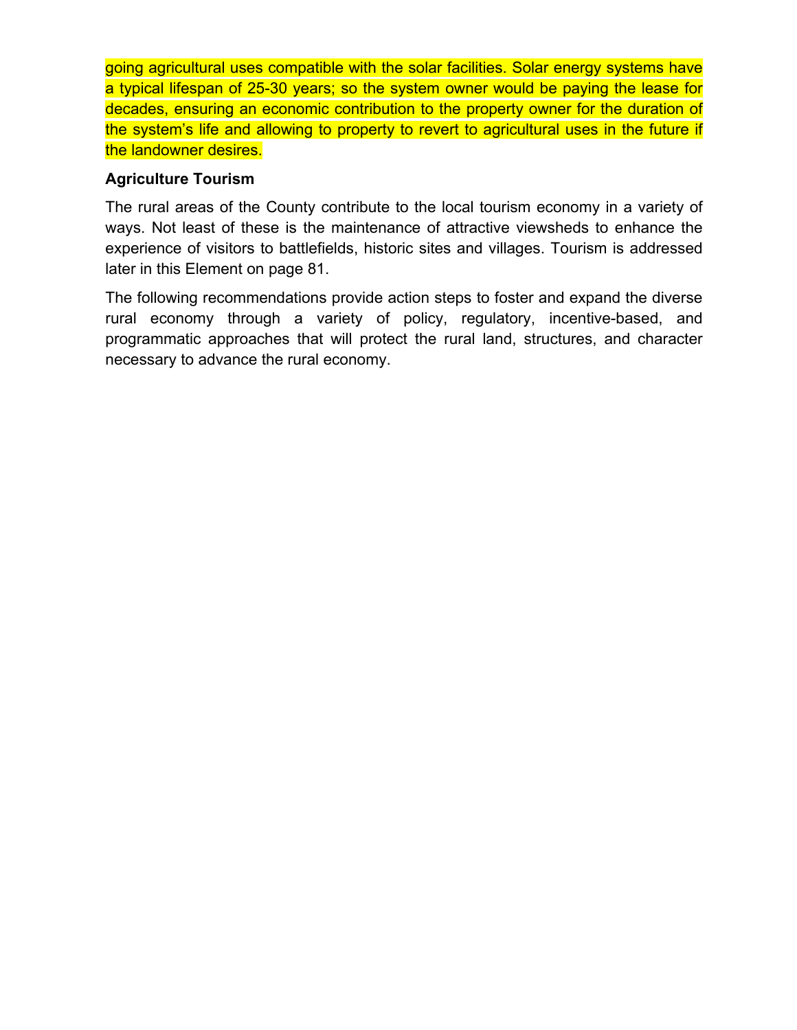going agricultural uses compatible with the solar facilities. Solar energy systems have a typical lifespan of 25-30 years; so the system owner would be paying the lease for decades, ensuring an economic contribution to the property owner for the duration of the system's life and allowing to property to revert to agricultural uses in the future if the landowner desires.

**Agriculture Tourism**

The rural areas of the County contribute to the local tourism economy in a variety of ways. Not least of these is the maintenance of attractive viewsheds to enhance the experience of visitors to battlefields, historic sites and villages. Tourism is addressed later in this Element on page 81.

The following recommendations provide action steps to foster and expand the diverse rural economy through a variety of policy, regulatory, incentive-based, and programmatic approaches that will protect the rural land, structures, and character necessary to advance the rural economy.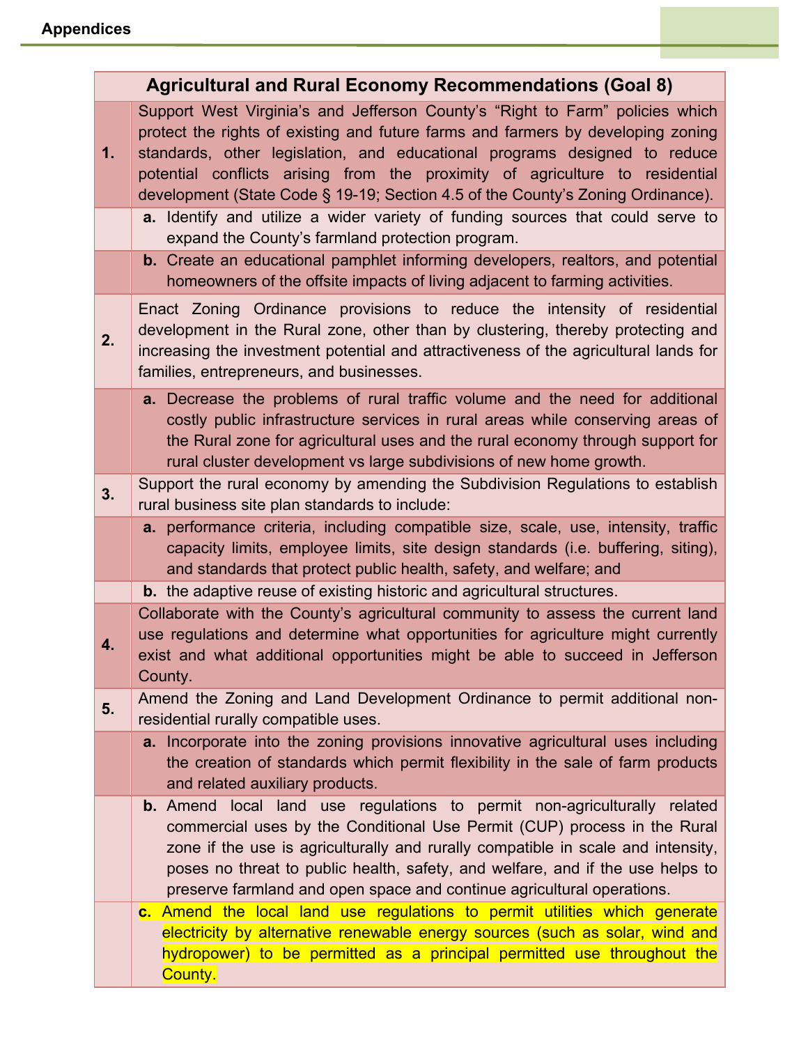| Agricultural and Rural Economy Recommendations (Goal 8) | |
|---|---|
| **1.** | Support West Virginia's and Jefferson County's "Right to Farm" policies which protect the rights of existing and future farms and farmers by developing zoning standards, other legislation, and educational programs designed to reduce potential conflicts arising from the proximity of agriculture to residential development (State Code § 19-19; Section 4.5 of the County's Zoning Ordinance). |
| | **a.** Identify and utilize a wider variety of funding sources that could serve to expand the County's farmland protection program. |
| | **b.** Create an educational pamphlet informing developers, realtors, and potential homeowners of the offsite impacts of living adjacent to farming activities. |
| **2.** | Enact Zoning Ordinance provisions to reduce the intensity of residential development in the Rural zone, other than by clustering, thereby protecting and increasing the investment potential and attractiveness of the agricultural lands for families, entrepreneurs, and businesses. |
| | **a.** Decrease the problems of rural traffic volume and the need for additional costly public infrastructure services in rural areas while conserving areas of the Rural zone for agricultural uses and the rural economy through support for rural cluster development vs large subdivisions of new home growth. |
| **3.** | Support the rural economy by amending the Subdivision Regulations to establish rural business site plan standards to include: |
| | **a.** performance criteria, including compatible size, scale, use, intensity, traffic capacity limits, employee limits, site design standards (i.e. buffering, siting), and standards that protect public health, safety, and welfare; and |
| | **b.** the adaptive reuse of existing historic and agricultural structures. |
| **4.** | Collaborate with the County's agricultural community to assess the current land use regulations and determine what opportunities for agriculture might currently exist and what additional opportunities might be able to succeed in Jefferson County. |
| **5.** | Amend the Zoning and Land Development Ordinance to permit additional non-residential rurally compatible uses. |
| | **a.** Incorporate into the zoning provisions innovative agricultural uses including the creation of standards which permit flexibility in the sale of farm products and related auxiliary products. |
| | **b.** Amend local land use regulations to permit non-agriculturally related commercial uses by the Conditional Use Permit (CUP) process in the Rural zone if the use is agriculturally and rurally compatible in scale and intensity, poses no threat to public health, safety, and welfare, and if the use helps to preserve farmland and open space and continue agricultural operations. |
| | **c.** Amend the local land use regulations to permit utilities which generate electricity by alternative renewable energy sources (such as solar, wind and hydropower) to be permitted as a principal permitted use throughout the County. |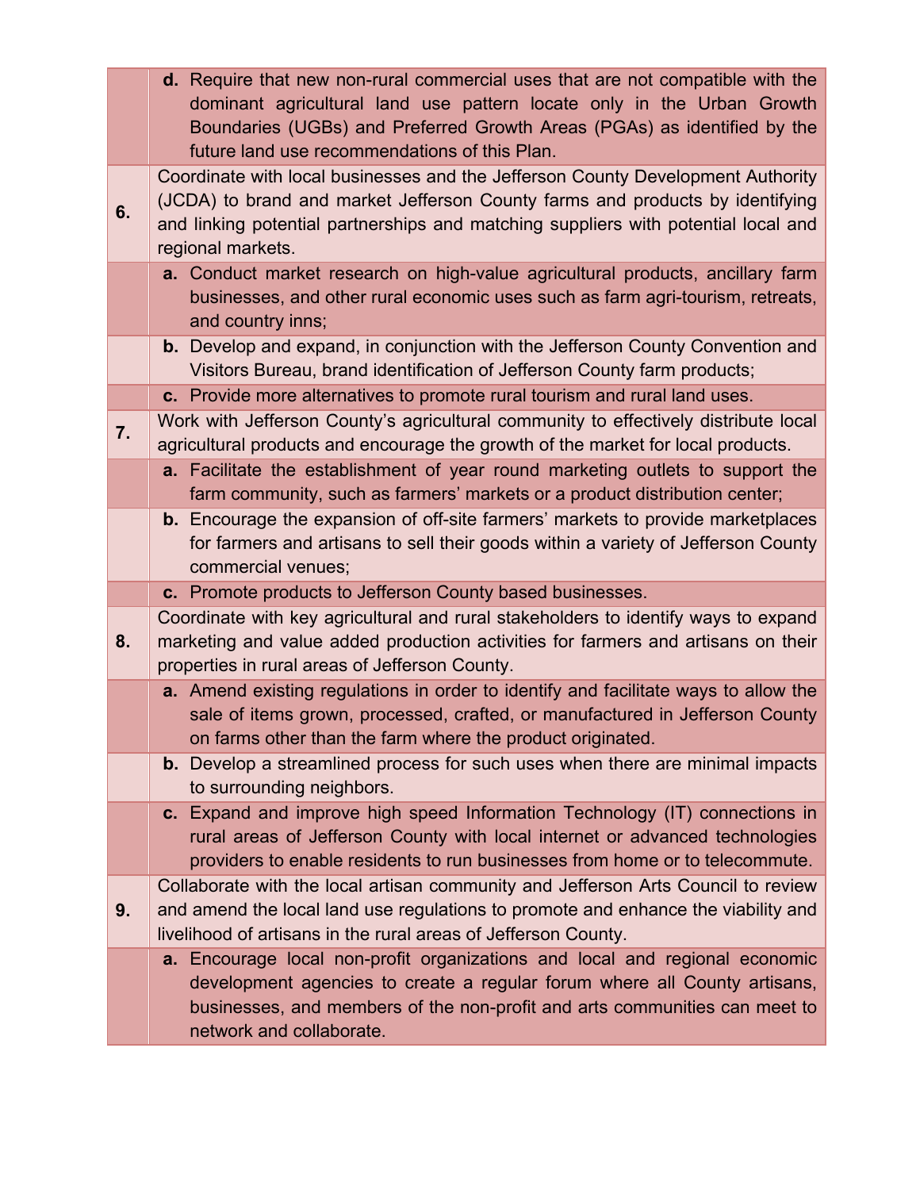| | |
|---|---|
| | **d.** Require that new non-rural commercial uses that are not compatible with the dominant agricultural land use pattern locate only in the Urban Growth Boundaries (UGBs) and Preferred Growth Areas (PGAs) as identified by the future land use recommendations of this Plan. |
| **6.** | Coordinate with local businesses and the Jefferson County Development Authority (JCDA) to brand and market Jefferson County farms and products by identifying and linking potential partnerships and matching suppliers with potential local and regional markets. |
| | **a.** Conduct market research on high-value agricultural products, ancillary farm businesses, and other rural economic uses such as farm agri-tourism, retreats, and country inns; |
| | **b.** Develop and expand, in conjunction with the Jefferson County Convention and Visitors Bureau, brand identification of Jefferson County farm products; |
| | **c.** Provide more alternatives to promote rural tourism and rural land uses. |
| **7.** | Work with Jefferson County's agricultural community to effectively distribute local agricultural products and encourage the growth of the market for local products. |
| | **a.** Facilitate the establishment of year round marketing outlets to support the farm community, such as farmers' markets or a product distribution center; |
| | **b.** Encourage the expansion of off-site farmers' markets to provide marketplaces for farmers and artisans to sell their goods within a variety of Jefferson County commercial venues; |
| | **c.** Promote products to Jefferson County based businesses. |
| **8.** | Coordinate with key agricultural and rural stakeholders to identify ways to expand marketing and value added production activities for farmers and artisans on their properties in rural areas of Jefferson County. |
| | **a.** Amend existing regulations in order to identify and facilitate ways to allow the sale of items grown, processed, crafted, or manufactured in Jefferson County on farms other than the farm where the product originated. |
| | **b.** Develop a streamlined process for such uses when there are minimal impacts to surrounding neighbors. |
| | **c.** Expand and improve high speed Information Technology (IT) connections in rural areas of Jefferson County with local internet or advanced technologies providers to enable residents to run businesses from home or to telecommute. |
| **9.** | Collaborate with the local artisan community and Jefferson Arts Council to review and amend the local land use regulations to promote and enhance the viability and livelihood of artisans in the rural areas of Jefferson County. |
| | **a.** Encourage local non-profit organizations and local and regional economic development agencies to create a regular forum where all County artisans, businesses, and members of the non-profit and arts communities can meet to network and collaborate. |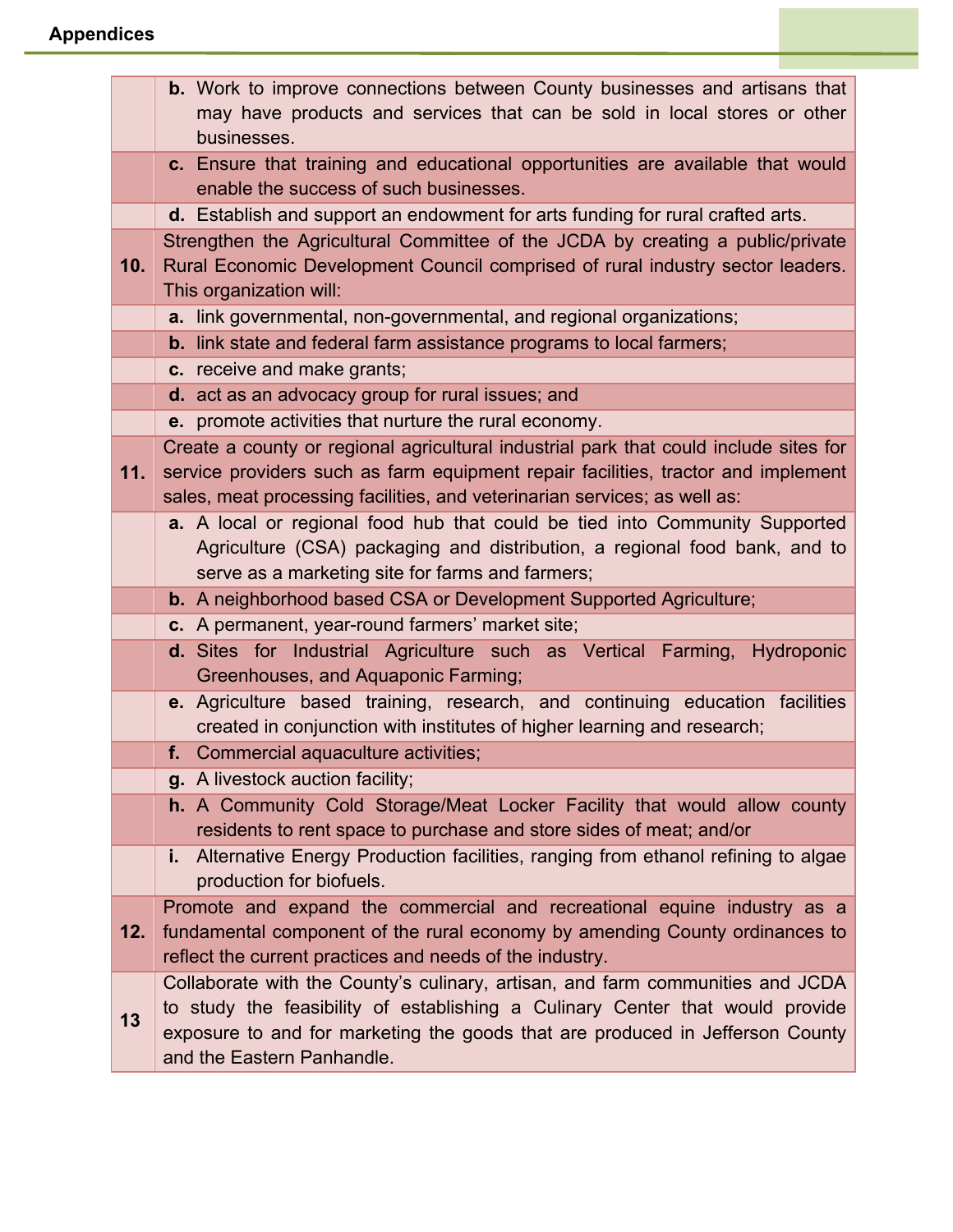| | |
|---|---|
| | **b.** Work to improve connections between County businesses and artisans that may have products and services that can be sold in local stores or other businesses. |
| | **c.** Ensure that training and educational opportunities are available that would enable the success of such businesses. |
| | **d.** Establish and support an endowment for arts funding for rural crafted arts. |
| **10.** | Strengthen the Agricultural Committee of the JCDA by creating a public/private Rural Economic Development Council comprised of rural industry sector leaders. This organization will: |
| | **a.** link governmental, non-governmental, and regional organizations; |
| | **b.** link state and federal farm assistance programs to local farmers; |
| | **c.** receive and make grants; |
| | **d.** act as an advocacy group for rural issues; and |
| | **e.** promote activities that nurture the rural economy. |
| **11.** | Create a county or regional agricultural industrial park that could include sites for service providers such as farm equipment repair facilities, tractor and implement sales, meat processing facilities, and veterinarian services; as well as: |
| | **a.** A local or regional food hub that could be tied into Community Supported Agriculture (CSA) packaging and distribution, a regional food bank, and to serve as a marketing site for farms and farmers; |
| | **b.** A neighborhood based CSA or Development Supported Agriculture; |
| | **c.** A permanent, year-round farmers' market site; |
| | **d.** Sites for Industrial Agriculture such as Vertical Farming, Hydroponic Greenhouses, and Aquaponic Farming; |
| | **e.** Agriculture based training, research, and continuing education facilities created in conjunction with institutes of higher learning and research; |
| | **f.** Commercial aquaculture activities; |
| | **g.** A livestock auction facility; |
| | **h.** A Community Cold Storage/Meat Locker Facility that would allow county residents to rent space to purchase and store sides of meat; and/or |
| | **i.** Alternative Energy Production facilities, ranging from ethanol refining to algae production for biofuels. |
| **12.** | Promote and expand the commercial and recreational equine industry as a fundamental component of the rural economy by amending County ordinances to reflect the current practices and needs of the industry. |
| **13** | Collaborate with the County's culinary, artisan, and farm communities and JCDA to study the feasibility of establishing a Culinary Center that would provide exposure to and for marketing the goods that are produced in Jefferson County and the Eastern Panhandle. |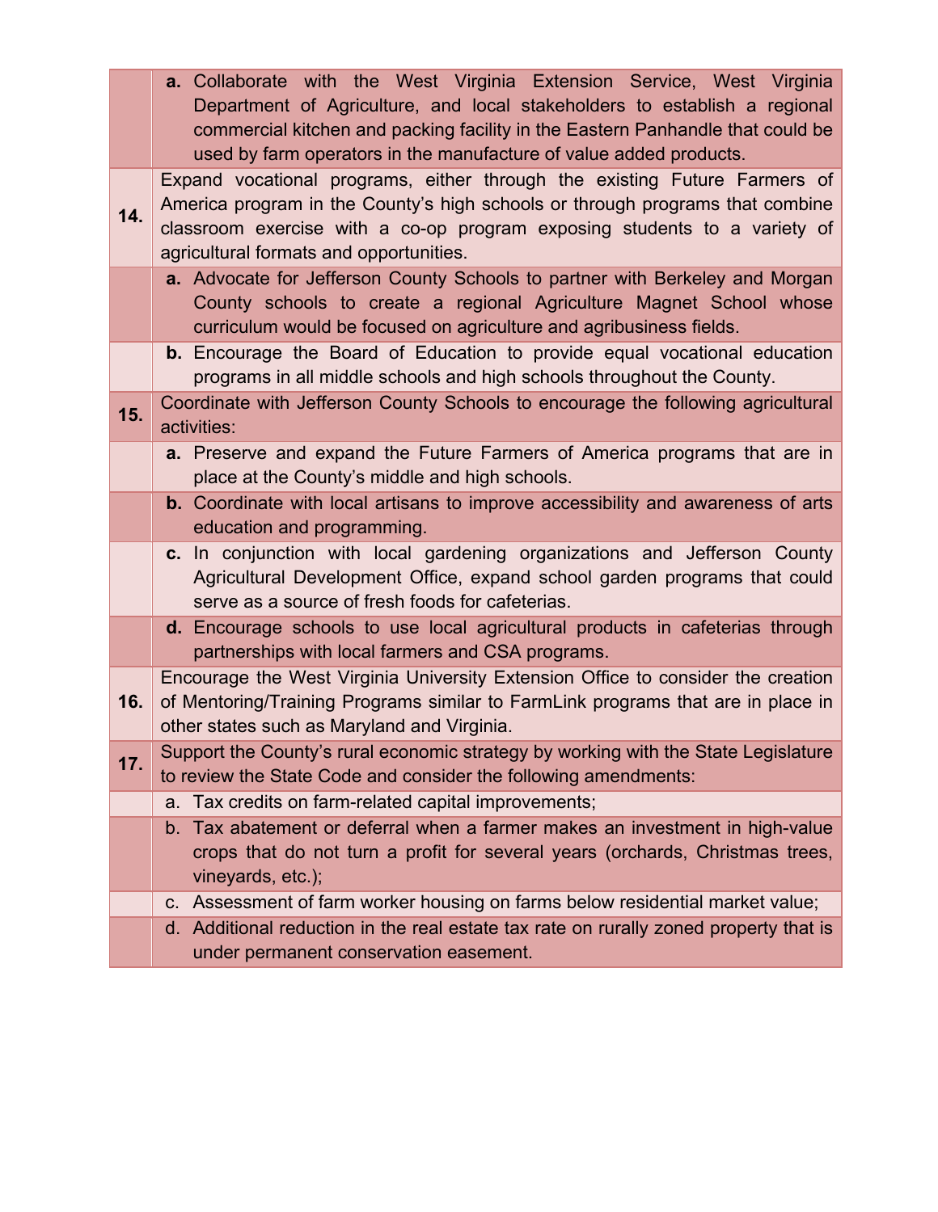| | |
|---|---|
| | **a.** Collaborate with the West Virginia Extension Service, West Virginia Department of Agriculture, and local stakeholders to establish a regional commercial kitchen and packing facility in the Eastern Panhandle that could be used by farm operators in the manufacture of value added products. |
| **14.** | Expand vocational programs, either through the existing Future Farmers of America program in the County's high schools or through programs that combine classroom exercise with a co-op program exposing students to a variety of agricultural formats and opportunities. |
| | **a.** Advocate for Jefferson County Schools to partner with Berkeley and Morgan County schools to create a regional Agriculture Magnet School whose curriculum would be focused on agriculture and agribusiness fields. |
| | **b.** Encourage the Board of Education to provide equal vocational education programs in all middle schools and high schools throughout the County. |
| **15.** | Coordinate with Jefferson County Schools to encourage the following agricultural activities: |
| | **a.** Preserve and expand the Future Farmers of America programs that are in place at the County's middle and high schools. |
| | **b.** Coordinate with local artisans to improve accessibility and awareness of arts education and programming. |
| | **c.** In conjunction with local gardening organizations and Jefferson County Agricultural Development Office, expand school garden programs that could serve as a source of fresh foods for cafeterias. |
| | **d.** Encourage schools to use local agricultural products in cafeterias through partnerships with local farmers and CSA programs. |
| **16.** | Encourage the West Virginia University Extension Office to consider the creation of Mentoring/Training Programs similar to FarmLink programs that are in place in other states such as Maryland and Virginia. |
| **17.** | Support the County's rural economic strategy by working with the State Legislature to review the State Code and consider the following amendments: |
| | a. Tax credits on farm-related capital improvements; |
| | b. Tax abatement or deferral when a farmer makes an investment in high-value crops that do not turn a profit for several years (orchards, Christmas trees, vineyards, etc.); |
| | c. Assessment of farm worker housing on farms below residential market value; |
| | d. Additional reduction in the real estate tax rate on rurally zoned property that is under permanent conservation easement. |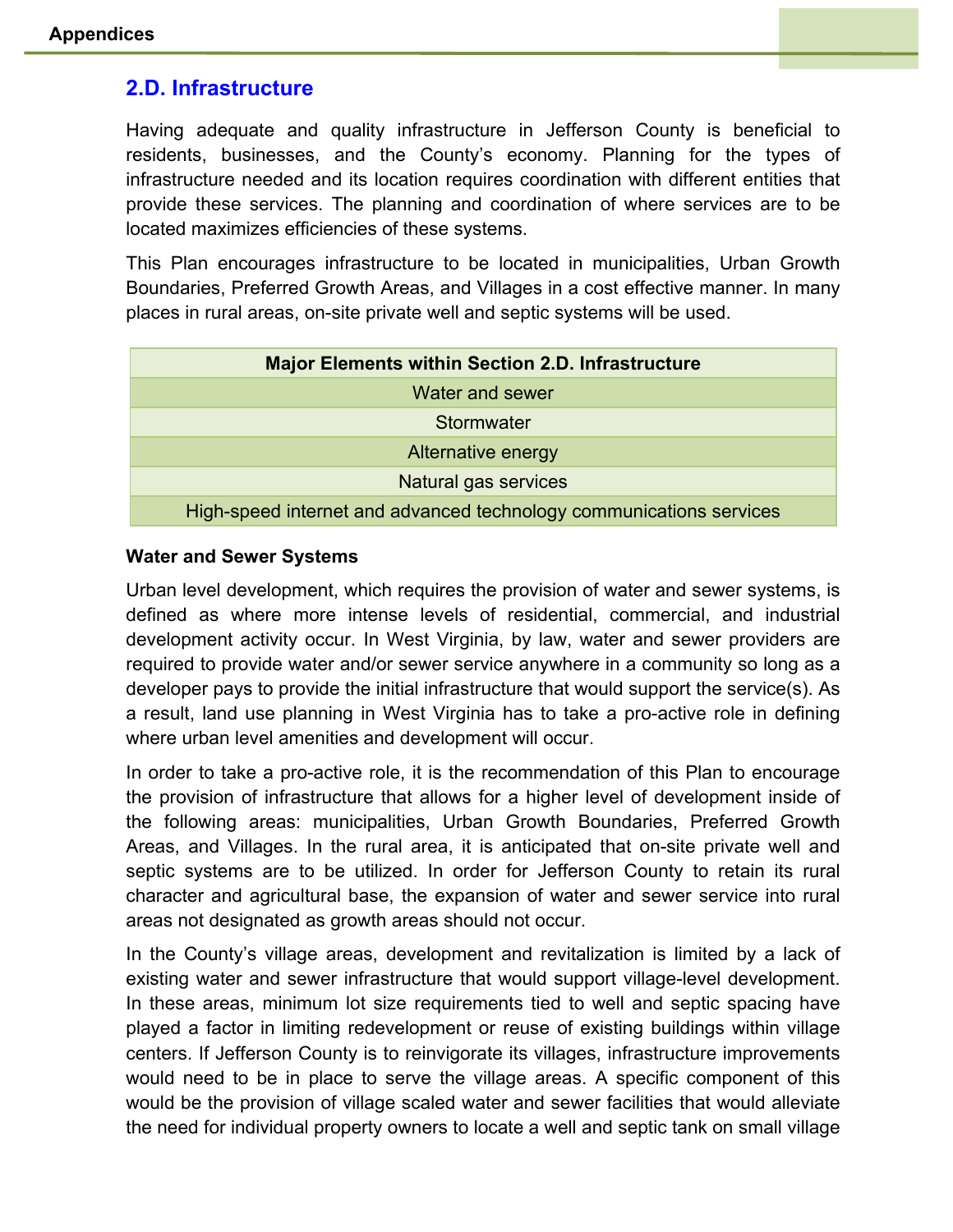## 2.D. Infrastructure

Having adequate and quality infrastructure in Jefferson County is beneficial to residents, businesses, and the County's economy. Planning for the types of infrastructure needed and its location requires coordination with different entities that provide these services. The planning and coordination of where services are to be located maximizes efficiencies of these systems.

This Plan encourages infrastructure to be located in municipalities, Urban Growth Boundaries, Preferred Growth Areas, and Villages in a cost effective manner. In many places in rural areas, on-site private well and septic systems will be used.

| Major Elements within Section 2.D. Infrastructure |
|---|
| Water and sewer |
| Stormwater |
| Alternative energy |
| Natural gas services |
| High-speed internet and advanced technology communications services |

**Water and Sewer Systems**

Urban level development, which requires the provision of water and sewer systems, is defined as where more intense levels of residential, commercial, and industrial development activity occur. In West Virginia, by law, water and sewer providers are required to provide water and/or sewer service anywhere in a community so long as a developer pays to provide the initial infrastructure that would support the service(s). As a result, land use planning in West Virginia has to take a pro-active role in defining where urban level amenities and development will occur.

In order to take a pro-active role, it is the recommendation of this Plan to encourage the provision of infrastructure that allows for a higher level of development inside of the following areas: municipalities, Urban Growth Boundaries, Preferred Growth Areas, and Villages. In the rural area, it is anticipated that on-site private well and septic systems are to be utilized. In order for Jefferson County to retain its rural character and agricultural base, the expansion of water and sewer service into rural areas not designated as growth areas should not occur.

In the County's village areas, development and revitalization is limited by a lack of existing water and sewer infrastructure that would support village-level development. In these areas, minimum lot size requirements tied to well and septic spacing have played a factor in limiting redevelopment or reuse of existing buildings within village centers. If Jefferson County is to reinvigorate its villages, infrastructure improvements would need to be in place to serve the village areas. A specific component of this would be the provision of village scaled water and sewer facilities that would alleviate the need for individual property owners to locate a well and septic tank on small village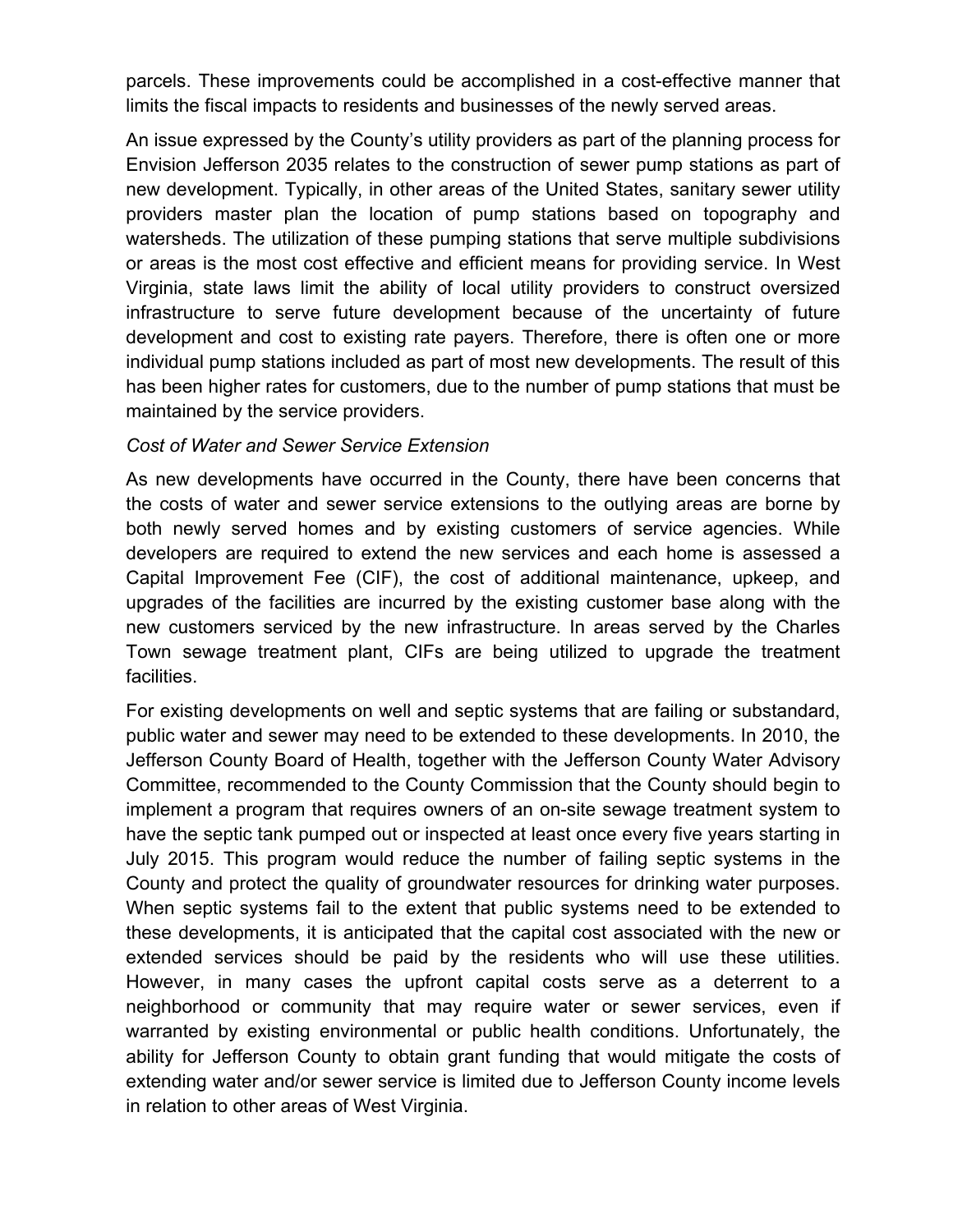parcels. These improvements could be accomplished in a cost-effective manner that limits the fiscal impacts to residents and businesses of the newly served areas.

An issue expressed by the County's utility providers as part of the planning process for Envision Jefferson 2035 relates to the construction of sewer pump stations as part of new development. Typically, in other areas of the United States, sanitary sewer utility providers master plan the location of pump stations based on topography and watersheds. The utilization of these pumping stations that serve multiple subdivisions or areas is the most cost effective and efficient means for providing service. In West Virginia, state laws limit the ability of local utility providers to construct oversized infrastructure to serve future development because of the uncertainty of future development and cost to existing rate payers. Therefore, there is often one or more individual pump stations included as part of most new developments. The result of this has been higher rates for customers, due to the number of pump stations that must be maintained by the service providers.

*Cost of Water and Sewer Service Extension*

As new developments have occurred in the County, there have been concerns that the costs of water and sewer service extensions to the outlying areas are borne by both newly served homes and by existing customers of service agencies. While developers are required to extend the new services and each home is assessed a Capital Improvement Fee (CIF), the cost of additional maintenance, upkeep, and upgrades of the facilities are incurred by the existing customer base along with the new customers serviced by the new infrastructure. In areas served by the Charles Town sewage treatment plant, CIFs are being utilized to upgrade the treatment facilities.

For existing developments on well and septic systems that are failing or substandard, public water and sewer may need to be extended to these developments. In 2010, the Jefferson County Board of Health, together with the Jefferson County Water Advisory Committee, recommended to the County Commission that the County should begin to implement a program that requires owners of an on-site sewage treatment system to have the septic tank pumped out or inspected at least once every five years starting in July 2015. This program would reduce the number of failing septic systems in the County and protect the quality of groundwater resources for drinking water purposes. When septic systems fail to the extent that public systems need to be extended to these developments, it is anticipated that the capital cost associated with the new or extended services should be paid by the residents who will use these utilities. However, in many cases the upfront capital costs serve as a deterrent to a neighborhood or community that may require water or sewer services, even if warranted by existing environmental or public health conditions. Unfortunately, the ability for Jefferson County to obtain grant funding that would mitigate the costs of extending water and/or sewer service is limited due to Jefferson County income levels in relation to other areas of West Virginia.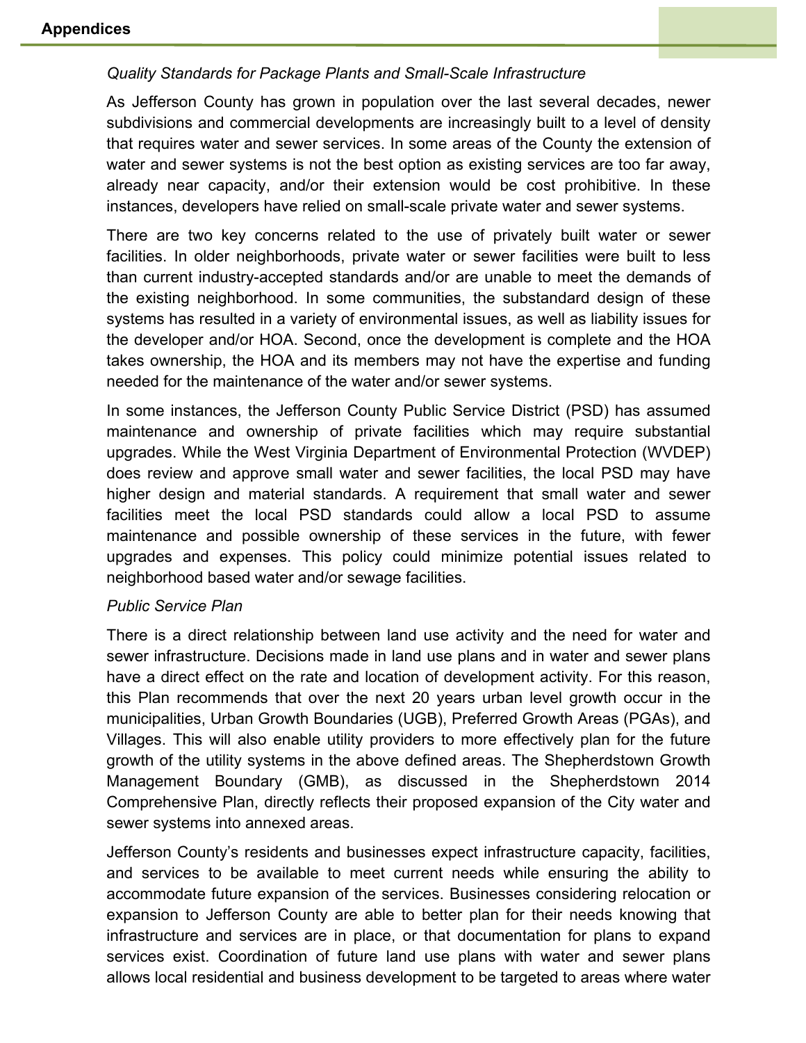*Quality Standards for Package Plants and Small-Scale Infrastructure*

As Jefferson County has grown in population over the last several decades, newer subdivisions and commercial developments are increasingly built to a level of density that requires water and sewer services. In some areas of the County the extension of water and sewer systems is not the best option as existing services are too far away, already near capacity, and/or their extension would be cost prohibitive. In these instances, developers have relied on small-scale private water and sewer systems.

There are two key concerns related to the use of privately built water or sewer facilities. In older neighborhoods, private water or sewer facilities were built to less than current industry-accepted standards and/or are unable to meet the demands of the existing neighborhood. In some communities, the substandard design of these systems has resulted in a variety of environmental issues, as well as liability issues for the developer and/or HOA. Second, once the development is complete and the HOA takes ownership, the HOA and its members may not have the expertise and funding needed for the maintenance of the water and/or sewer systems.

In some instances, the Jefferson County Public Service District (PSD) has assumed maintenance and ownership of private facilities which may require substantial upgrades. While the West Virginia Department of Environmental Protection (WVDEP) does review and approve small water and sewer facilities, the local PSD may have higher design and material standards. A requirement that small water and sewer facilities meet the local PSD standards could allow a local PSD to assume maintenance and possible ownership of these services in the future, with fewer upgrades and expenses. This policy could minimize potential issues related to neighborhood based water and/or sewage facilities.

*Public Service Plan*

There is a direct relationship between land use activity and the need for water and sewer infrastructure. Decisions made in land use plans and in water and sewer plans have a direct effect on the rate and location of development activity. For this reason, this Plan recommends that over the next 20 years urban level growth occur in the municipalities, Urban Growth Boundaries (UGB), Preferred Growth Areas (PGAs), and Villages. This will also enable utility providers to more effectively plan for the future growth of the utility systems in the above defined areas. The Shepherdstown Growth Management Boundary (GMB), as discussed in the Shepherdstown 2014 Comprehensive Plan, directly reflects their proposed expansion of the City water and sewer systems into annexed areas.

Jefferson County's residents and businesses expect infrastructure capacity, facilities, and services to be available to meet current needs while ensuring the ability to accommodate future expansion of the services. Businesses considering relocation or expansion to Jefferson County are able to better plan for their needs knowing that infrastructure and services are in place, or that documentation for plans to expand services exist. Coordination of future land use plans with water and sewer plans allows local residential and business development to be targeted to areas where water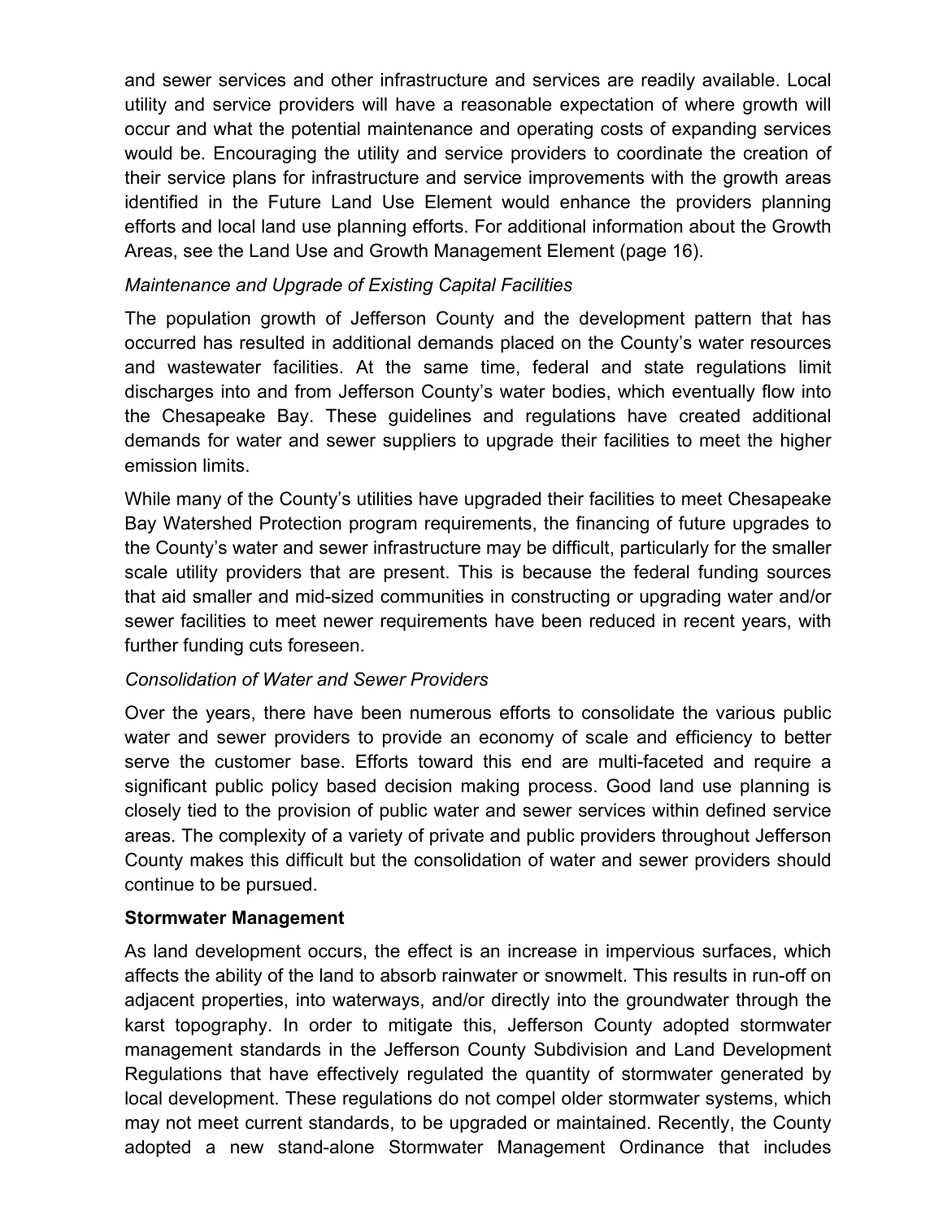and sewer services and other infrastructure and services are readily available. Local utility and service providers will have a reasonable expectation of where growth will occur and what the potential maintenance and operating costs of expanding services would be. Encouraging the utility and service providers to coordinate the creation of their service plans for infrastructure and service improvements with the growth areas identified in the Future Land Use Element would enhance the providers planning efforts and local land use planning efforts. For additional information about the Growth Areas, see the Land Use and Growth Management Element (page 16).

*Maintenance and Upgrade of Existing Capital Facilities*

The population growth of Jefferson County and the development pattern that has occurred has resulted in additional demands placed on the County's water resources and wastewater facilities. At the same time, federal and state regulations limit discharges into and from Jefferson County's water bodies, which eventually flow into the Chesapeake Bay. These guidelines and regulations have created additional demands for water and sewer suppliers to upgrade their facilities to meet the higher emission limits.

While many of the County's utilities have upgraded their facilities to meet Chesapeake Bay Watershed Protection program requirements, the financing of future upgrades to the County's water and sewer infrastructure may be difficult, particularly for the smaller scale utility providers that are present. This is because the federal funding sources that aid smaller and mid-sized communities in constructing or upgrading water and/or sewer facilities to meet newer requirements have been reduced in recent years, with further funding cuts foreseen.

*Consolidation of Water and Sewer Providers*

Over the years, there have been numerous efforts to consolidate the various public water and sewer providers to provide an economy of scale and efficiency to better serve the customer base. Efforts toward this end are multi-faceted and require a significant public policy based decision making process. Good land use planning is closely tied to the provision of public water and sewer services within defined service areas. The complexity of a variety of private and public providers throughout Jefferson County makes this difficult but the consolidation of water and sewer providers should continue to be pursued.

**Stormwater Management**

As land development occurs, the effect is an increase in impervious surfaces, which affects the ability of the land to absorb rainwater or snowmelt. This results in run-off on adjacent properties, into waterways, and/or directly into the groundwater through the karst topography. In order to mitigate this, Jefferson County adopted stormwater management standards in the Jefferson County Subdivision and Land Development Regulations that have effectively regulated the quantity of stormwater generated by local development. These regulations do not compel older stormwater systems, which may not meet current standards, to be upgraded or maintained. Recently, the County adopted a new stand-alone Stormwater Management Ordinance that includes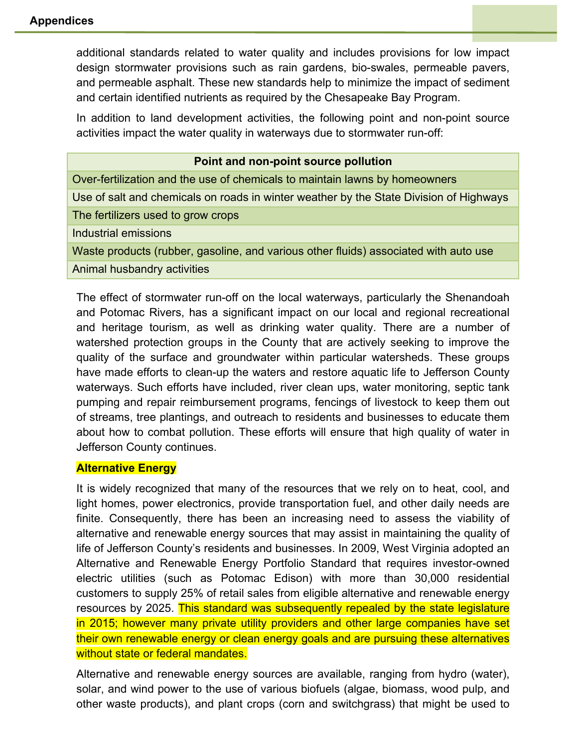additional standards related to water quality and includes provisions for low impact design stormwater provisions such as rain gardens, bio-swales, permeable pavers, and permeable asphalt. These new standards help to minimize the impact of sediment and certain identified nutrients as required by the Chesapeake Bay Program.

In addition to land development activities, the following point and non-point source activities impact the water quality in waterways due to stormwater run-off:

| Point and non-point source pollution |
|---|
| Over-fertilization and the use of chemicals to maintain lawns by homeowners |
| Use of salt and chemicals on roads in winter weather by the State Division of Highways |
| The fertilizers used to grow crops |
| Industrial emissions |
| Waste products (rubber, gasoline, and various other fluids) associated with auto use |
| Animal husbandry activities |

The effect of stormwater run-off on the local waterways, particularly the Shenandoah and Potomac Rivers, has a significant impact on our local and regional recreational and heritage tourism, as well as drinking water quality. There are a number of watershed protection groups in the County that are actively seeking to improve the quality of the surface and groundwater within particular watersheds. These groups have made efforts to clean-up the waters and restore aquatic life to Jefferson County waterways. Such efforts have included, river clean ups, water monitoring, septic tank pumping and repair reimbursement programs, fencings of livestock to keep them out of streams, tree plantings, and outreach to residents and businesses to educate them about how to combat pollution. These efforts will ensure that high quality of water in Jefferson County continues.

**Alternative Energy**

It is widely recognized that many of the resources that we rely on to heat, cool, and light homes, power electronics, provide transportation fuel, and other daily needs are finite. Consequently, there has been an increasing need to assess the viability of alternative and renewable energy sources that may assist in maintaining the quality of life of Jefferson County's residents and businesses. In 2009, West Virginia adopted an Alternative and Renewable Energy Portfolio Standard that requires investor-owned electric utilities (such as Potomac Edison) with more than 30,000 residential customers to supply 25% of retail sales from eligible alternative and renewable energy resources by 2025. This standard was subsequently repealed by the state legislature in 2015; however many private utility providers and other large companies have set their own renewable energy or clean energy goals and are pursuing these alternatives without state or federal mandates.

Alternative and renewable energy sources are available, ranging from hydro (water), solar, and wind power to the use of various biofuels (algae, biomass, wood pulp, and other waste products), and plant crops (corn and switchgrass) that might be used to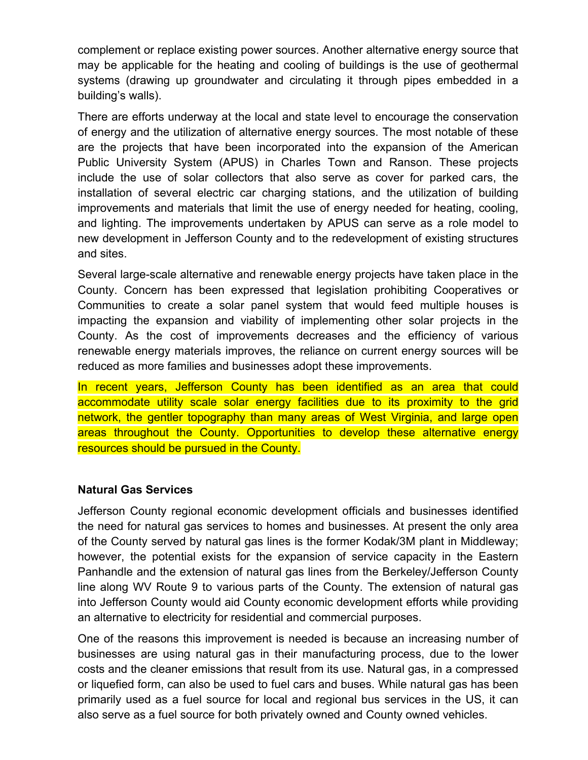complement or replace existing power sources. Another alternative energy source that may be applicable for the heating and cooling of buildings is the use of geothermal systems (drawing up groundwater and circulating it through pipes embedded in a building's walls).

There are efforts underway at the local and state level to encourage the conservation of energy and the utilization of alternative energy sources. The most notable of these are the projects that have been incorporated into the expansion of the American Public University System (APUS) in Charles Town and Ranson. These projects include the use of solar collectors that also serve as cover for parked cars, the installation of several electric car charging stations, and the utilization of building improvements and materials that limit the use of energy needed for heating, cooling, and lighting. The improvements undertaken by APUS can serve as a role model to new development in Jefferson County and to the redevelopment of existing structures and sites.

Several large-scale alternative and renewable energy projects have taken place in the County. Concern has been expressed that legislation prohibiting Cooperatives or Communities to create a solar panel system that would feed multiple houses is impacting the expansion and viability of implementing other solar projects in the County. As the cost of improvements decreases and the efficiency of various renewable energy materials improves, the reliance on current energy sources will be reduced as more families and businesses adopt these improvements.

In recent years, Jefferson County has been identified as an area that could accommodate utility scale solar energy facilities due to its proximity to the grid network, the gentler topography than many areas of West Virginia, and large open areas throughout the County. Opportunities to develop these alternative energy resources should be pursued in the County.

**Natural Gas Services**

Jefferson County regional economic development officials and businesses identified the need for natural gas services to homes and businesses. At present the only area of the County served by natural gas lines is the former Kodak/3M plant in Middleway; however, the potential exists for the expansion of service capacity in the Eastern Panhandle and the extension of natural gas lines from the Berkeley/Jefferson County line along WV Route 9 to various parts of the County. The extension of natural gas into Jefferson County would aid County economic development efforts while providing an alternative to electricity for residential and commercial purposes.

One of the reasons this improvement is needed is because an increasing number of businesses are using natural gas in their manufacturing process, due to the lower costs and the cleaner emissions that result from its use. Natural gas, in a compressed or liquefied form, can also be used to fuel cars and buses. While natural gas has been primarily used as a fuel source for local and regional bus services in the US, it can also serve as a fuel source for both privately owned and County owned vehicles.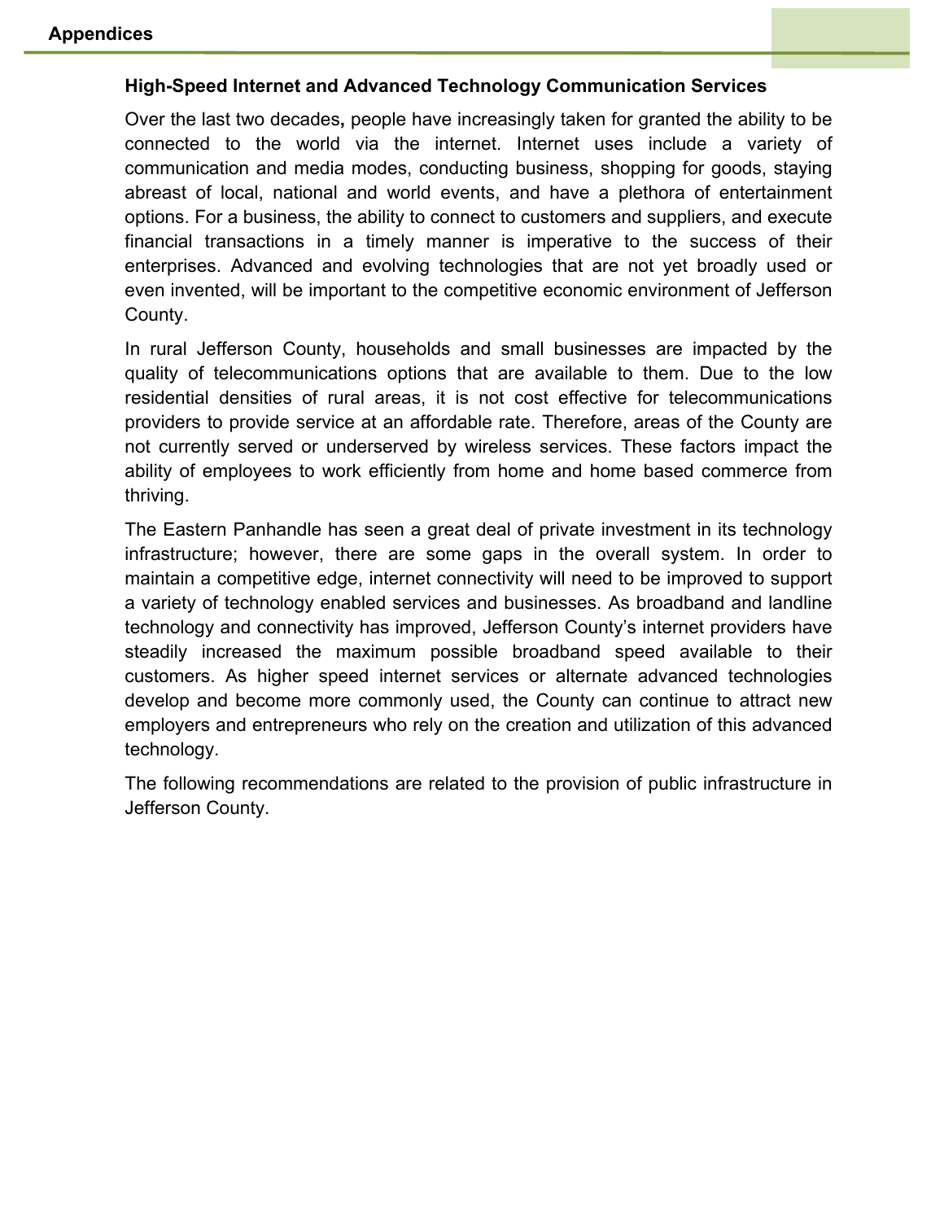### High-Speed Internet and Advanced Technology Communication Services

Over the last two decades**,** people have increasingly taken for granted the ability to be connected to the world via the internet. Internet uses include a variety of communication and media modes, conducting business, shopping for goods, staying abreast of local, national and world events, and have a plethora of entertainment options. For a business, the ability to connect to customers and suppliers, and execute financial transactions in a timely manner is imperative to the success of their enterprises. Advanced and evolving technologies that are not yet broadly used or even invented, will be important to the competitive economic environment of Jefferson County.

In rural Jefferson County, households and small businesses are impacted by the quality of telecommunications options that are available to them. Due to the low residential densities of rural areas, it is not cost effective for telecommunications providers to provide service at an affordable rate. Therefore, areas of the County are not currently served or underserved by wireless services. These factors impact the ability of employees to work efficiently from home and home based commerce from thriving.

The Eastern Panhandle has seen a great deal of private investment in its technology infrastructure; however, there are some gaps in the overall system. In order to maintain a competitive edge, internet connectivity will need to be improved to support a variety of technology enabled services and businesses. As broadband and landline technology and connectivity has improved, Jefferson County's internet providers have steadily increased the maximum possible broadband speed available to their customers. As higher speed internet services or alternate advanced technologies develop and become more commonly used, the County can continue to attract new employers and entrepreneurs who rely on the creation and utilization of this advanced technology.

The following recommendations are related to the provision of public infrastructure in Jefferson County.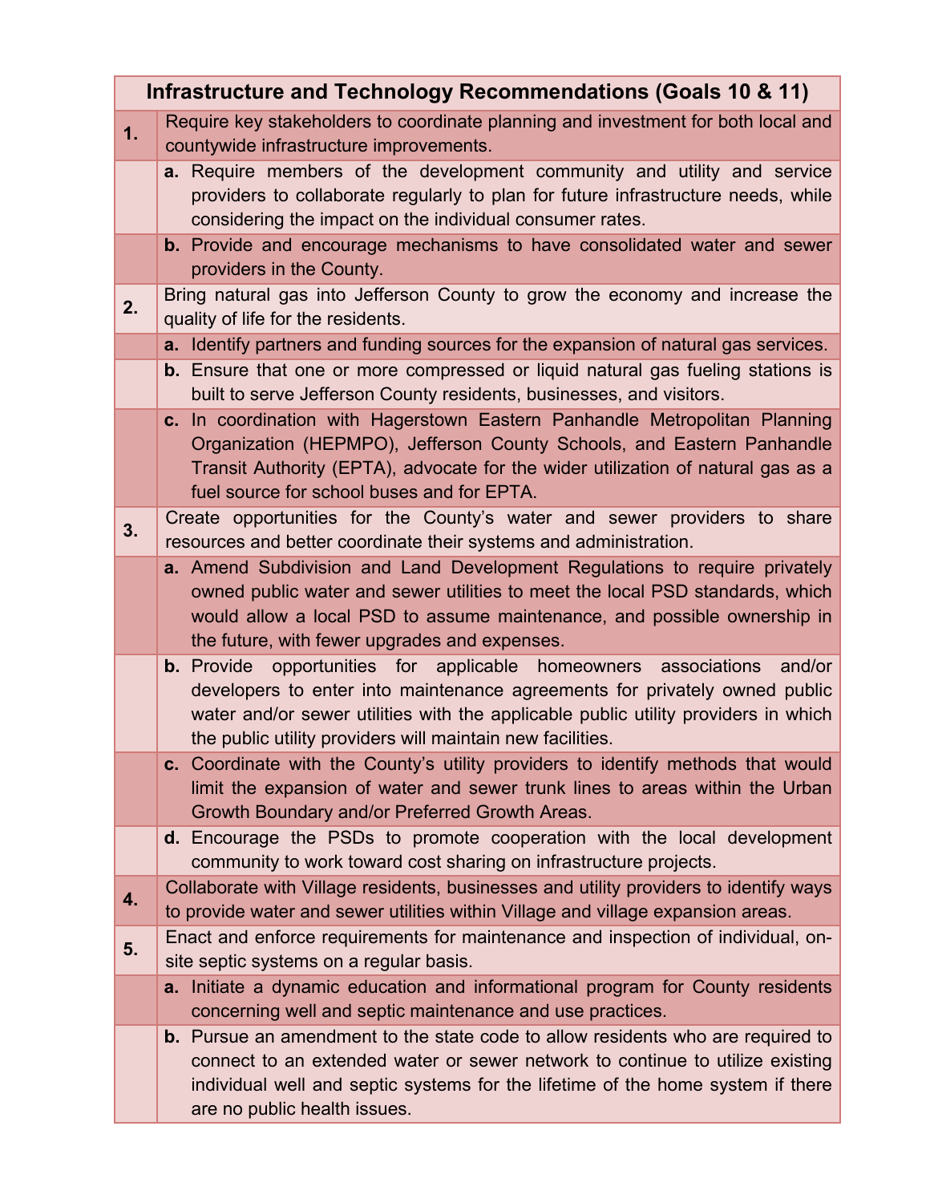| Infrastructure and Technology Recommendations (Goals 10 & 11) | |
|---|---|
| **1.** | Require key stakeholders to coordinate planning and investment for both local and countywide infrastructure improvements. |
| | **a.** Require members of the development community and utility and service providers to collaborate regularly to plan for future infrastructure needs, while considering the impact on the individual consumer rates. |
| | **b.** Provide and encourage mechanisms to have consolidated water and sewer providers in the County. |
| **2.** | Bring natural gas into Jefferson County to grow the economy and increase the quality of life for the residents. |
| | **a.** Identify partners and funding sources for the expansion of natural gas services. |
| | **b.** Ensure that one or more compressed or liquid natural gas fueling stations is built to serve Jefferson County residents, businesses, and visitors. |
| | **c.** In coordination with Hagerstown Eastern Panhandle Metropolitan Planning Organization (HEPMPO), Jefferson County Schools, and Eastern Panhandle Transit Authority (EPTA), advocate for the wider utilization of natural gas as a fuel source for school buses and for EPTA. |
| **3.** | Create opportunities for the County's water and sewer providers to share resources and better coordinate their systems and administration. |
| | **a.** Amend Subdivision and Land Development Regulations to require privately owned public water and sewer utilities to meet the local PSD standards, which would allow a local PSD to assume maintenance, and possible ownership in the future, with fewer upgrades and expenses. |
| | **b.** Provide opportunities for applicable homeowners associations and/or developers to enter into maintenance agreements for privately owned public water and/or sewer utilities with the applicable public utility providers in which the public utility providers will maintain new facilities. |
| | **c.** Coordinate with the County's utility providers to identify methods that would limit the expansion of water and sewer trunk lines to areas within the Urban Growth Boundary and/or Preferred Growth Areas. |
| | **d.** Encourage the PSDs to promote cooperation with the local development community to work toward cost sharing on infrastructure projects. |
| **4.** | Collaborate with Village residents, businesses and utility providers to identify ways to provide water and sewer utilities within Village and village expansion areas. |
| **5.** | Enact and enforce requirements for maintenance and inspection of individual, on-site septic systems on a regular basis. |
| | **a.** Initiate a dynamic education and informational program for County residents concerning well and septic maintenance and use practices. |
| | **b.** Pursue an amendment to the state code to allow residents who are required to connect to an extended water or sewer network to continue to utilize existing individual well and septic systems for the lifetime of the home system if there are no public health issues. |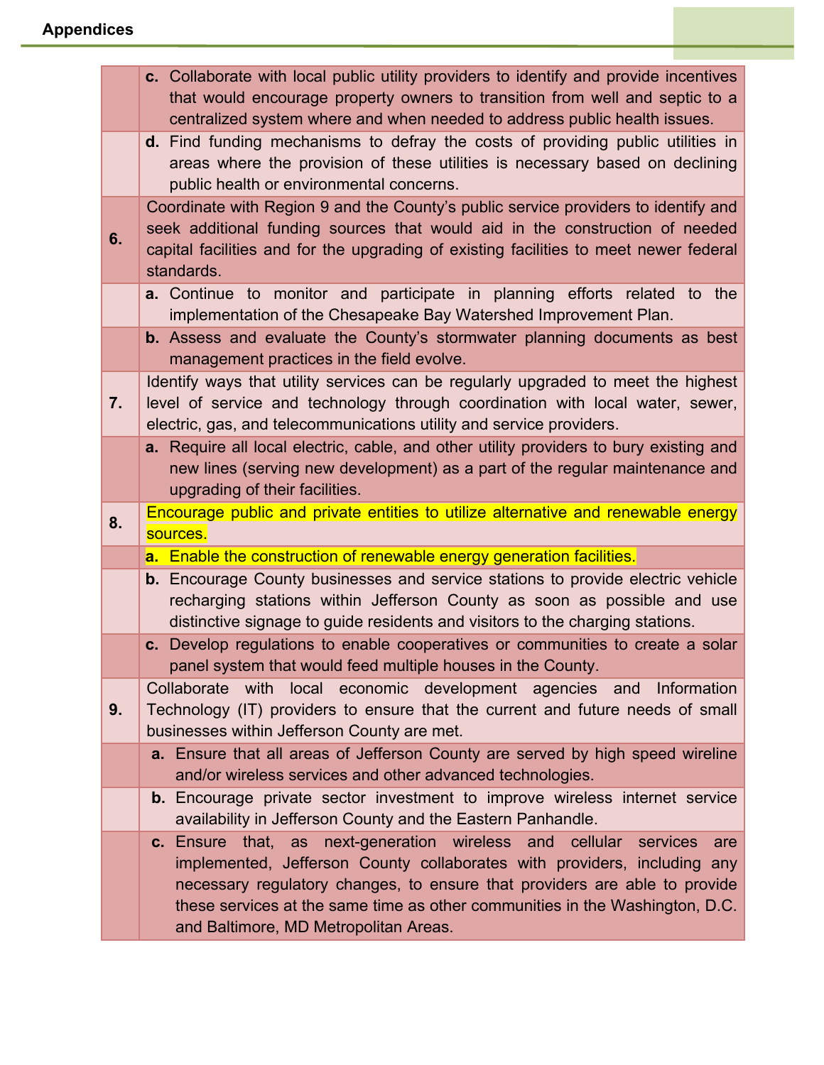|  |  |
| --- | --- |
|  | **c.** Collaborate with local public utility providers to identify and provide incentives that would encourage property owners to transition from well and septic to a centralized system where and when needed to address public health issues. |
|  | **d.** Find funding mechanisms to defray the costs of providing public utilities in areas where the provision of these utilities is necessary based on declining public health or environmental concerns. |
| **6.** | Coordinate with Region 9 and the County's public service providers to identify and seek additional funding sources that would aid in the construction of needed capital facilities and for the upgrading of existing facilities to meet newer federal standards. |
|  | **a.** Continue to monitor and participate in planning efforts related to the implementation of the Chesapeake Bay Watershed Improvement Plan. |
|  | **b.** Assess and evaluate the County's stormwater planning documents as best management practices in the field evolve. |
| **7.** | Identify ways that utility services can be regularly upgraded to meet the highest level of service and technology through coordination with local water, sewer, electric, gas, and telecommunications utility and service providers. |
|  | **a.** Require all local electric, cable, and other utility providers to bury existing and new lines (serving new development) as a part of the regular maintenance and upgrading of their facilities. |
| **8.** | Encourage public and private entities to utilize alternative and renewable energy sources. |
|  | **a.** Enable the construction of renewable energy generation facilities. |
|  | **b.** Encourage County businesses and service stations to provide electric vehicle recharging stations within Jefferson County as soon as possible and use distinctive signage to guide residents and visitors to the charging stations. |
|  | **c.** Develop regulations to enable cooperatives or communities to create a solar panel system that would feed multiple houses in the County. |
| **9.** | Collaborate with local economic development agencies and Information Technology (IT) providers to ensure that the current and future needs of small businesses within Jefferson County are met. |
|  | **a.** Ensure that all areas of Jefferson County are served by high speed wireline and/or wireless services and other advanced technologies. |
|  | **b.** Encourage private sector investment to improve wireless internet service availability in Jefferson County and the Eastern Panhandle. |
|  | **c.** Ensure that, as next-generation wireless and cellular services are implemented, Jefferson County collaborates with providers, including any necessary regulatory changes, to ensure that providers are able to provide these services at the same time as other communities in the Washington, D.C. and Baltimore, MD Metropolitan Areas. |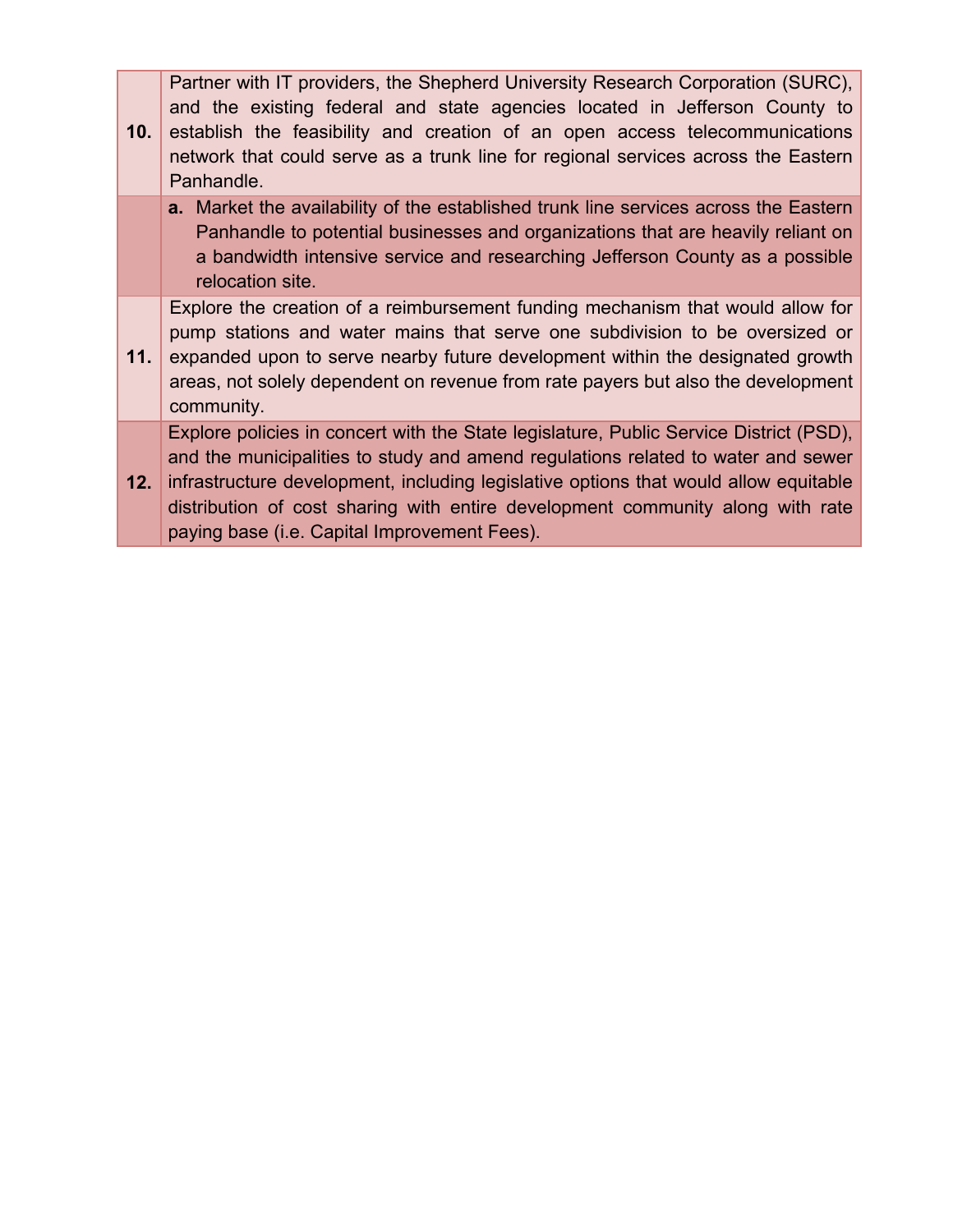| | |
|---|---|
| **10.** | Partner with IT providers, the Shepherd University Research Corporation (SURC), and the existing federal and state agencies located in Jefferson County to establish the feasibility and creation of an open access telecommunications network that could serve as a trunk line for regional services across the Eastern Panhandle. |
| | **a.** Market the availability of the established trunk line services across the Eastern Panhandle to potential businesses and organizations that are heavily reliant on a bandwidth intensive service and researching Jefferson County as a possible relocation site. |
| **11.** | Explore the creation of a reimbursement funding mechanism that would allow for pump stations and water mains that serve one subdivision to be oversized or expanded upon to serve nearby future development within the designated growth areas, not solely dependent on revenue from rate payers but also the development community. |
| **12.** | Explore policies in concert with the State legislature, Public Service District (PSD), and the municipalities to study and amend regulations related to water and sewer infrastructure development, including legislative options that would allow equitable distribution of cost sharing with entire development community along with rate paying base (i.e. Capital Improvement Fees). |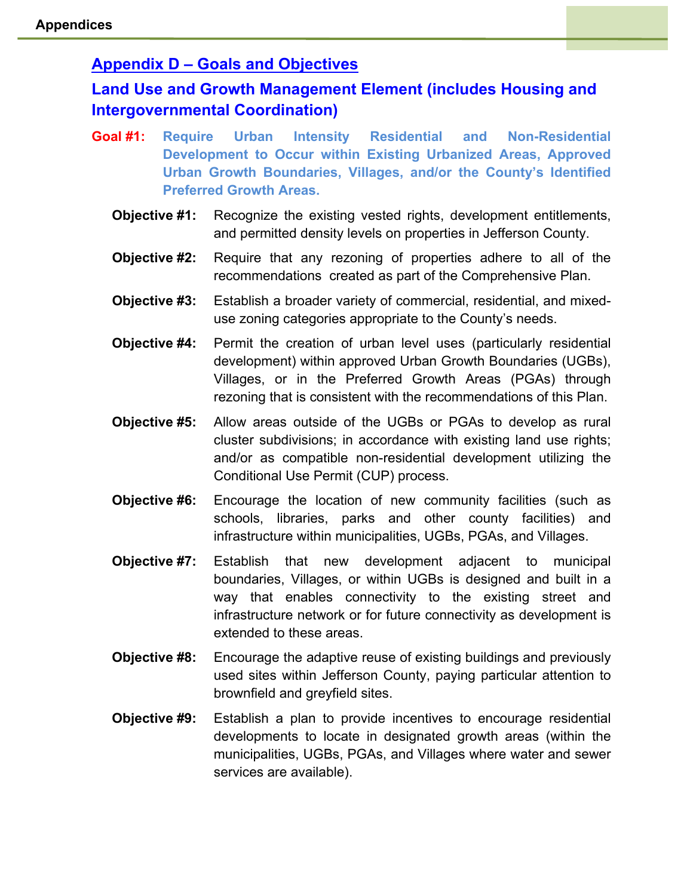## Appendix D – Goals and Objectives

### Land Use and Growth Management Element (includes Housing and Intergovernmental Coordination)

**Goal #1: Require Urban Intensity Residential and Non-Residential Development to Occur within Existing Urbanized Areas, Approved Urban Growth Boundaries, Villages, and/or the County's Identified Preferred Growth Areas.**

**Objective #1:** Recognize the existing vested rights, development entitlements, and permitted density levels on properties in Jefferson County.

**Objective #2:** Require that any rezoning of properties adhere to all of the recommendations created as part of the Comprehensive Plan.

**Objective #3:** Establish a broader variety of commercial, residential, and mixed-use zoning categories appropriate to the County's needs.

**Objective #4:** Permit the creation of urban level uses (particularly residential development) within approved Urban Growth Boundaries (UGBs), Villages, or in the Preferred Growth Areas (PGAs) through rezoning that is consistent with the recommendations of this Plan.

**Objective #5:** Allow areas outside of the UGBs or PGAs to develop as rural cluster subdivisions; in accordance with existing land use rights; and/or as compatible non-residential development utilizing the Conditional Use Permit (CUP) process.

**Objective #6:** Encourage the location of new community facilities (such as schools, libraries, parks and other county facilities) and infrastructure within municipalities, UGBs, PGAs, and Villages.

**Objective #7:** Establish that new development adjacent to municipal boundaries, Villages, or within UGBs is designed and built in a way that enables connectivity to the existing street and infrastructure network or for future connectivity as development is extended to these areas.

**Objective #8:** Encourage the adaptive reuse of existing buildings and previously used sites within Jefferson County, paying particular attention to brownfield and greyfield sites.

**Objective #9:** Establish a plan to provide incentives to encourage residential developments to locate in designated growth areas (within the municipalities, UGBs, PGAs, and Villages where water and sewer services are available).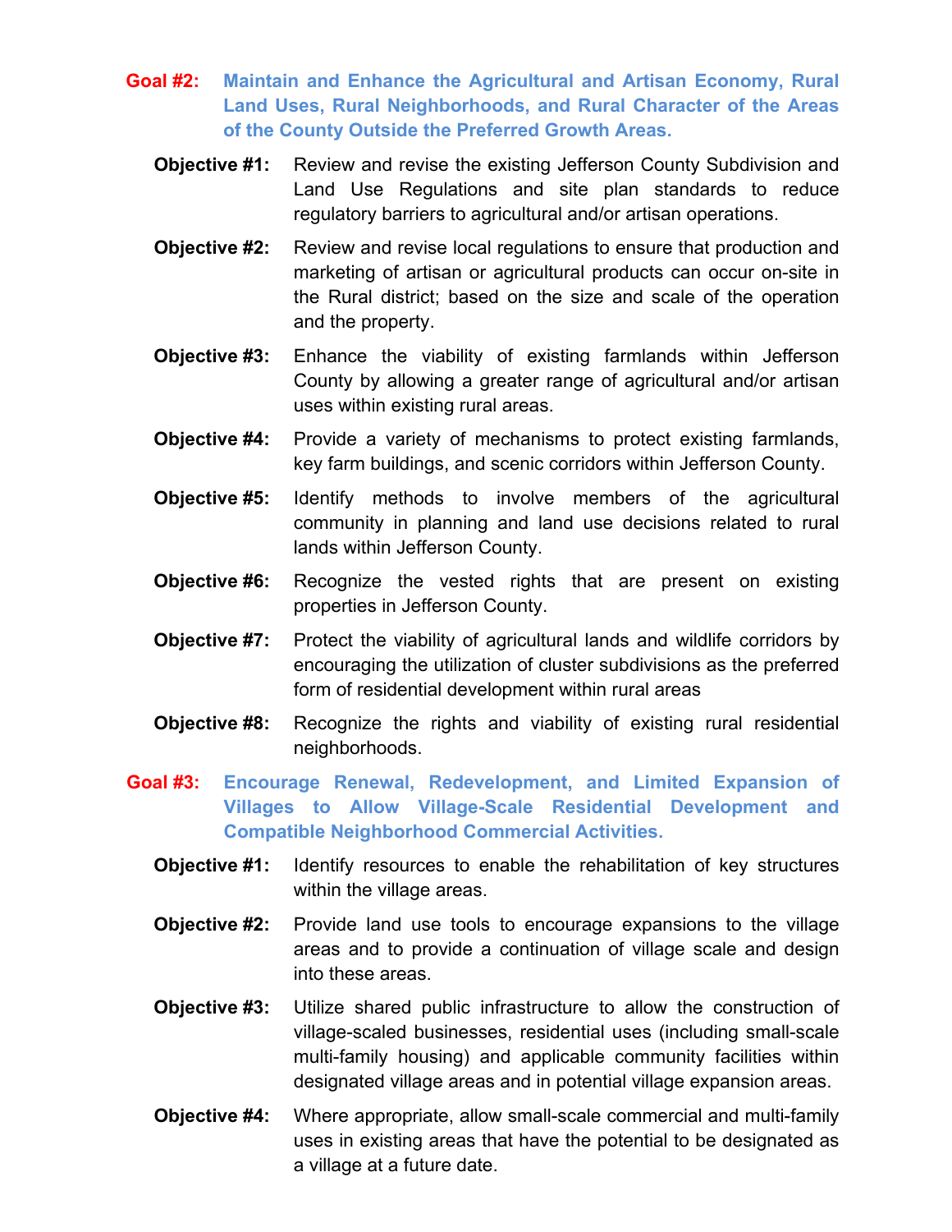## Goal #2: Maintain and Enhance the Agricultural and Artisan Economy, Rural Land Uses, Rural Neighborhoods, and Rural Character of the Areas of the County Outside the Preferred Growth Areas.

**Objective #1:** Review and revise the existing Jefferson County Subdivision and Land Use Regulations and site plan standards to reduce regulatory barriers to agricultural and/or artisan operations.

**Objective #2:** Review and revise local regulations to ensure that production and marketing of artisan or agricultural products can occur on-site in the Rural district; based on the size and scale of the operation and the property.

**Objective #3:** Enhance the viability of existing farmlands within Jefferson County by allowing a greater range of agricultural and/or artisan uses within existing rural areas.

**Objective #4:** Provide a variety of mechanisms to protect existing farmlands, key farm buildings, and scenic corridors within Jefferson County.

**Objective #5:** Identify methods to involve members of the agricultural community in planning and land use decisions related to rural lands within Jefferson County.

**Objective #6:** Recognize the vested rights that are present on existing properties in Jefferson County.

**Objective #7:** Protect the viability of agricultural lands and wildlife corridors by encouraging the utilization of cluster subdivisions as the preferred form of residential development within rural areas

**Objective #8:** Recognize the rights and viability of existing rural residential neighborhoods.

## Goal #3: Encourage Renewal, Redevelopment, and Limited Expansion of Villages to Allow Village-Scale Residential Development and Compatible Neighborhood Commercial Activities.

**Objective #1:** Identify resources to enable the rehabilitation of key structures within the village areas.

**Objective #2:** Provide land use tools to encourage expansions to the village areas and to provide a continuation of village scale and design into these areas.

**Objective #3:** Utilize shared public infrastructure to allow the construction of village-scaled businesses, residential uses (including small-scale multi-family housing) and applicable community facilities within designated village areas and in potential village expansion areas.

**Objective #4:** Where appropriate, allow small-scale commercial and multi-family uses in existing areas that have the potential to be designated as a village at a future date.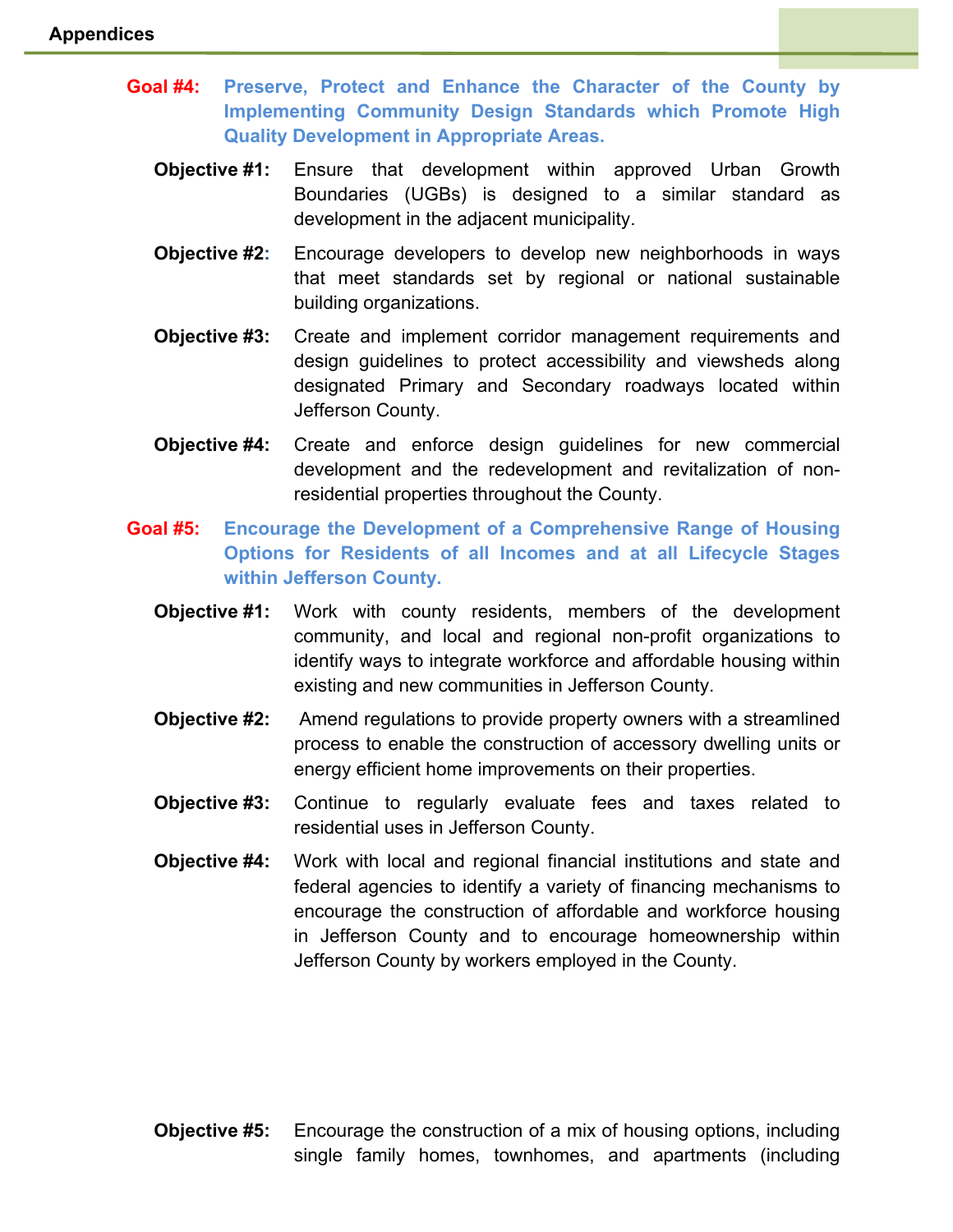**Goal #4: Preserve, Protect and Enhance the Character of the County by Implementing Community Design Standards which Promote High Quality Development in Appropriate Areas.**

**Objective #1:** Ensure that development within approved Urban Growth Boundaries (UGBs) is designed to a similar standard as development in the adjacent municipality.

**Objective #2:** Encourage developers to develop new neighborhoods in ways that meet standards set by regional or national sustainable building organizations.

**Objective #3:** Create and implement corridor management requirements and design guidelines to protect accessibility and viewsheds along designated Primary and Secondary roadways located within Jefferson County.

**Objective #4:** Create and enforce design guidelines for new commercial development and the redevelopment and revitalization of non-residential properties throughout the County.

**Goal #5: Encourage the Development of a Comprehensive Range of Housing Options for Residents of all Incomes and at all Lifecycle Stages within Jefferson County.**

**Objective #1:** Work with county residents, members of the development community, and local and regional non-profit organizations to identify ways to integrate workforce and affordable housing within existing and new communities in Jefferson County.

**Objective #2:** Amend regulations to provide property owners with a streamlined process to enable the construction of accessory dwelling units or energy efficient home improvements on their properties.

**Objective #3:** Continue to regularly evaluate fees and taxes related to residential uses in Jefferson County.

**Objective #4:** Work with local and regional financial institutions and state and federal agencies to identify a variety of financing mechanisms to encourage the construction of affordable and workforce housing in Jefferson County and to encourage homeownership within Jefferson County by workers employed in the County.

**Objective #5:** Encourage the construction of a mix of housing options, including single family homes, townhomes, and apartments (including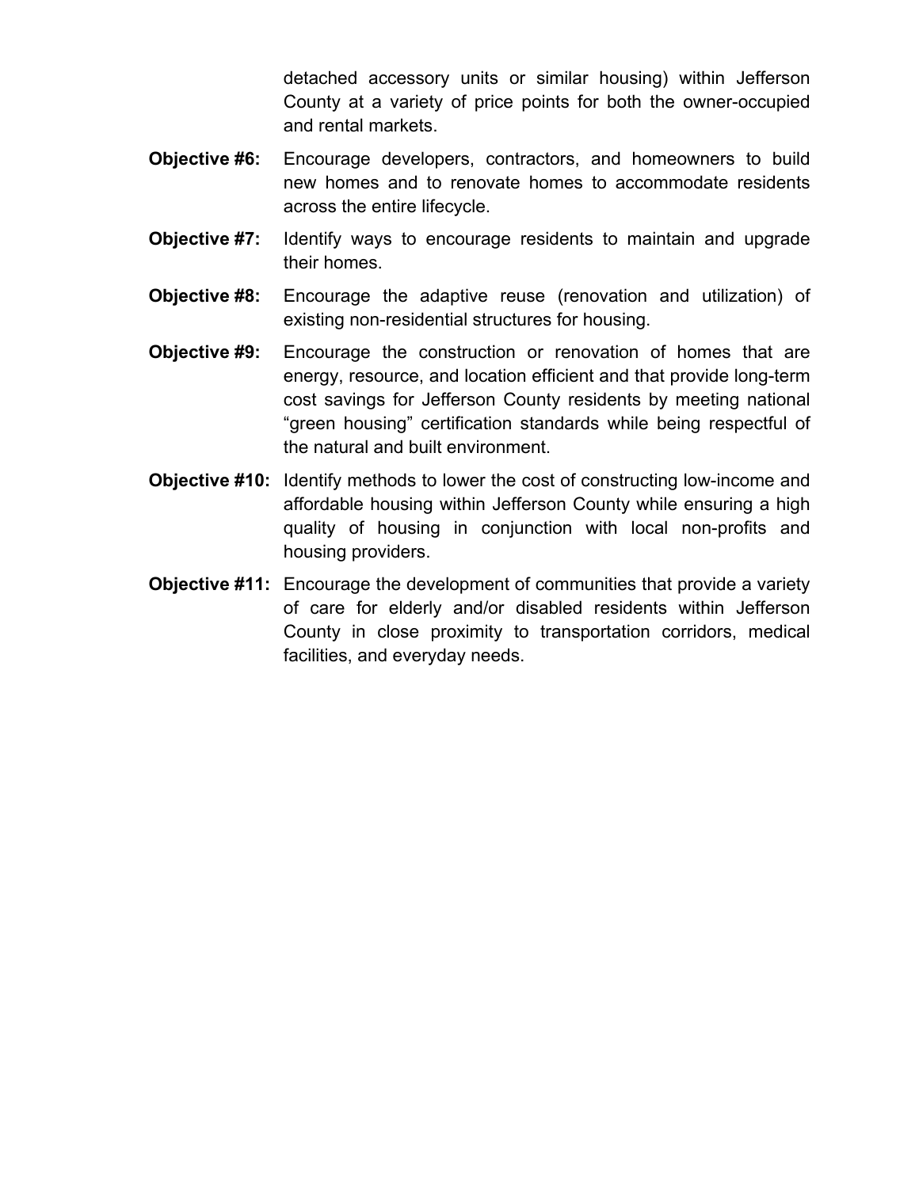detached accessory units or similar housing) within Jefferson County at a variety of price points for both the owner-occupied and rental markets.

**Objective #6:** Encourage developers, contractors, and homeowners to build new homes and to renovate homes to accommodate residents across the entire lifecycle.

**Objective #7:** Identify ways to encourage residents to maintain and upgrade their homes.

**Objective #8:** Encourage the adaptive reuse (renovation and utilization) of existing non-residential structures for housing.

**Objective #9:** Encourage the construction or renovation of homes that are energy, resource, and location efficient and that provide long-term cost savings for Jefferson County residents by meeting national “green housing” certification standards while being respectful of the natural and built environment.

**Objective #10:** Identify methods to lower the cost of constructing low-income and affordable housing within Jefferson County while ensuring a high quality of housing in conjunction with local non-profits and housing providers.

**Objective #11:** Encourage the development of communities that provide a variety of care for elderly and/or disabled residents within Jefferson County in close proximity to transportation corridors, medical facilities, and everyday needs.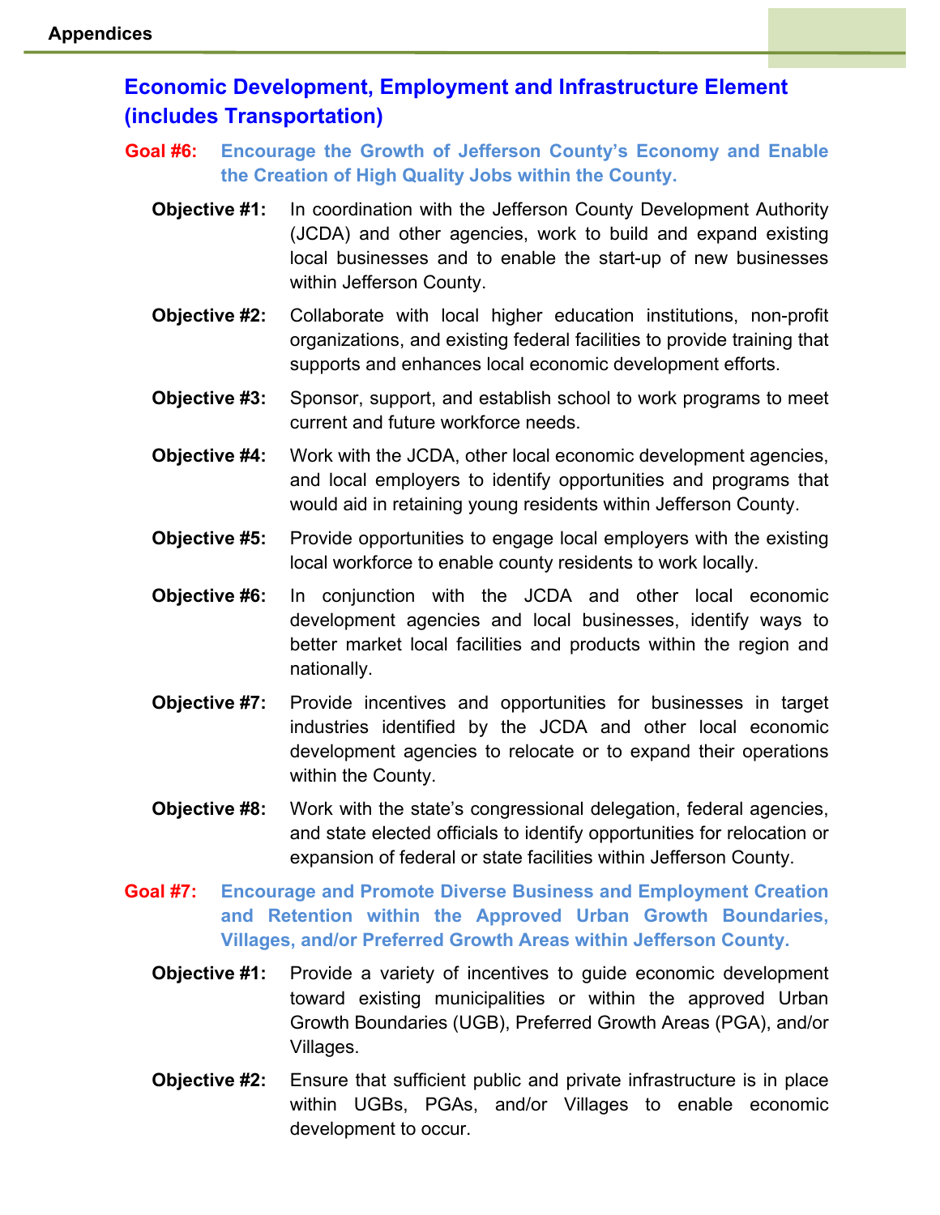## Economic Development, Employment and Infrastructure Element (includes Transportation)

### Goal #6: Encourage the Growth of Jefferson County's Economy and Enable the Creation of High Quality Jobs within the County.

**Objective #1:** In coordination with the Jefferson County Development Authority (JCDA) and other agencies, work to build and expand existing local businesses and to enable the start-up of new businesses within Jefferson County.

**Objective #2:** Collaborate with local higher education institutions, non-profit organizations, and existing federal facilities to provide training that supports and enhances local economic development efforts.

**Objective #3:** Sponsor, support, and establish school to work programs to meet current and future workforce needs.

**Objective #4:** Work with the JCDA, other local economic development agencies, and local employers to identify opportunities and programs that would aid in retaining young residents within Jefferson County.

**Objective #5:** Provide opportunities to engage local employers with the existing local workforce to enable county residents to work locally.

**Objective #6:** In conjunction with the JCDA and other local economic development agencies and local businesses, identify ways to better market local facilities and products within the region and nationally.

**Objective #7:** Provide incentives and opportunities for businesses in target industries identified by the JCDA and other local economic development agencies to relocate or to expand their operations within the County.

**Objective #8:** Work with the state's congressional delegation, federal agencies, and state elected officials to identify opportunities for relocation or expansion of federal or state facilities within Jefferson County.

### Goal #7: Encourage and Promote Diverse Business and Employment Creation and Retention within the Approved Urban Growth Boundaries, Villages, and/or Preferred Growth Areas within Jefferson County.

**Objective #1:** Provide a variety of incentives to guide economic development toward existing municipalities or within the approved Urban Growth Boundaries (UGB), Preferred Growth Areas (PGA), and/or Villages.

**Objective #2:** Ensure that sufficient public and private infrastructure is in place within UGBs, PGAs, and/or Villages to enable economic development to occur.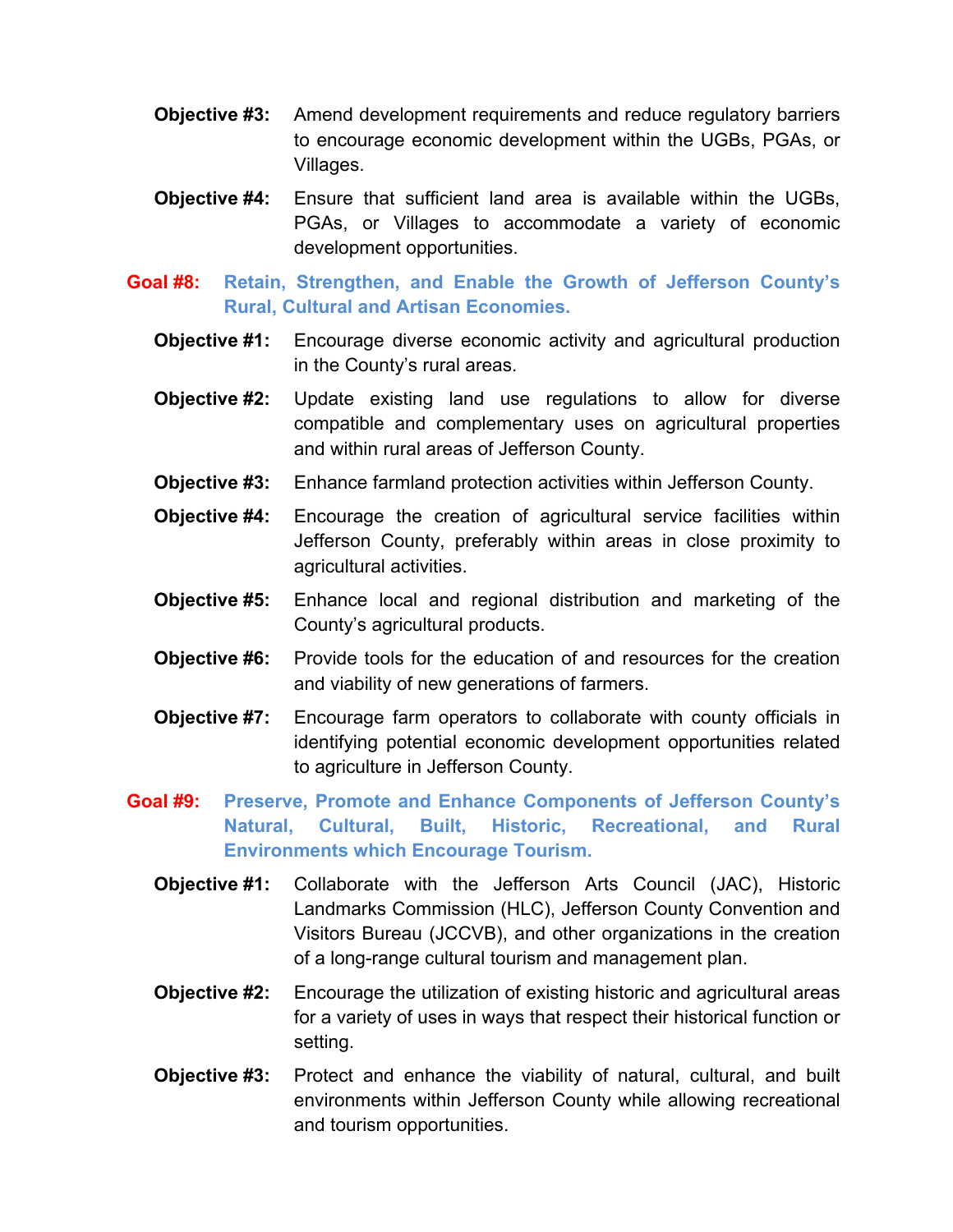**Objective #3:** Amend development requirements and reduce regulatory barriers to encourage economic development within the UGBs, PGAs, or Villages.

**Objective #4:** Ensure that sufficient land area is available within the UGBs, PGAs, or Villages to accommodate a variety of economic development opportunities.

## Goal #8: Retain, Strengthen, and Enable the Growth of Jefferson County's Rural, Cultural and Artisan Economies.

**Objective #1:** Encourage diverse economic activity and agricultural production in the County's rural areas.

**Objective #2:** Update existing land use regulations to allow for diverse compatible and complementary uses on agricultural properties and within rural areas of Jefferson County.

**Objective #3:** Enhance farmland protection activities within Jefferson County.

**Objective #4:** Encourage the creation of agricultural service facilities within Jefferson County, preferably within areas in close proximity to agricultural activities.

**Objective #5:** Enhance local and regional distribution and marketing of the County's agricultural products.

**Objective #6:** Provide tools for the education of and resources for the creation and viability of new generations of farmers.

**Objective #7:** Encourage farm operators to collaborate with county officials in identifying potential economic development opportunities related to agriculture in Jefferson County.

## Goal #9: Preserve, Promote and Enhance Components of Jefferson County's Natural, Cultural, Built, Historic, Recreational, and Rural Environments which Encourage Tourism.

**Objective #1:** Collaborate with the Jefferson Arts Council (JAC), Historic Landmarks Commission (HLC), Jefferson County Convention and Visitors Bureau (JCCVB), and other organizations in the creation of a long-range cultural tourism and management plan.

**Objective #2:** Encourage the utilization of existing historic and agricultural areas for a variety of uses in ways that respect their historical function or setting.

**Objective #3:** Protect and enhance the viability of natural, cultural, and built environments within Jefferson County while allowing recreational and tourism opportunities.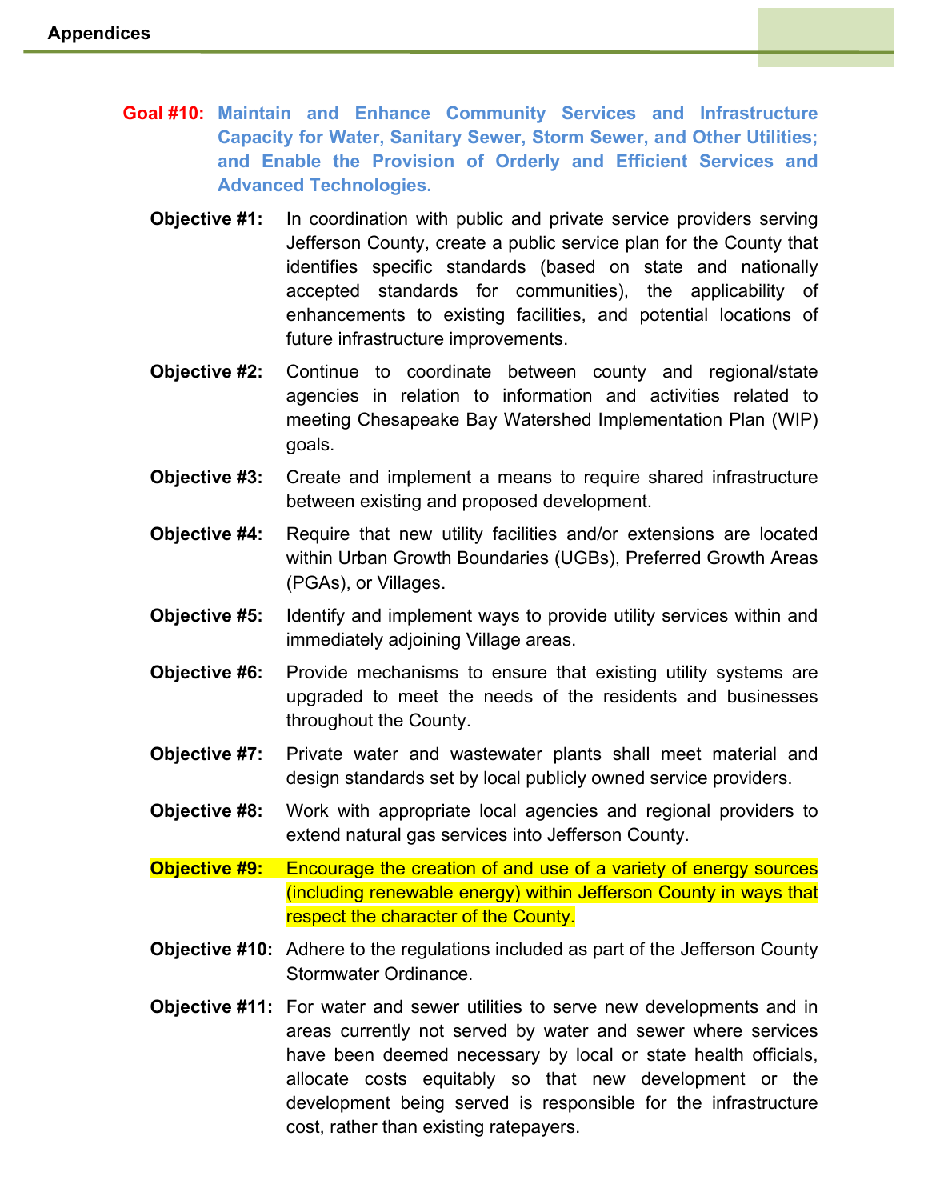## Goal #10: Maintain and Enhance Community Services and Infrastructure Capacity for Water, Sanitary Sewer, Storm Sewer, and Other Utilities; and Enable the Provision of Orderly and Efficient Services and Advanced Technologies.

**Objective #1:** In coordination with public and private service providers serving Jefferson County, create a public service plan for the County that identifies specific standards (based on state and nationally accepted standards for communities), the applicability of enhancements to existing facilities, and potential locations of future infrastructure improvements.

**Objective #2:** Continue to coordinate between county and regional/state agencies in relation to information and activities related to meeting Chesapeake Bay Watershed Implementation Plan (WIP) goals.

**Objective #3:** Create and implement a means to require shared infrastructure between existing and proposed development.

**Objective #4:** Require that new utility facilities and/or extensions are located within Urban Growth Boundaries (UGBs), Preferred Growth Areas (PGAs), or Villages.

**Objective #5:** Identify and implement ways to provide utility services within and immediately adjoining Village areas.

**Objective #6:** Provide mechanisms to ensure that existing utility systems are upgraded to meet the needs of the residents and businesses throughout the County.

**Objective #7:** Private water and wastewater plants shall meet material and design standards set by local publicly owned service providers.

**Objective #8:** Work with appropriate local agencies and regional providers to extend natural gas services into Jefferson County.

**Objective #9:** Encourage the creation of and use of a variety of energy sources (including renewable energy) within Jefferson County in ways that respect the character of the County.

**Objective #10:** Adhere to the regulations included as part of the Jefferson County Stormwater Ordinance.

**Objective #11:** For water and sewer utilities to serve new developments and in areas currently not served by water and sewer where services have been deemed necessary by local or state health officials, allocate costs equitably so that new development or the development being served is responsible for the infrastructure cost, rather than existing ratepayers.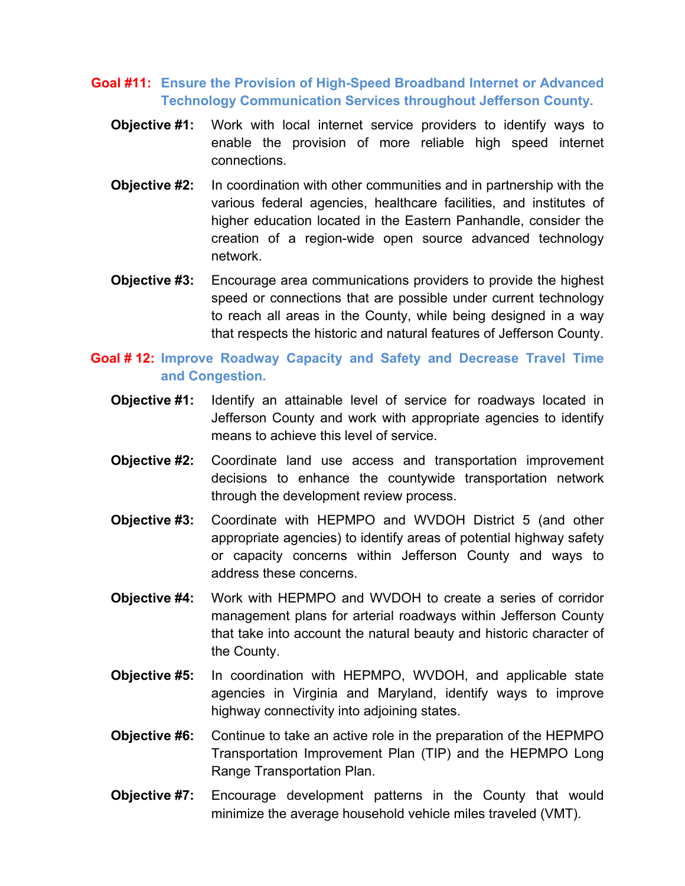## Goal #11: Ensure the Provision of High-Speed Broadband Internet or Advanced Technology Communication Services throughout Jefferson County.

**Objective #1:** Work with local internet service providers to identify ways to enable the provision of more reliable high speed internet connections.

**Objective #2:** In coordination with other communities and in partnership with the various federal agencies, healthcare facilities, and institutes of higher education located in the Eastern Panhandle, consider the creation of a region-wide open source advanced technology network.

**Objective #3:** Encourage area communications providers to provide the highest speed or connections that are possible under current technology to reach all areas in the County, while being designed in a way that respects the historic and natural features of Jefferson County.

## Goal # 12: Improve Roadway Capacity and Safety and Decrease Travel Time and Congestion.

**Objective #1:** Identify an attainable level of service for roadways located in Jefferson County and work with appropriate agencies to identify means to achieve this level of service.

**Objective #2:** Coordinate land use access and transportation improvement decisions to enhance the countywide transportation network through the development review process.

**Objective #3:** Coordinate with HEPMPO and WVDOH District 5 (and other appropriate agencies) to identify areas of potential highway safety or capacity concerns within Jefferson County and ways to address these concerns.

**Objective #4:** Work with HEPMPO and WVDOH to create a series of corridor management plans for arterial roadways within Jefferson County that take into account the natural beauty and historic character of the County.

**Objective #5:** In coordination with HEPMPO, WVDOH, and applicable state agencies in Virginia and Maryland, identify ways to improve highway connectivity into adjoining states.

**Objective #6:** Continue to take an active role in the preparation of the HEPMPO Transportation Improvement Plan (TIP) and the HEPMPO Long Range Transportation Plan.

**Objective #7:** Encourage development patterns in the County that would minimize the average household vehicle miles traveled (VMT).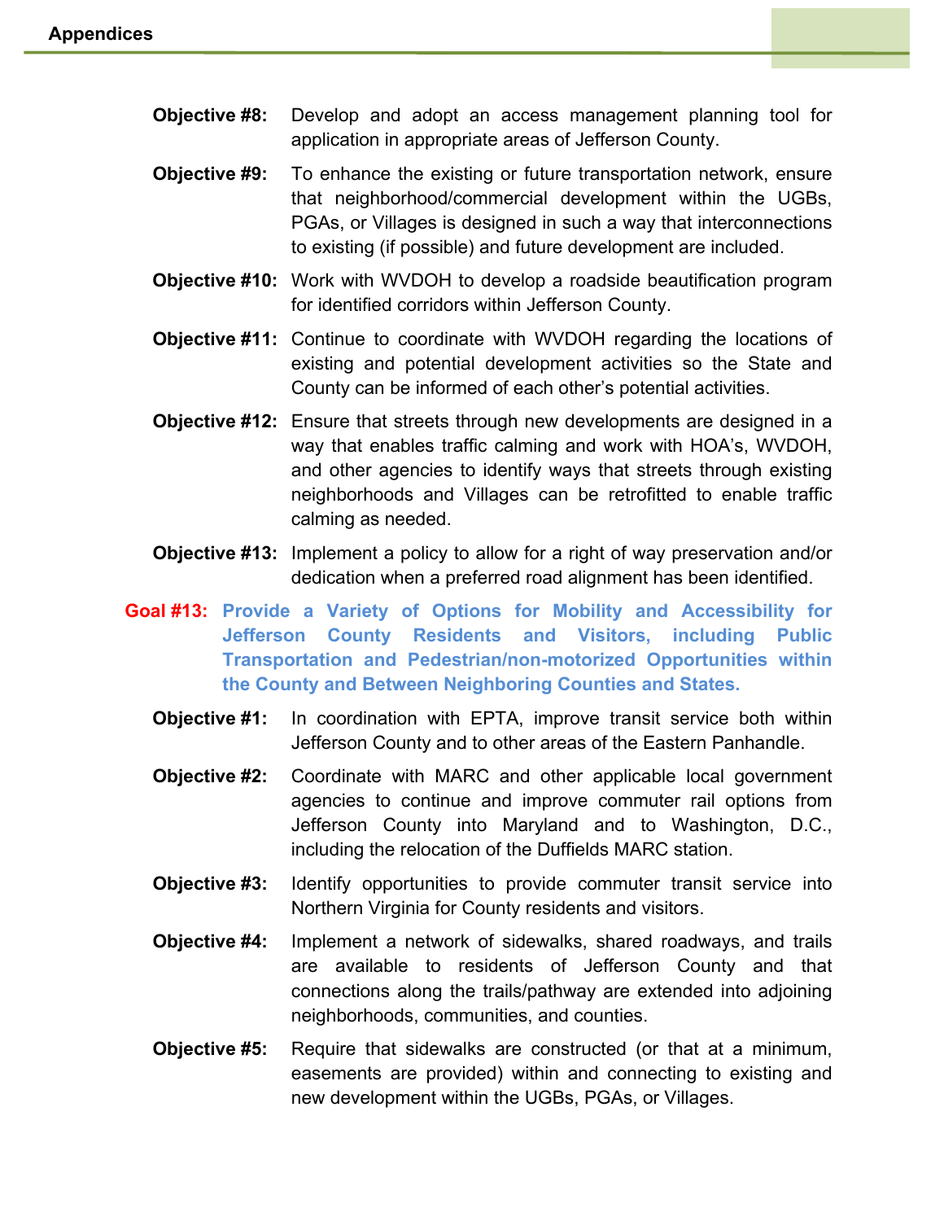**Objective #8:** Develop and adopt an access management planning tool for application in appropriate areas of Jefferson County.

**Objective #9:** To enhance the existing or future transportation network, ensure that neighborhood/commercial development within the UGBs, PGAs, or Villages is designed in such a way that interconnections to existing (if possible) and future development are included.

**Objective #10:** Work with WVDOH to develop a roadside beautification program for identified corridors within Jefferson County.

**Objective #11:** Continue to coordinate with WVDOH regarding the locations of existing and potential development activities so the State and County can be informed of each other's potential activities.

**Objective #12:** Ensure that streets through new developments are designed in a way that enables traffic calming and work with HOA's, WVDOH, and other agencies to identify ways that streets through existing neighborhoods and Villages can be retrofitted to enable traffic calming as needed.

**Objective #13:** Implement a policy to allow for a right of way preservation and/or dedication when a preferred road alignment has been identified.

## Goal #13: Provide a Variety of Options for Mobility and Accessibility for Jefferson County Residents and Visitors, including Public Transportation and Pedestrian/non-motorized Opportunities within the County and Between Neighboring Counties and States.

**Objective #1:** In coordination with EPTA, improve transit service both within Jefferson County and to other areas of the Eastern Panhandle.

**Objective #2:** Coordinate with MARC and other applicable local government agencies to continue and improve commuter rail options from Jefferson County into Maryland and to Washington, D.C., including the relocation of the Duffields MARC station.

**Objective #3:** Identify opportunities to provide commuter transit service into Northern Virginia for County residents and visitors.

**Objective #4:** Implement a network of sidewalks, shared roadways, and trails are available to residents of Jefferson County and that connections along the trails/pathway are extended into adjoining neighborhoods, communities, and counties.

**Objective #5:** Require that sidewalks are constructed (or that at a minimum, easements are provided) within and connecting to existing and new development within the UGBs, PGAs, or Villages.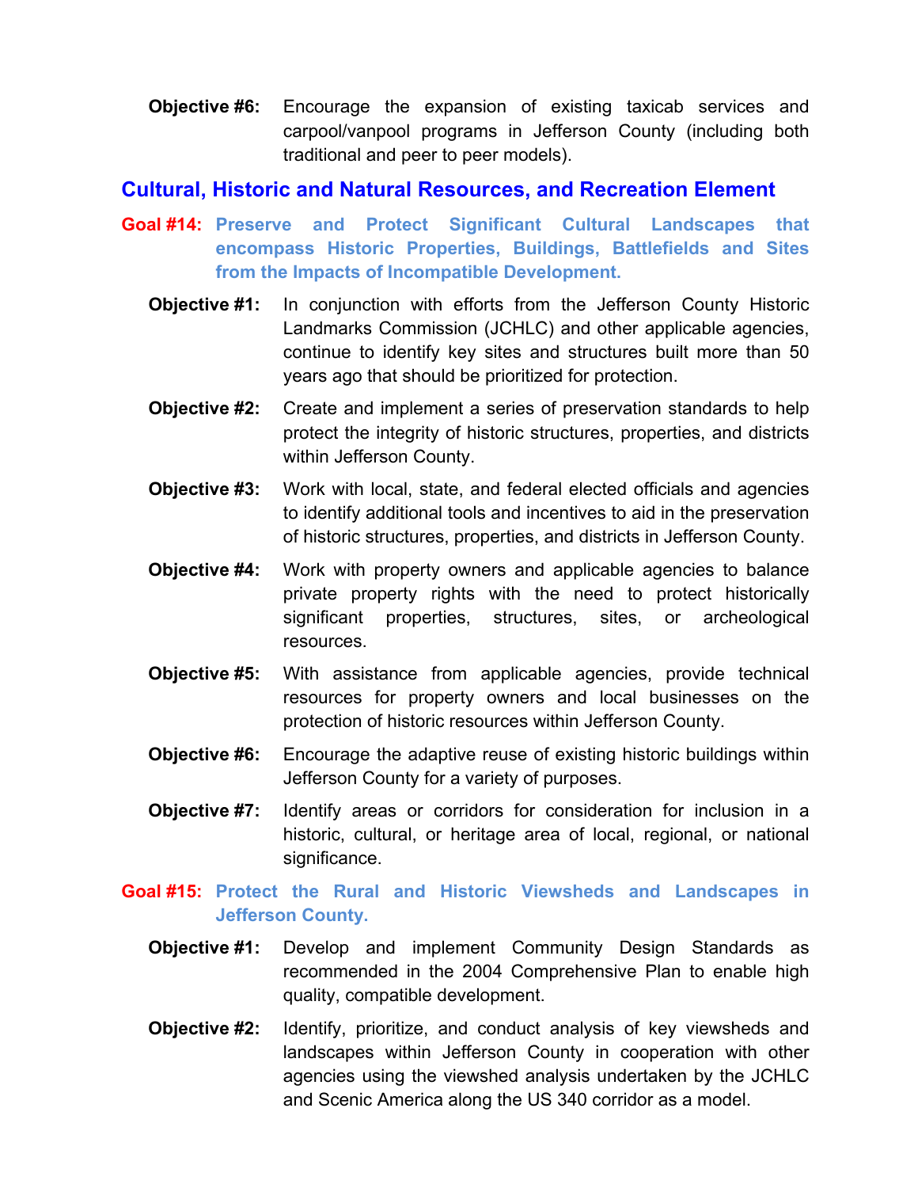**Objective #6:** Encourage the expansion of existing taxicab services and carpool/vanpool programs in Jefferson County (including both traditional and peer to peer models).

## Cultural, Historic and Natural Resources, and Recreation Element

### Goal #14: Preserve and Protect Significant Cultural Landscapes that encompass Historic Properties, Buildings, Battlefields and Sites from the Impacts of Incompatible Development.

**Objective #1:** In conjunction with efforts from the Jefferson County Historic Landmarks Commission (JCHLC) and other applicable agencies, continue to identify key sites and structures built more than 50 years ago that should be prioritized for protection.

**Objective #2:** Create and implement a series of preservation standards to help protect the integrity of historic structures, properties, and districts within Jefferson County.

**Objective #3:** Work with local, state, and federal elected officials and agencies to identify additional tools and incentives to aid in the preservation of historic structures, properties, and districts in Jefferson County.

**Objective #4:** Work with property owners and applicable agencies to balance private property rights with the need to protect historically significant properties, structures, sites, or archeological resources.

**Objective #5:** With assistance from applicable agencies, provide technical resources for property owners and local businesses on the protection of historic resources within Jefferson County.

**Objective #6:** Encourage the adaptive reuse of existing historic buildings within Jefferson County for a variety of purposes.

**Objective #7:** Identify areas or corridors for consideration for inclusion in a historic, cultural, or heritage area of local, regional, or national significance.

### Goal #15: Protect the Rural and Historic Viewsheds and Landscapes in Jefferson County.

**Objective #1:** Develop and implement Community Design Standards as recommended in the 2004 Comprehensive Plan to enable high quality, compatible development.

**Objective #2:** Identify, prioritize, and conduct analysis of key viewsheds and landscapes within Jefferson County in cooperation with other agencies using the viewshed analysis undertaken by the JCHLC and Scenic America along the US 340 corridor as a model.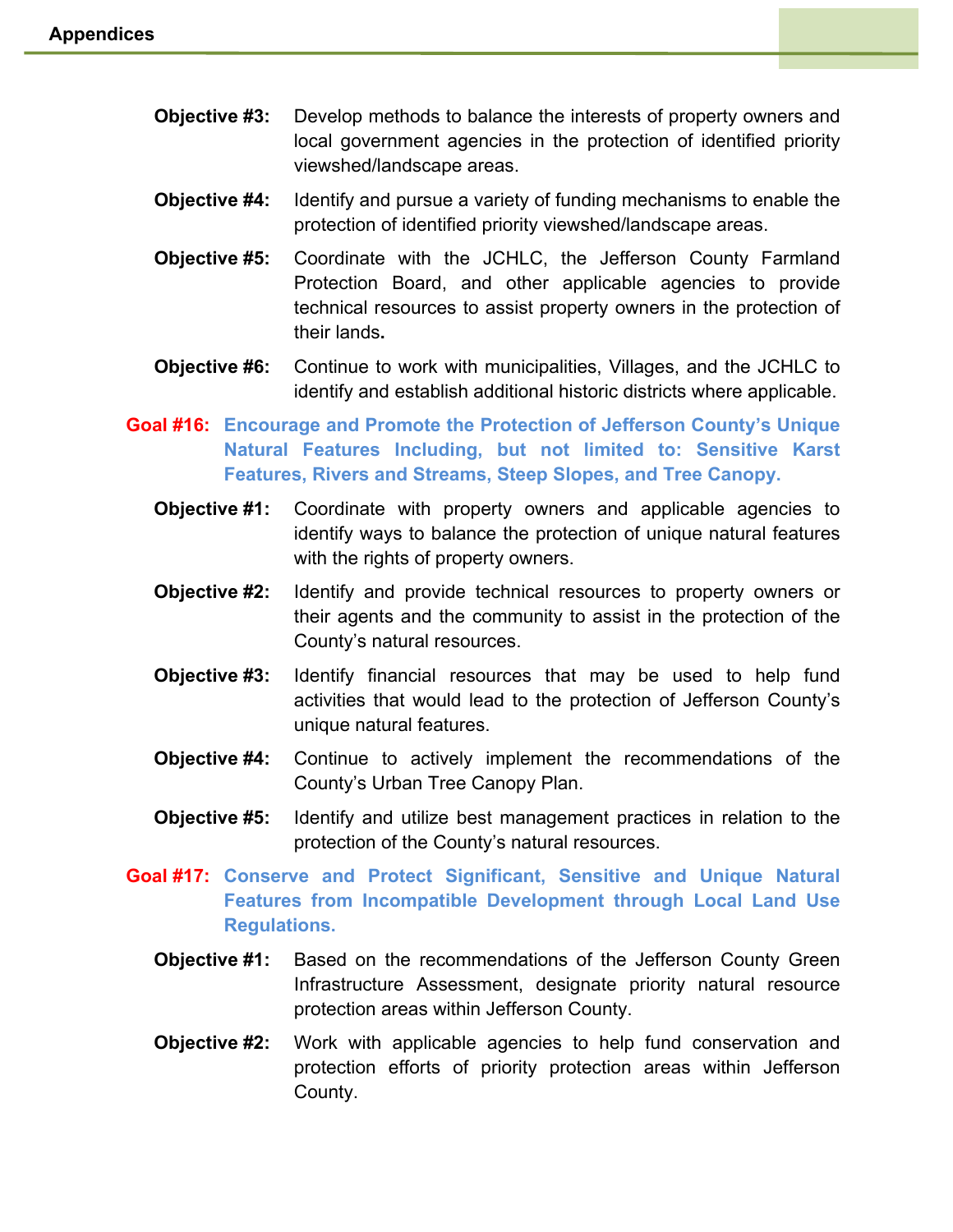**Objective #3:** Develop methods to balance the interests of property owners and local government agencies in the protection of identified priority viewshed/landscape areas.

**Objective #4:** Identify and pursue a variety of funding mechanisms to enable the protection of identified priority viewshed/landscape areas.

**Objective #5:** Coordinate with the JCHLC, the Jefferson County Farmland Protection Board, and other applicable agencies to provide technical resources to assist property owners in the protection of their lands**.**

**Objective #6:** Continue to work with municipalities, Villages, and the JCHLC to identify and establish additional historic districts where applicable.

## Goal #16: Encourage and Promote the Protection of Jefferson County's Unique Natural Features Including, but not limited to: Sensitive Karst Features, Rivers and Streams, Steep Slopes, and Tree Canopy.

**Objective #1:** Coordinate with property owners and applicable agencies to identify ways to balance the protection of unique natural features with the rights of property owners.

**Objective #2:** Identify and provide technical resources to property owners or their agents and the community to assist in the protection of the County's natural resources.

**Objective #3:** Identify financial resources that may be used to help fund activities that would lead to the protection of Jefferson County's unique natural features.

**Objective #4:** Continue to actively implement the recommendations of the County's Urban Tree Canopy Plan.

**Objective #5:** Identify and utilize best management practices in relation to the protection of the County's natural resources.

## Goal #17: Conserve and Protect Significant, Sensitive and Unique Natural Features from Incompatible Development through Local Land Use Regulations.

**Objective #1:** Based on the recommendations of the Jefferson County Green Infrastructure Assessment, designate priority natural resource protection areas within Jefferson County.

**Objective #2:** Work with applicable agencies to help fund conservation and protection efforts of priority protection areas within Jefferson County.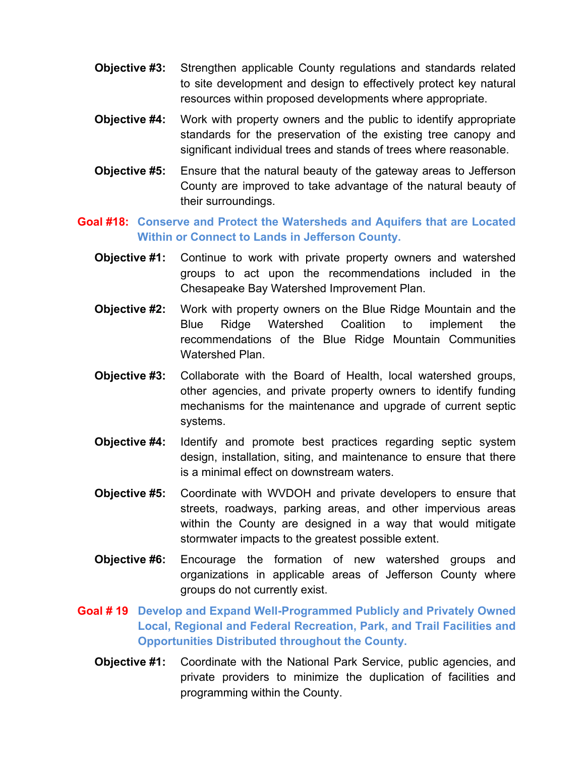**Objective #3:** Strengthen applicable County regulations and standards related to site development and design to effectively protect key natural resources within proposed developments where appropriate.

**Objective #4:** Work with property owners and the public to identify appropriate standards for the preservation of the existing tree canopy and significant individual trees and stands of trees where reasonable.

**Objective #5:** Ensure that the natural beauty of the gateway areas to Jefferson County are improved to take advantage of the natural beauty of their surroundings.

## Goal #18: Conserve and Protect the Watersheds and Aquifers that are Located Within or Connect to Lands in Jefferson County.

**Objective #1:** Continue to work with private property owners and watershed groups to act upon the recommendations included in the Chesapeake Bay Watershed Improvement Plan.

**Objective #2:** Work with property owners on the Blue Ridge Mountain and the Blue Ridge Watershed Coalition to implement the recommendations of the Blue Ridge Mountain Communities Watershed Plan.

**Objective #3:** Collaborate with the Board of Health, local watershed groups, other agencies, and private property owners to identify funding mechanisms for the maintenance and upgrade of current septic systems.

**Objective #4:** Identify and promote best practices regarding septic system design, installation, siting, and maintenance to ensure that there is a minimal effect on downstream waters.

**Objective #5:** Coordinate with WVDOH and private developers to ensure that streets, roadways, parking areas, and other impervious areas within the County are designed in a way that would mitigate stormwater impacts to the greatest possible extent.

**Objective #6:** Encourage the formation of new watershed groups and organizations in applicable areas of Jefferson County where groups do not currently exist.

## Goal # 19 Develop and Expand Well-Programmed Publicly and Privately Owned Local, Regional and Federal Recreation, Park, and Trail Facilities and Opportunities Distributed throughout the County.

**Objective #1:** Coordinate with the National Park Service, public agencies, and private providers to minimize the duplication of facilities and programming within the County.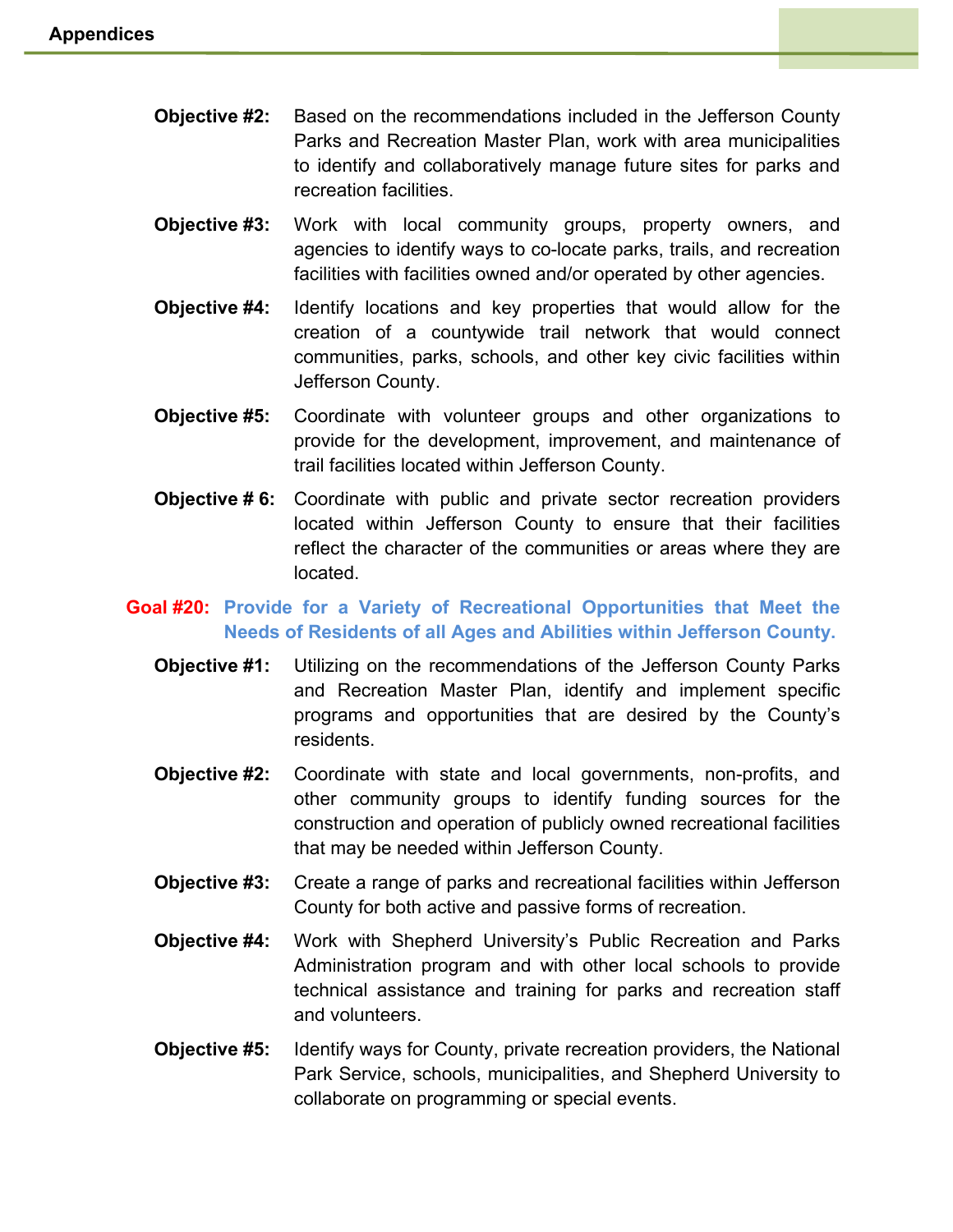**Objective #2:** Based on the recommendations included in the Jefferson County Parks and Recreation Master Plan, work with area municipalities to identify and collaboratively manage future sites for parks and recreation facilities.

**Objective #3:** Work with local community groups, property owners, and agencies to identify ways to co-locate parks, trails, and recreation facilities with facilities owned and/or operated by other agencies.

**Objective #4:** Identify locations and key properties that would allow for the creation of a countywide trail network that would connect communities, parks, schools, and other key civic facilities within Jefferson County.

**Objective #5:** Coordinate with volunteer groups and other organizations to provide for the development, improvement, and maintenance of trail facilities located within Jefferson County.

**Objective # 6:** Coordinate with public and private sector recreation providers located within Jefferson County to ensure that their facilities reflect the character of the communities or areas where they are located.

### Goal #20: Provide for a Variety of Recreational Opportunities that Meet the Needs of Residents of all Ages and Abilities within Jefferson County.

**Objective #1:** Utilizing on the recommendations of the Jefferson County Parks and Recreation Master Plan, identify and implement specific programs and opportunities that are desired by the County's residents.

**Objective #2:** Coordinate with state and local governments, non-profits, and other community groups to identify funding sources for the construction and operation of publicly owned recreational facilities that may be needed within Jefferson County.

**Objective #3:** Create a range of parks and recreational facilities within Jefferson County for both active and passive forms of recreation.

**Objective #4:** Work with Shepherd University's Public Recreation and Parks Administration program and with other local schools to provide technical assistance and training for parks and recreation staff and volunteers.

**Objective #5:** Identify ways for County, private recreation providers, the National Park Service, schools, municipalities, and Shepherd University to collaborate on programming or special events.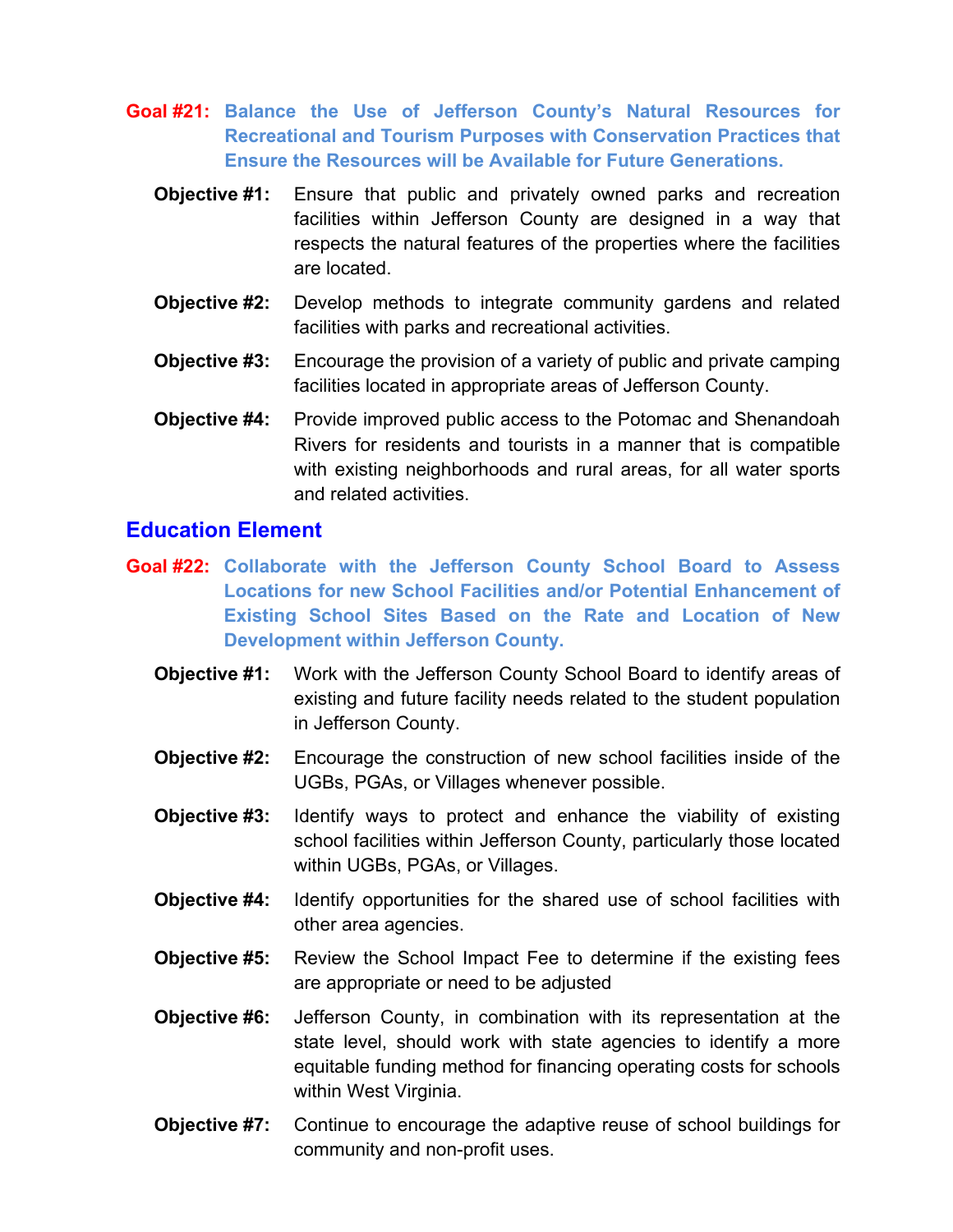**Goal #21: Balance the Use of Jefferson County's Natural Resources for Recreational and Tourism Purposes with Conservation Practices that Ensure the Resources will be Available for Future Generations.**

**Objective #1:** Ensure that public and privately owned parks and recreation facilities within Jefferson County are designed in a way that respects the natural features of the properties where the facilities are located.

**Objective #2:** Develop methods to integrate community gardens and related facilities with parks and recreational activities.

**Objective #3:** Encourage the provision of a variety of public and private camping facilities located in appropriate areas of Jefferson County.

**Objective #4:** Provide improved public access to the Potomac and Shenandoah Rivers for residents and tourists in a manner that is compatible with existing neighborhoods and rural areas, for all water sports and related activities.

## Education Element

**Goal #22: Collaborate with the Jefferson County School Board to Assess Locations for new School Facilities and/or Potential Enhancement of Existing School Sites Based on the Rate and Location of New Development within Jefferson County.**

**Objective #1:** Work with the Jefferson County School Board to identify areas of existing and future facility needs related to the student population in Jefferson County.

**Objective #2:** Encourage the construction of new school facilities inside of the UGBs, PGAs, or Villages whenever possible.

**Objective #3:** Identify ways to protect and enhance the viability of existing school facilities within Jefferson County, particularly those located within UGBs, PGAs, or Villages.

**Objective #4:** Identify opportunities for the shared use of school facilities with other area agencies.

**Objective #5:** Review the School Impact Fee to determine if the existing fees are appropriate or need to be adjusted

**Objective #6:** Jefferson County, in combination with its representation at the state level, should work with state agencies to identify a more equitable funding method for financing operating costs for schools within West Virginia.

**Objective #7:** Continue to encourage the adaptive reuse of school buildings for community and non-profit uses.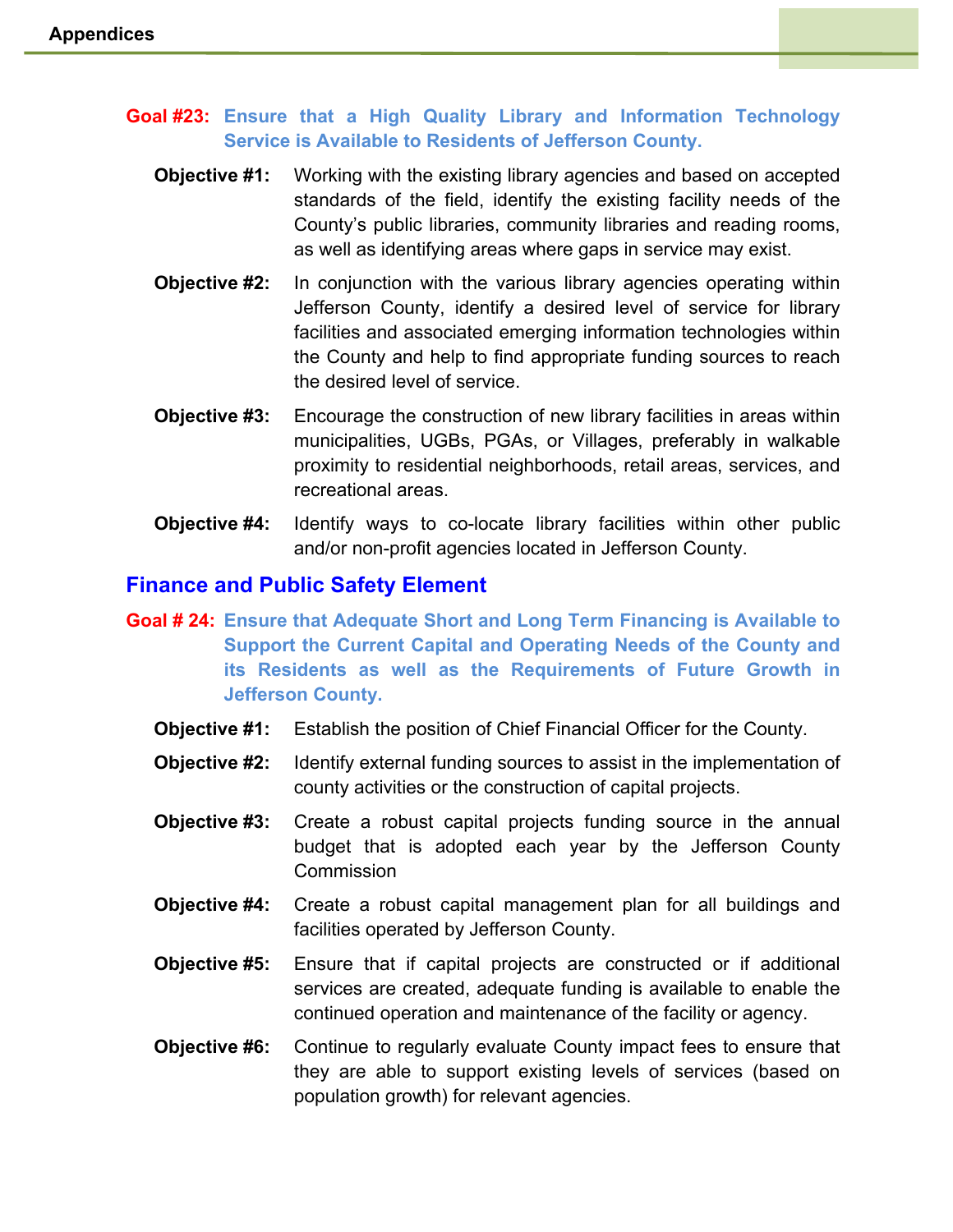**Goal #23: Ensure that a High Quality Library and Information Technology Service is Available to Residents of Jefferson County.**

**Objective #1:** Working with the existing library agencies and based on accepted standards of the field, identify the existing facility needs of the County's public libraries, community libraries and reading rooms, as well as identifying areas where gaps in service may exist.

**Objective #2:** In conjunction with the various library agencies operating within Jefferson County, identify a desired level of service for library facilities and associated emerging information technologies within the County and help to find appropriate funding sources to reach the desired level of service.

**Objective #3:** Encourage the construction of new library facilities in areas within municipalities, UGBs, PGAs, or Villages, preferably in walkable proximity to residential neighborhoods, retail areas, services, and recreational areas.

**Objective #4:** Identify ways to co-locate library facilities within other public and/or non-profit agencies located in Jefferson County.

## Finance and Public Safety Element

**Goal # 24: Ensure that Adequate Short and Long Term Financing is Available to Support the Current Capital and Operating Needs of the County and its Residents as well as the Requirements of Future Growth in Jefferson County.**

**Objective #1:** Establish the position of Chief Financial Officer for the County.

**Objective #2:** Identify external funding sources to assist in the implementation of county activities or the construction of capital projects.

**Objective #3:** Create a robust capital projects funding source in the annual budget that is adopted each year by the Jefferson County Commission

**Objective #4:** Create a robust capital management plan for all buildings and facilities operated by Jefferson County.

**Objective #5:** Ensure that if capital projects are constructed or if additional services are created, adequate funding is available to enable the continued operation and maintenance of the facility or agency.

**Objective #6:** Continue to regularly evaluate County impact fees to ensure that they are able to support existing levels of services (based on population growth) for relevant agencies.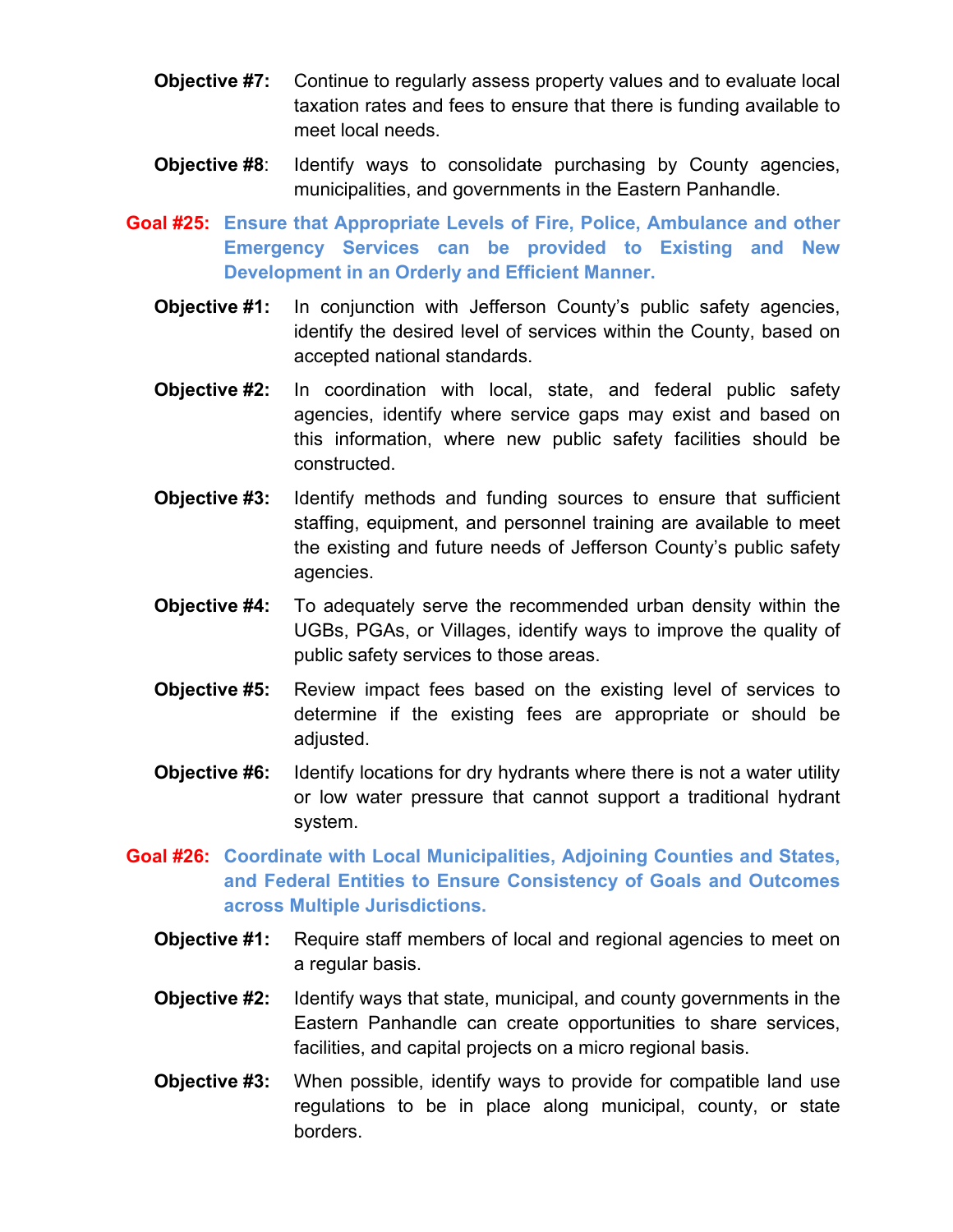**Objective #7:** Continue to regularly assess property values and to evaluate local taxation rates and fees to ensure that there is funding available to meet local needs.

**Objective #8**: Identify ways to consolidate purchasing by County agencies, municipalities, and governments in the Eastern Panhandle.

## Goal #25: Ensure that Appropriate Levels of Fire, Police, Ambulance and other Emergency Services can be provided to Existing and New Development in an Orderly and Efficient Manner.

**Objective #1:** In conjunction with Jefferson County's public safety agencies, identify the desired level of services within the County, based on accepted national standards.

**Objective #2:** In coordination with local, state, and federal public safety agencies, identify where service gaps may exist and based on this information, where new public safety facilities should be constructed.

**Objective #3:** Identify methods and funding sources to ensure that sufficient staffing, equipment, and personnel training are available to meet the existing and future needs of Jefferson County's public safety agencies.

**Objective #4:** To adequately serve the recommended urban density within the UGBs, PGAs, or Villages, identify ways to improve the quality of public safety services to those areas.

**Objective #5:** Review impact fees based on the existing level of services to determine if the existing fees are appropriate or should be adjusted.

**Objective #6:** Identify locations for dry hydrants where there is not a water utility or low water pressure that cannot support a traditional hydrant system.

## Goal #26: Coordinate with Local Municipalities, Adjoining Counties and States, and Federal Entities to Ensure Consistency of Goals and Outcomes across Multiple Jurisdictions.

**Objective #1:** Require staff members of local and regional agencies to meet on a regular basis.

**Objective #2:** Identify ways that state, municipal, and county governments in the Eastern Panhandle can create opportunities to share services, facilities, and capital projects on a micro regional basis.

**Objective #3:** When possible, identify ways to provide for compatible land use regulations to be in place along municipal, county, or state borders.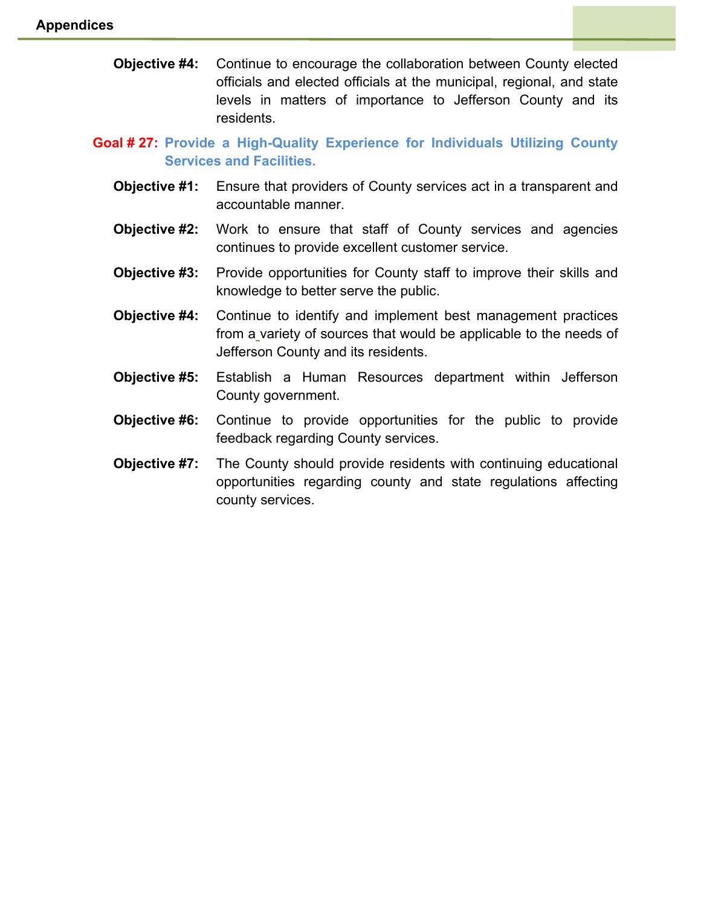**Objective #4:** Continue to encourage the collaboration between County elected officials and elected officials at the municipal, regional, and state levels in matters of importance to Jefferson County and its residents.

## Goal # 27: Provide a High-Quality Experience for Individuals Utilizing County Services and Facilities.

**Objective #1:** Ensure that providers of County services act in a transparent and accountable manner.

**Objective #2:** Work to ensure that staff of County services and agencies continues to provide excellent customer service.

**Objective #3:** Provide opportunities for County staff to improve their skills and knowledge to better serve the public.

**Objective #4:** Continue to identify and implement best management practices from a variety of sources that would be applicable to the needs of Jefferson County and its residents.

**Objective #5:** Establish a Human Resources department within Jefferson County government.

**Objective #6:** Continue to provide opportunities for the public to provide feedback regarding County services.

**Objective #7:** The County should provide residents with continuing educational opportunities regarding county and state regulations affecting county services.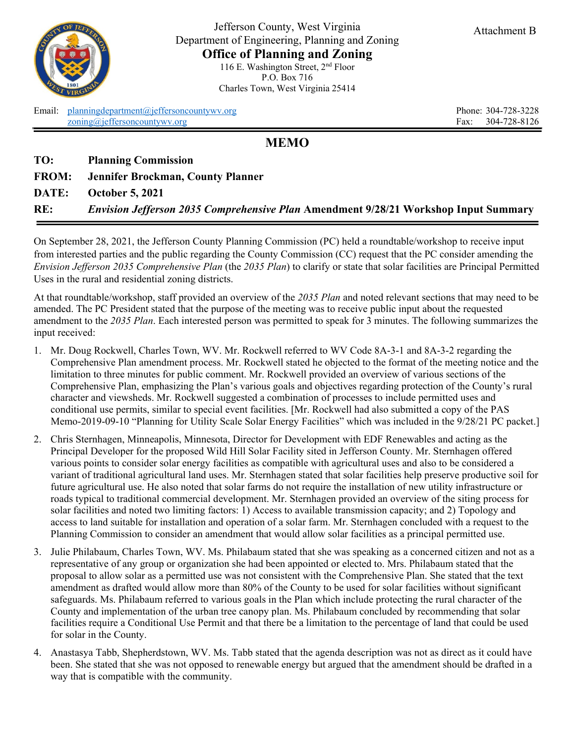Jefferson County, West Virginia
Department of Engineering, Planning and Zoning
**Office of Planning and Zoning**
116 E. Washington Street, 2nd Floor
P.O. Box 716
Charles Town, West Virginia 25414

Attachment B

Email: planningdepartment@jeffersoncountywv.org
zoning@jeffersoncountywv.org

Phone: 304-728-3228
Fax: 304-728-8126

# MEMO

**TO:** **Planning Commission**

**FROM:** **Jennifer Brockman, County Planner**

**DATE:** **October 5, 2021**

**RE:** ***Envision Jefferson 2035 Comprehensive Plan* Amendment 9/28/21 Workshop Input Summary**

On September 28, 2021, the Jefferson County Planning Commission (PC) held a roundtable/workshop to receive input from interested parties and the public regarding the County Commission (CC) request that the PC consider amending the *Envision Jefferson 2035 Comprehensive Plan* (the *2035 Plan*) to clarify or state that solar facilities are Principal Permitted Uses in the rural and residential zoning districts.

At that roundtable/workshop, staff provided an overview of the *2035 Plan* and noted relevant sections that may need to be amended. The PC President stated that the purpose of the meeting was to receive public input about the requested amendment to the *2035 Plan*. Each interested person was permitted to speak for 3 minutes. The following summarizes the input received:

1. Mr. Doug Rockwell, Charles Town, WV. Mr. Rockwell referred to WV Code 8A-3-1 and 8A-3-2 regarding the Comprehensive Plan amendment process. Mr. Rockwell stated he objected to the format of the meeting notice and the limitation to three minutes for public comment. Mr. Rockwell provided an overview of various sections of the Comprehensive Plan, emphasizing the Plan's various goals and objectives regarding protection of the County's rural character and viewsheds. Mr. Rockwell suggested a combination of processes to include permitted uses and conditional use permits, similar to special event facilities. [Mr. Rockwell had also submitted a copy of the PAS Memo-2019-09-10 "Planning for Utility Scale Solar Energy Facilities" which was included in the 9/28/21 PC packet.]

2. Chris Sternhagen, Minneapolis, Minnesota, Director for Development with EDF Renewables and acting as the Principal Developer for the proposed Wild Hill Solar Facility sited in Jefferson County. Mr. Sternhagen offered various points to consider solar energy facilities as compatible with agricultural uses and also to be considered a variant of traditional agricultural land uses. Mr. Sternhagen stated that solar facilities help preserve productive soil for future agricultural use. He also noted that solar farms do not require the installation of new utility infrastructure or roads typical to traditional commercial development. Mr. Sternhagen provided an overview of the siting process for solar facilities and noted two limiting factors: 1) Access to available transmission capacity; and 2) Topology and access to land suitable for installation and operation of a solar farm. Mr. Sternhagen concluded with a request to the Planning Commission to consider an amendment that would allow solar facilities as a principal permitted use.

3. Julie Philabaum, Charles Town, WV. Ms. Philabaum stated that she was speaking as a concerned citizen and not as a representative of any group or organization she had been appointed or elected to. Mrs. Philabaum stated that the proposal to allow solar as a permitted use was not consistent with the Comprehensive Plan. She stated that the text amendment as drafted would allow more than 80% of the County to be used for solar facilities without significant safeguards. Ms. Philabaum referred to various goals in the Plan which include protecting the rural character of the County and implementation of the urban tree canopy plan. Ms. Philabaum concluded by recommending that solar facilities require a Conditional Use Permit and that there be a limitation to the percentage of land that could be used for solar in the County.

4. Anastasya Tabb, Shepherdstown, WV. Ms. Tabb stated that the agenda description was not as direct as it could have been. She stated that she was not opposed to renewable energy but argued that the amendment should be drafted in a way that is compatible with the community.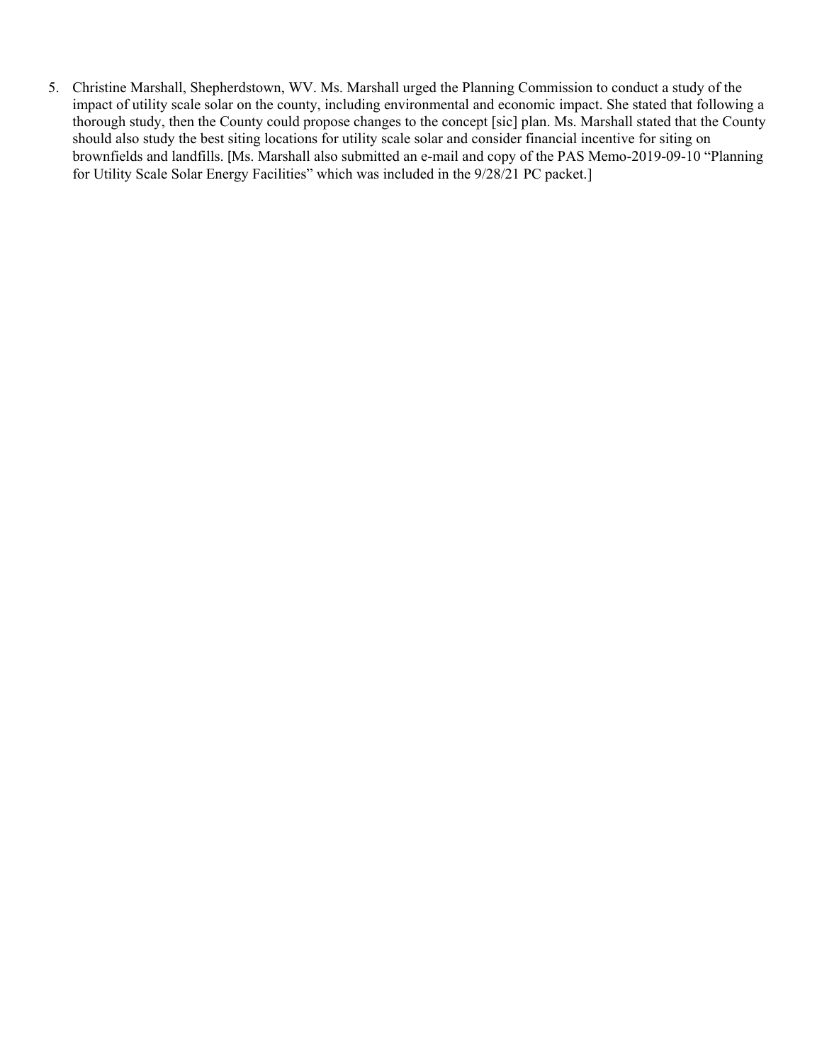5. Christine Marshall, Shepherdstown, WV. Ms. Marshall urged the Planning Commission to conduct a study of the impact of utility scale solar on the county, including environmental and economic impact. She stated that following a thorough study, then the County could propose changes to the concept [sic] plan. Ms. Marshall stated that the County should also study the best siting locations for utility scale solar and consider financial incentive for siting on brownfields and landfills. [Ms. Marshall also submitted an e-mail and copy of the PAS Memo-2019-09-10 "Planning for Utility Scale Solar Energy Facilities" which was included in the 9/28/21 PC packet.]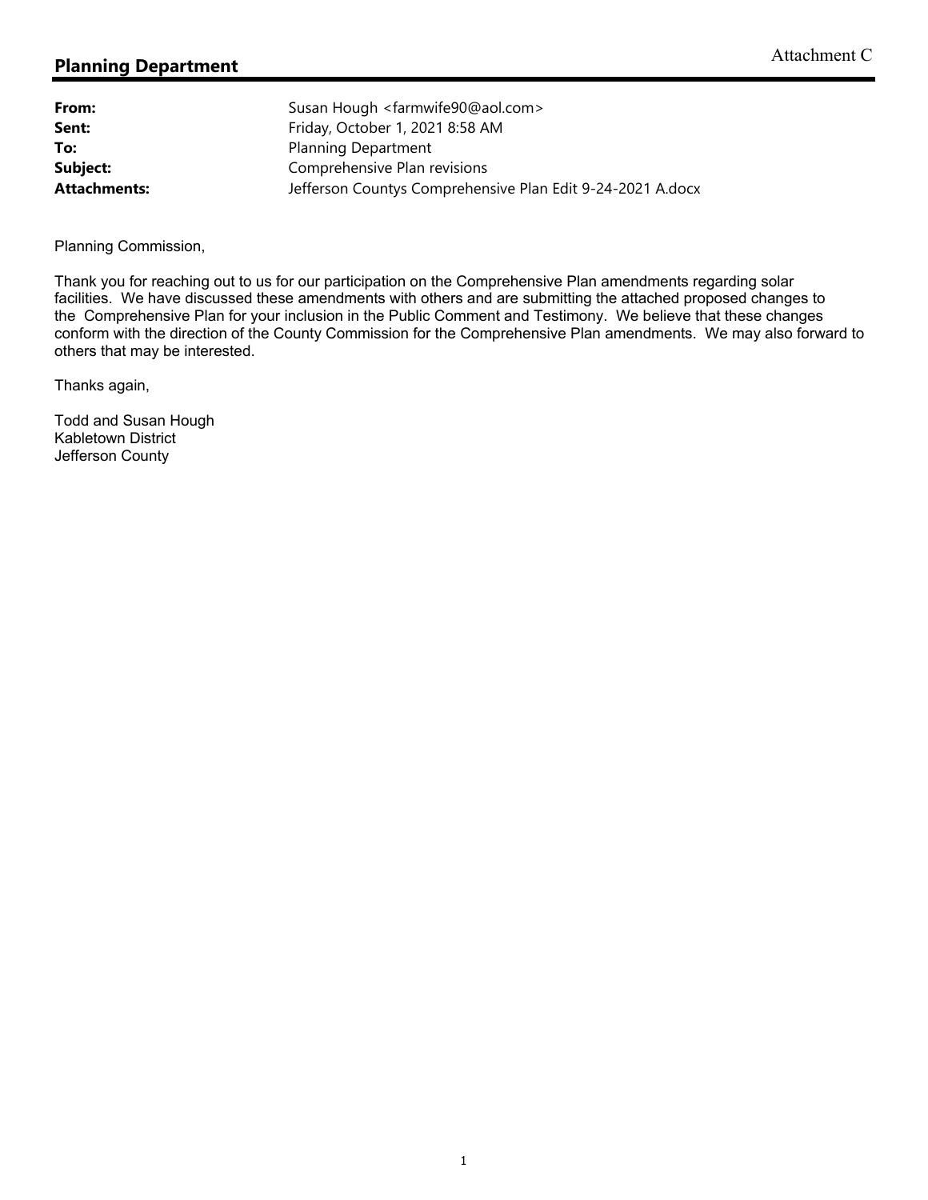Attachment C

## Planning Department

| | |
|---|---|
| **From:** | Susan Hough <farmwife90@aol.com> |
| **Sent:** | Friday, October 1, 2021 8:58 AM |
| **To:** | Planning Department |
| **Subject:** | Comprehensive Plan revisions |
| **Attachments:** | Jefferson Countys Comprehensive Plan Edit 9-24-2021 A.docx |

Planning Commission,

Thank you for reaching out to us for our participation on the Comprehensive Plan amendments regarding solar facilities. We have discussed these amendments with others and are submitting the attached proposed changes to the Comprehensive Plan for your inclusion in the Public Comment and Testimony. We believe that these changes conform with the direction of the County Commission for the Comprehensive Plan amendments. We may also forward to others that may be interested.

Thanks again,

Todd and Susan Hough
Kabletown District
Jefferson County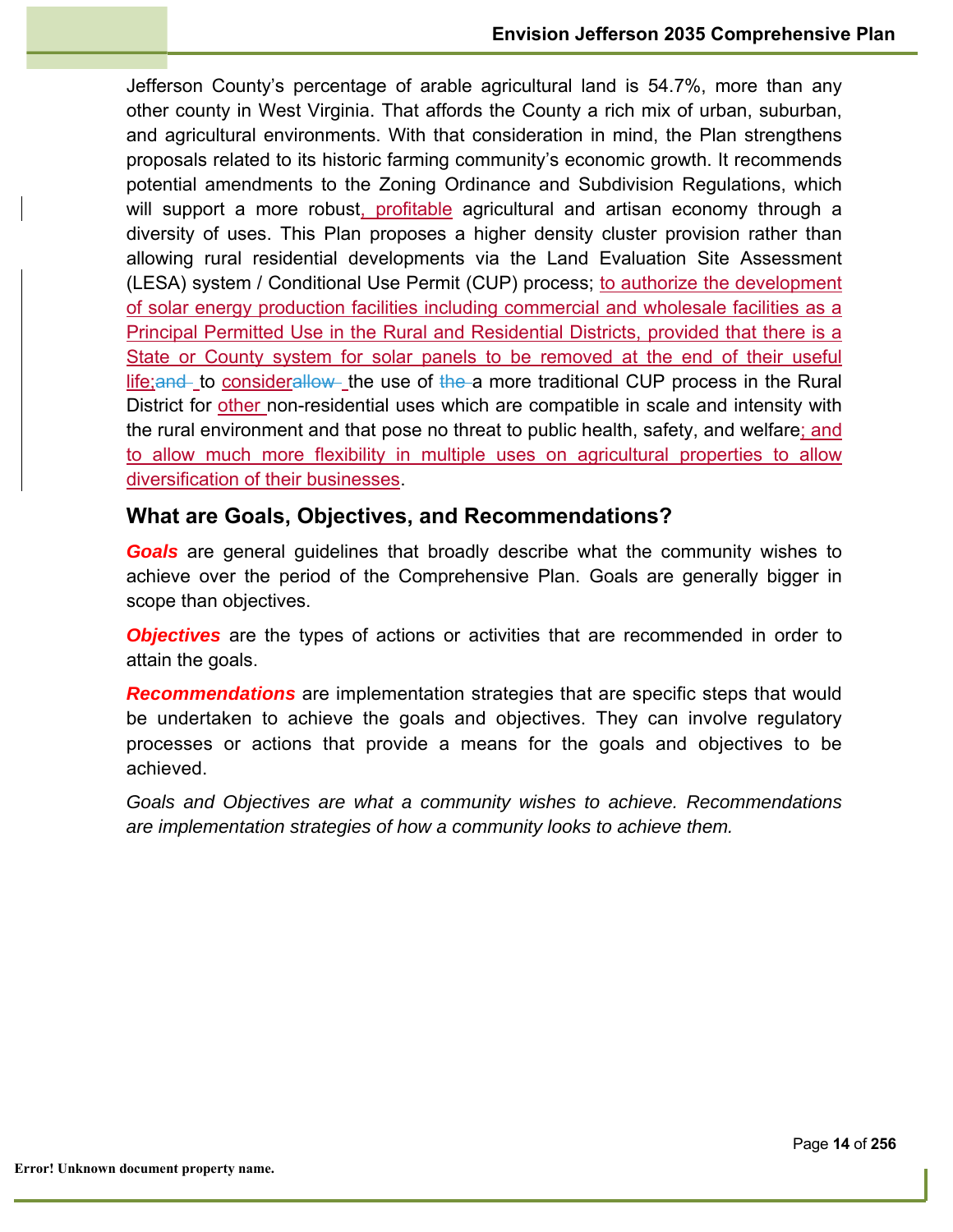Jefferson County's percentage of arable agricultural land is 54.7%, more than any other county in West Virginia. That affords the County a rich mix of urban, suburban, and agricultural environments. With that consideration in mind, the Plan strengthens proposals related to its historic farming community's economic growth. It recommends potential amendments to the Zoning Ordinance and Subdivision Regulations, which will support a more robust, profitable agricultural and artisan economy through a diversity of uses. This Plan proposes a higher density cluster provision rather than allowing rural residential developments via the Land Evaluation Site Assessment (LESA) system / Conditional Use Permit (CUP) process; to authorize the development of solar energy production facilities including commercial and wholesale facilities as a Principal Permitted Use in the Rural and Residential Districts, provided that there is a State or County system for solar panels to be removed at the end of their useful life;~~and~~ to consider~~allow~~ the use of ~~the~~ a more traditional CUP process in the Rural District for other non-residential uses which are compatible in scale and intensity with the rural environment and that pose no threat to public health, safety, and welfare; and to allow much more flexibility in multiple uses on agricultural properties to allow diversification of their businesses.

## What are Goals, Objectives, and Recommendations?

***Goals*** are general guidelines that broadly describe what the community wishes to achieve over the period of the Comprehensive Plan. Goals are generally bigger in scope than objectives.

***Objectives*** are the types of actions or activities that are recommended in order to attain the goals.

***Recommendations*** are implementation strategies that are specific steps that would be undertaken to achieve the goals and objectives. They can involve regulatory processes or actions that provide a means for the goals and objectives to be achieved.

*Goals and Objectives are what a community wishes to achieve. Recommendations are implementation strategies of how a community looks to achieve them.*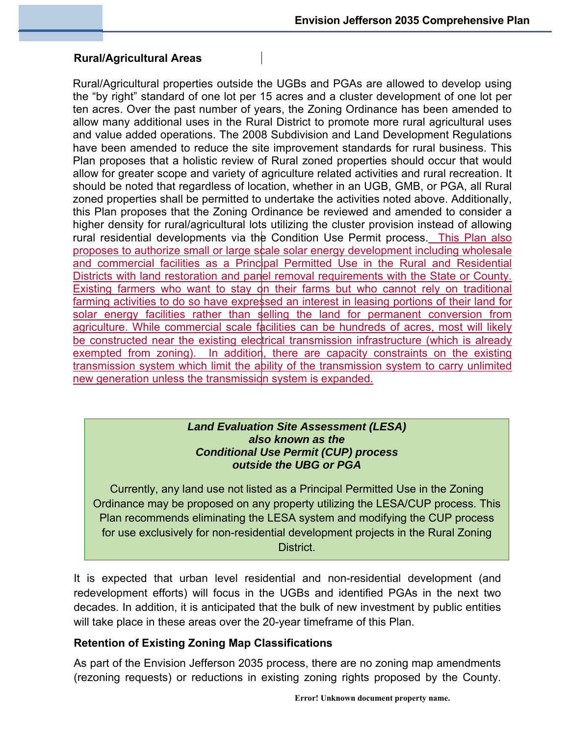### Rural/Agricultural Areas

Rural/Agricultural properties outside the UGBs and PGAs are allowed to develop using the "by right" standard of one lot per 15 acres and a cluster development of one lot per ten acres. Over the past number of years, the Zoning Ordinance has been amended to allow many additional uses in the Rural District to promote more rural agricultural uses and value added operations. The 2008 Subdivision and Land Development Regulations have been amended to reduce the site improvement standards for rural business. This Plan proposes that a holistic review of Rural zoned properties should occur that would allow for greater scope and variety of agriculture related activities and rural recreation. It should be noted that regardless of location, whether in an UGB, GMB, or PGA, all Rural zoned properties shall be permitted to undertake the activities noted above. Additionally, this Plan proposes that the Zoning Ordinance be reviewed and amended to consider a higher density for rural/agricultural lots utilizing the cluster provision instead of allowing rural residential developments via the Condition Use Permit process. This Plan also proposes to authorize small or large scale solar energy development including wholesale and commercial facilities as a Principal Permitted Use in the Rural and Residential Districts with land restoration and panel removal requirements with the State or County. Existing farmers who want to stay on their farms but who cannot rely on traditional farming activities to do so have expressed an interest in leasing portions of their land for solar energy facilities rather than selling the land for permanent conversion from agriculture. While commercial scale facilities can be hundreds of acres, most will likely be constructed near the existing electrical transmission infrastructure (which is already exempted from zoning). In addition, there are capacity constraints on the existing transmission system which limit the ability of the transmission system to carry unlimited new generation unless the transmission system is expanded.

***Land Evaluation Site Assessment (LESA)***
***also known as the***
***Conditional Use Permit (CUP) process***
***outside the UBG or PGA***

Currently, any land use not listed as a Principal Permitted Use in the Zoning Ordinance may be proposed on any property utilizing the LESA/CUP process. This Plan recommends eliminating the LESA system and modifying the CUP process for use exclusively for non-residential development projects in the Rural Zoning District.

It is expected that urban level residential and non-residential development (and redevelopment efforts) will focus in the UGBs and identified PGAs in the next two decades. In addition, it is anticipated that the bulk of new investment by public entities will take place in these areas over the 20-year timeframe of this Plan.

### Retention of Existing Zoning Map Classifications

As part of the Envision Jefferson 2035 process, there are no zoning map amendments (rezoning requests) or reductions in existing zoning rights proposed by the County.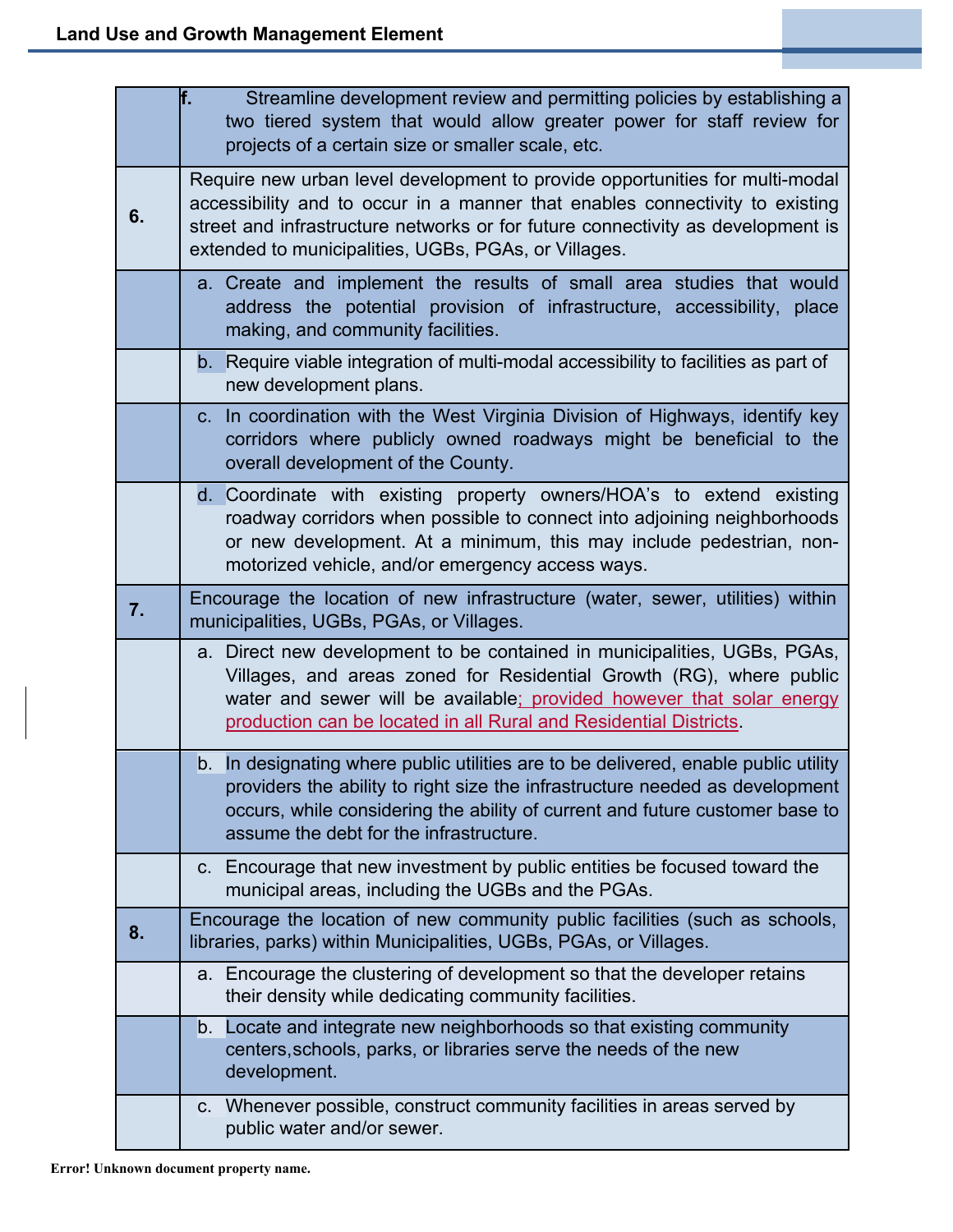| | |
|---|---|
| | **f.** Streamline development review and permitting policies by establishing a two tiered system that would allow greater power for staff review for projects of a certain size or smaller scale, etc. |
| **6.** | Require new urban level development to provide opportunities for multi-modal accessibility and to occur in a manner that enables connectivity to existing street and infrastructure networks or for future connectivity as development is extended to municipalities, UGBs, PGAs, or Villages. |
| | a. Create and implement the results of small area studies that would address the potential provision of infrastructure, accessibility, place making, and community facilities. |
| | b. Require viable integration of multi-modal accessibility to facilities as part of new development plans. |
| | c. In coordination with the West Virginia Division of Highways, identify key corridors where publicly owned roadways might be beneficial to the overall development of the County. |
| | d. Coordinate with existing property owners/HOA's to extend existing roadway corridors when possible to connect into adjoining neighborhoods or new development. At a minimum, this may include pedestrian, non-motorized vehicle, and/or emergency access ways. |
| **7.** | Encourage the location of new infrastructure (water, sewer, utilities) within municipalities, UGBs, PGAs, or Villages. |
| | a. Direct new development to be contained in municipalities, UGBs, PGAs, Villages, and areas zoned for Residential Growth (RG), where public water and sewer will be available; provided however that solar energy production can be located in all Rural and Residential Districts. |
| | b. In designating where public utilities are to be delivered, enable public utility providers the ability to right size the infrastructure needed as development occurs, while considering the ability of current and future customer base to assume the debt for the infrastructure. |
| | c. Encourage that new investment by public entities be focused toward the municipal areas, including the UGBs and the PGAs. |
| **8.** | Encourage the location of new community public facilities (such as schools, libraries, parks) within Municipalities, UGBs, PGAs, or Villages. |
| | a. Encourage the clustering of development so that the developer retains their density while dedicating community facilities. |
| | b. Locate and integrate new neighborhoods so that existing community centers, schools, parks, or libraries serve the needs of the new development. |
| | c. Whenever possible, construct community facilities in areas served by public water and/or sewer. |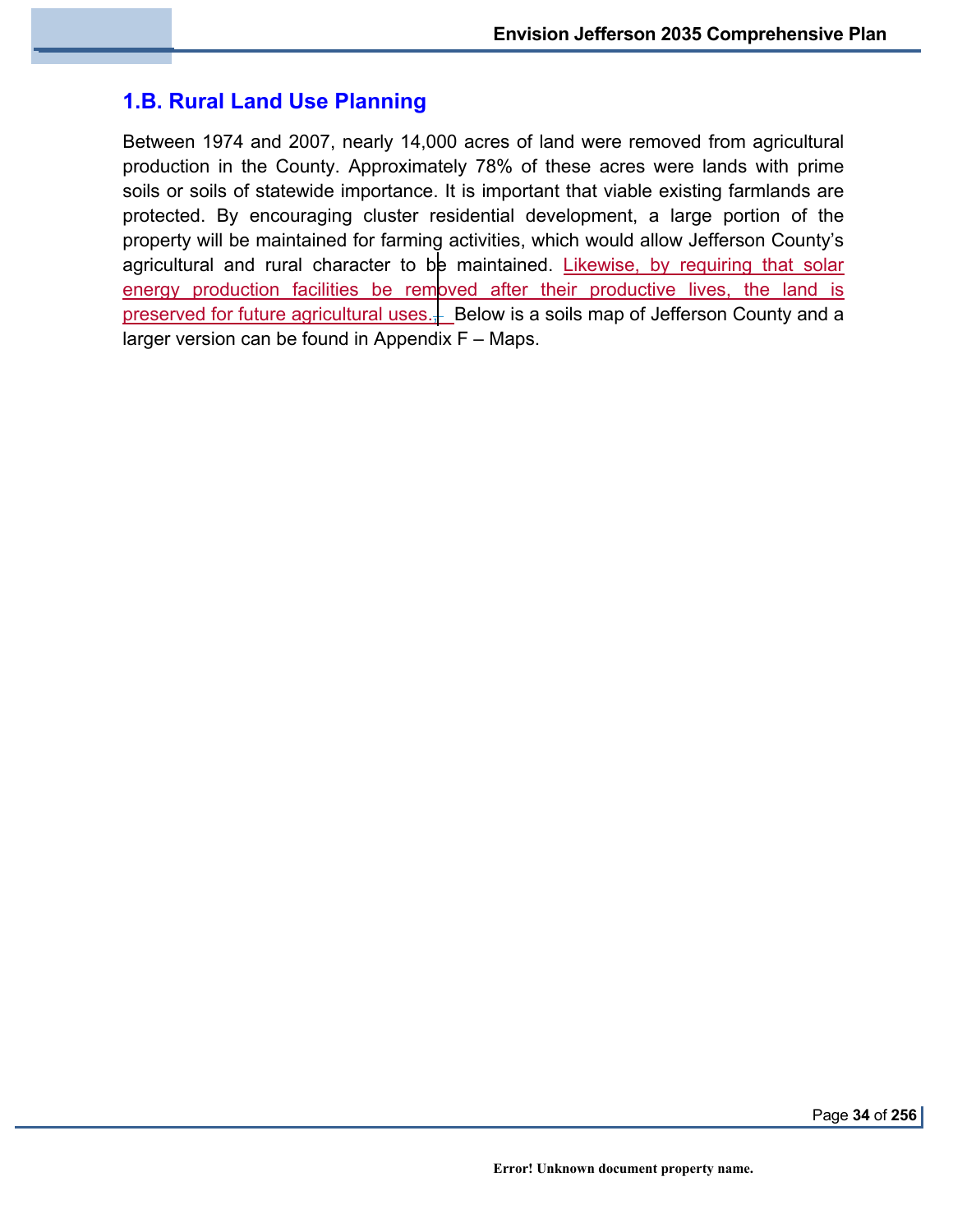## 1.B. Rural Land Use Planning

Between 1974 and 2007, nearly 14,000 acres of land were removed from agricultural production in the County. Approximately 78% of these acres were lands with prime soils or soils of statewide importance. It is important that viable existing farmlands are protected. By encouraging cluster residential development, a large portion of the property will be maintained for farming activities, which would allow Jefferson County's agricultural and rural character to be maintained. Likewise, by requiring that solar energy production facilities be removed after their productive lives, the land is preserved for future agricultural uses. Below is a soils map of Jefferson County and a larger version can be found in Appendix F – Maps.

Error! Unknown document property name.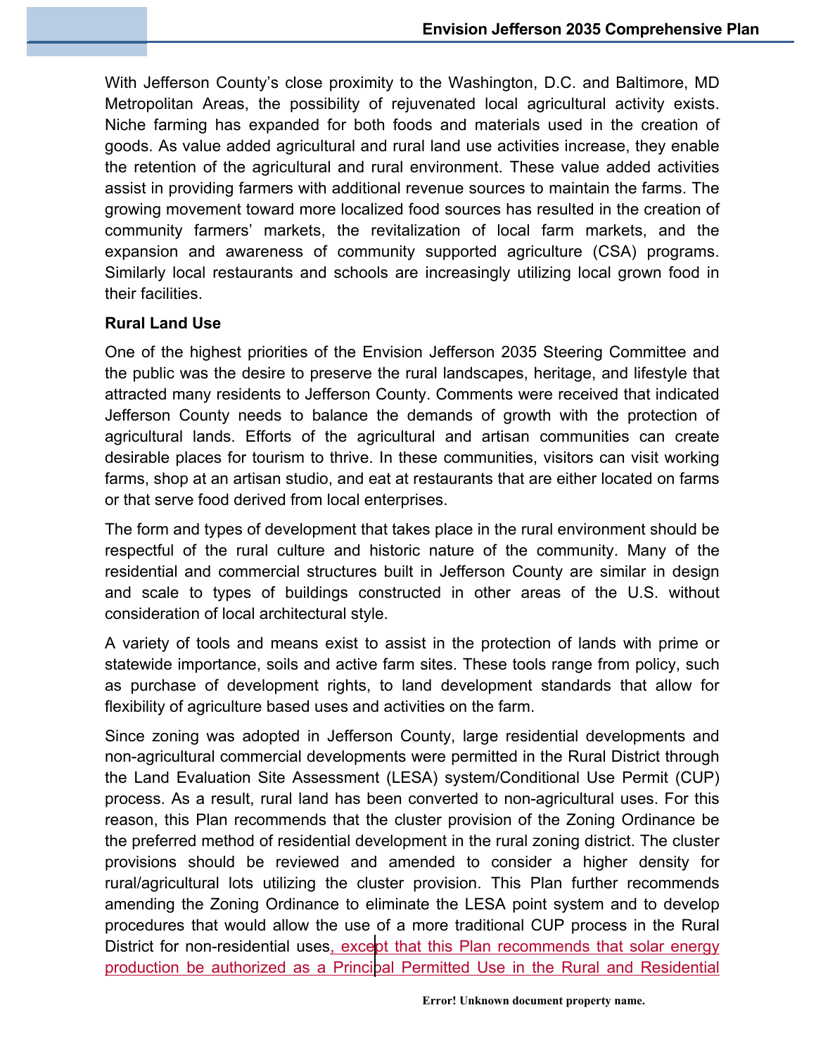With Jefferson County's close proximity to the Washington, D.C. and Baltimore, MD Metropolitan Areas, the possibility of rejuvenated local agricultural activity exists. Niche farming has expanded for both foods and materials used in the creation of goods. As value added agricultural and rural land use activities increase, they enable the retention of the agricultural and rural environment. These value added activities assist in providing farmers with additional revenue sources to maintain the farms. The growing movement toward more localized food sources has resulted in the creation of community farmers' markets, the revitalization of local farm markets, and the expansion and awareness of community supported agriculture (CSA) programs. Similarly local restaurants and schools are increasingly utilizing local grown food in their facilities.

**Rural Land Use**

One of the highest priorities of the Envision Jefferson 2035 Steering Committee and the public was the desire to preserve the rural landscapes, heritage, and lifestyle that attracted many residents to Jefferson County. Comments were received that indicated Jefferson County needs to balance the demands of growth with the protection of agricultural lands. Efforts of the agricultural and artisan communities can create desirable places for tourism to thrive. In these communities, visitors can visit working farms, shop at an artisan studio, and eat at restaurants that are either located on farms or that serve food derived from local enterprises.

The form and types of development that takes place in the rural environment should be respectful of the rural culture and historic nature of the community. Many of the residential and commercial structures built in Jefferson County are similar in design and scale to types of buildings constructed in other areas of the U.S. without consideration of local architectural style.

A variety of tools and means exist to assist in the protection of lands with prime or statewide importance, soils and active farm sites. These tools range from policy, such as purchase of development rights, to land development standards that allow for flexibility of agriculture based uses and activities on the farm.

Since zoning was adopted in Jefferson County, large residential developments and non-agricultural commercial developments were permitted in the Rural District through the Land Evaluation Site Assessment (LESA) system/Conditional Use Permit (CUP) process. As a result, rural land has been converted to non-agricultural uses. For this reason, this Plan recommends that the cluster provision of the Zoning Ordinance be the preferred method of residential development in the rural zoning district. The cluster provisions should be reviewed and amended to consider a higher density for rural/agricultural lots utilizing the cluster provision. This Plan further recommends amending the Zoning Ordinance to eliminate the LESA point system and to develop procedures that would allow the use of a more traditional CUP process in the Rural District for non-residential uses, except that this Plan recommends that solar energy production be authorized as a Principal Permitted Use in the Rural and Residential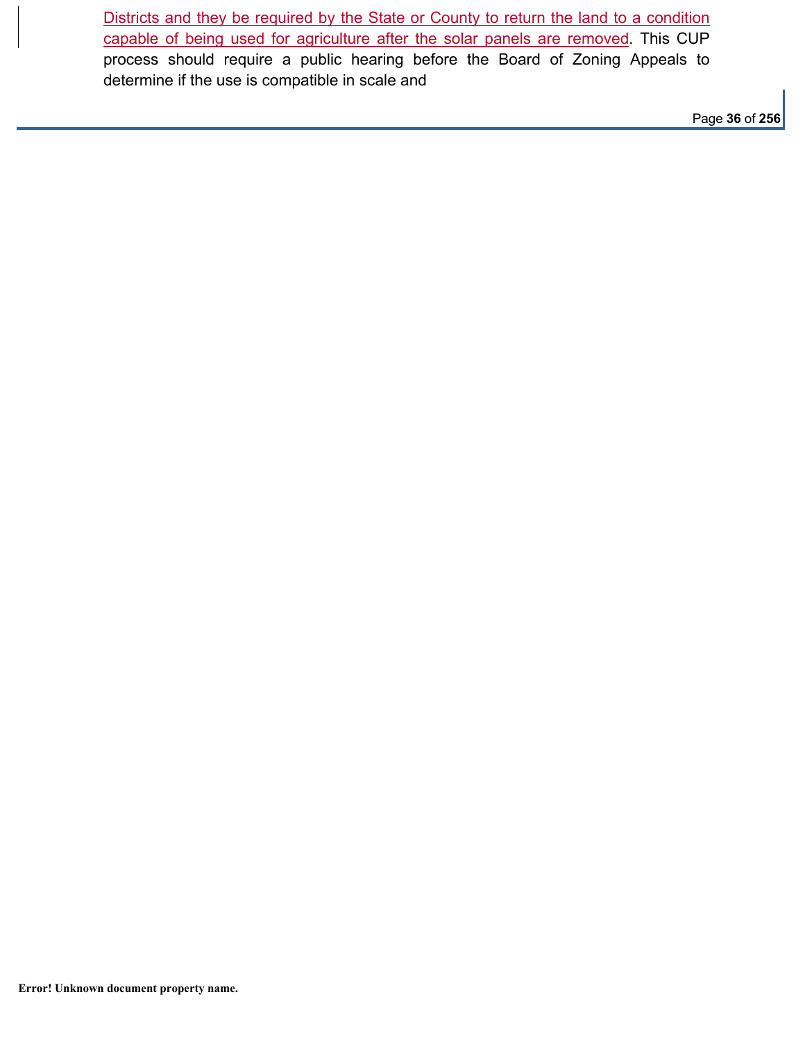<u>Districts and they be required by the State or County to return the land to a condition capable of being used for agriculture after the solar panels are removed</u>. This CUP process should require a public hearing before the Board of Zoning Appeals to determine if the use is compatible in scale and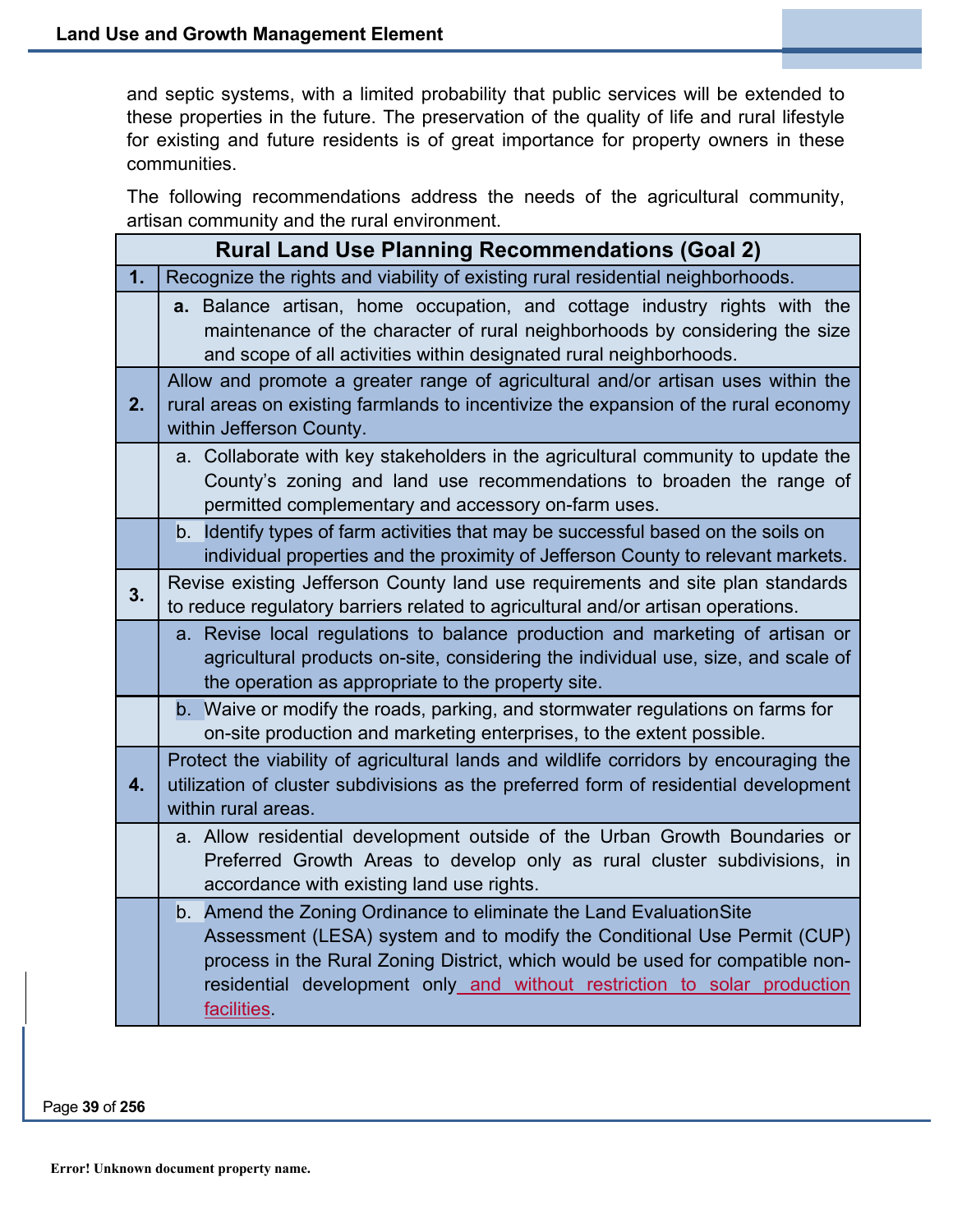and septic systems, with a limited probability that public services will be extended to these properties in the future. The preservation of the quality of life and rural lifestyle for existing and future residents is of great importance for property owners in these communities.

The following recommendations address the needs of the agricultural community, artisan community and the rural environment.

| Rural Land Use Planning Recommendations (Goal 2) | |
|---|---|
| **1.** | Recognize the rights and viability of existing rural residential neighborhoods. |
| | **a.** Balance artisan, home occupation, and cottage industry rights with the maintenance of the character of rural neighborhoods by considering the size and scope of all activities within designated rural neighborhoods. |
| **2.** | Allow and promote a greater range of agricultural and/or artisan uses within the rural areas on existing farmlands to incentivize the expansion of the rural economy within Jefferson County. |
| | a. Collaborate with key stakeholders in the agricultural community to update the County's zoning and land use recommendations to broaden the range of permitted complementary and accessory on-farm uses. |
| | b. Identify types of farm activities that may be successful based on the soils on individual properties and the proximity of Jefferson County to relevant markets. |
| **3.** | Revise existing Jefferson County land use requirements and site plan standards to reduce regulatory barriers related to agricultural and/or artisan operations. |
| | a. Revise local regulations to balance production and marketing of artisan or agricultural products on-site, considering the individual use, size, and scale of the operation as appropriate to the property site. |
| | b. Waive or modify the roads, parking, and stormwater regulations on farms for on-site production and marketing enterprises, to the extent possible. |
| **4.** | Protect the viability of agricultural lands and wildlife corridors by encouraging the utilization of cluster subdivisions as the preferred form of residential development within rural areas. |
| | a. Allow residential development outside of the Urban Growth Boundaries or Preferred Growth Areas to develop only as rural cluster subdivisions, in accordance with existing land use rights. |
| | b. Amend the Zoning Ordinance to eliminate the Land EvaluationSite Assessment (LESA) system and to modify the Conditional Use Permit (CUP) process in the Rural Zoning District, which would be used for compatible non-residential development only and without restriction to solar production facilities. |

Error! Unknown document property name.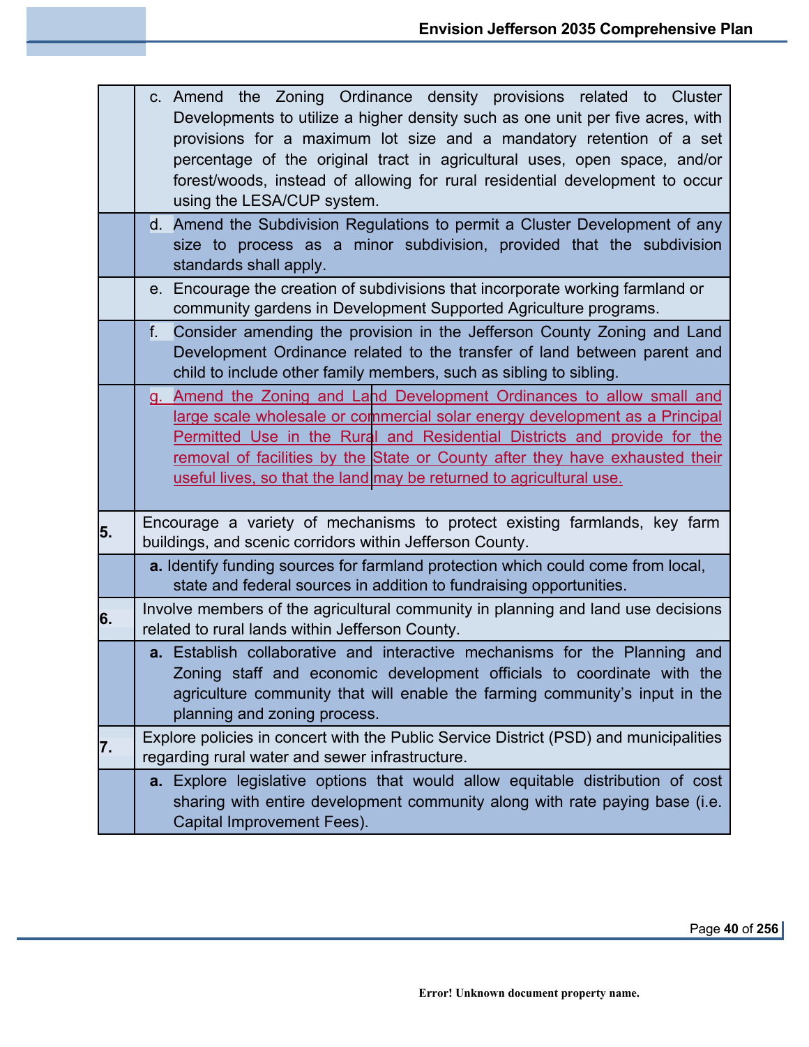| | |
|---|---|
| | c. Amend the Zoning Ordinance density provisions related to Cluster Developments to utilize a higher density such as one unit per five acres, with provisions for a maximum lot size and a mandatory retention of a set percentage of the original tract in agricultural uses, open space, and/or forest/woods, instead of allowing for rural residential development to occur using the LESA/CUP system. |
| | d. Amend the Subdivision Regulations to permit a Cluster Development of any size to process as a minor subdivision, provided that the subdivision standards shall apply. |
| | e. Encourage the creation of subdivisions that incorporate working farmland or community gardens in Development Supported Agriculture programs. |
| | f. Consider amending the provision in the Jefferson County Zoning and Land Development Ordinance related to the transfer of land between parent and child to include other family members, such as sibling to sibling. |
| | g. Amend the Zoning and Land Development Ordinances to allow small and large scale wholesale or commercial solar energy development as a Principal Permitted Use in the Rural and Residential Districts and provide for the removal of facilities by the State or County after they have exhausted their useful lives, so that the land may be returned to agricultural use. |
| **5.** | Encourage a variety of mechanisms to protect existing farmlands, key farm buildings, and scenic corridors within Jefferson County. |
| | **a.** Identify funding sources for farmland protection which could come from local, state and federal sources in addition to fundraising opportunities. |
| **6.** | Involve members of the agricultural community in planning and land use decisions related to rural lands within Jefferson County. |
| | **a.** Establish collaborative and interactive mechanisms for the Planning and Zoning staff and economic development officials to coordinate with the agriculture community that will enable the farming community's input in the planning and zoning process. |
| **7.** | Explore policies in concert with the Public Service District (PSD) and municipalities regarding rural water and sewer infrastructure. |
| | **a.** Explore legislative options that would allow equitable distribution of cost sharing with entire development community along with rate paying base (i.e. Capital Improvement Fees). |

**Error! Unknown document property name.**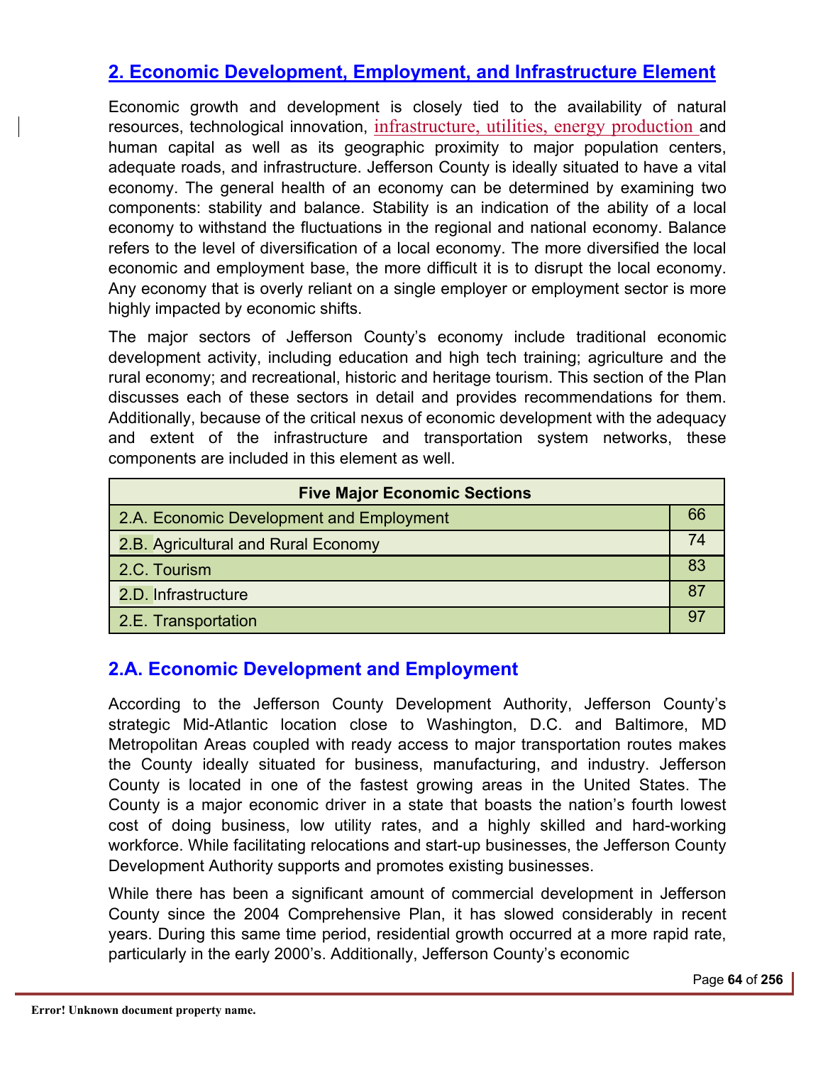## 2. Economic Development, Employment, and Infrastructure Element

Economic growth and development is closely tied to the availability of natural resources, technological innovation, infrastructure, utilities, energy production and human capital as well as its geographic proximity to major population centers, adequate roads, and infrastructure. Jefferson County is ideally situated to have a vital economy. The general health of an economy can be determined by examining two components: stability and balance. Stability is an indication of the ability of a local economy to withstand the fluctuations in the regional and national economy. Balance refers to the level of diversification of a local economy. The more diversified the local economic and employment base, the more difficult it is to disrupt the local economy. Any economy that is overly reliant on a single employer or employment sector is more highly impacted by economic shifts.

The major sectors of Jefferson County's economy include traditional economic development activity, including education and high tech training; agriculture and the rural economy; and recreational, historic and heritage tourism. This section of the Plan discusses each of these sectors in detail and provides recommendations for them. Additionally, because of the critical nexus of economic development with the adequacy and extent of the infrastructure and transportation system networks, these components are included in this element as well.

| Five Major Economic Sections | |
|---|---|
| 2.A. Economic Development and Employment | 66 |
| 2.B. Agricultural and Rural Economy | 74 |
| 2.C. Tourism | 83 |
| 2.D. Infrastructure | 87 |
| 2.E. Transportation | 97 |

### 2.A. Economic Development and Employment

According to the Jefferson County Development Authority, Jefferson County's strategic Mid-Atlantic location close to Washington, D.C. and Baltimore, MD Metropolitan Areas coupled with ready access to major transportation routes makes the County ideally situated for business, manufacturing, and industry. Jefferson County is located in one of the fastest growing areas in the United States. The County is a major economic driver in a state that boasts the nation's fourth lowest cost of doing business, low utility rates, and a highly skilled and hard-working workforce. While facilitating relocations and start-up businesses, the Jefferson County Development Authority supports and promotes existing businesses.

While there has been a significant amount of commercial development in Jefferson County since the 2004 Comprehensive Plan, it has slowed considerably in recent years. During this same time period, residential growth occurred at a more rapid rate, particularly in the early 2000's. Additionally, Jefferson County's economic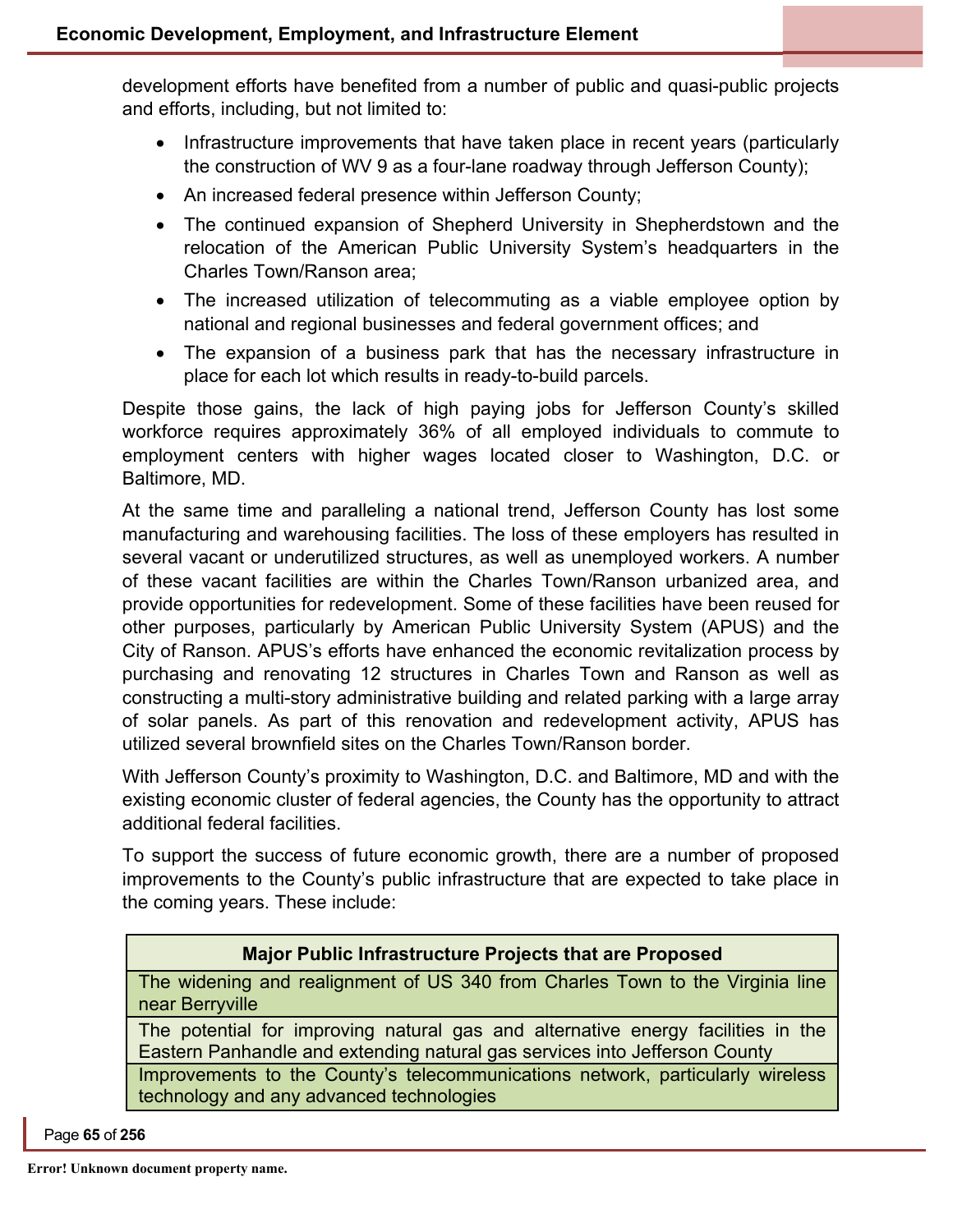development efforts have benefited from a number of public and quasi-public projects and efforts, including, but not limited to:

- Infrastructure improvements that have taken place in recent years (particularly the construction of WV 9 as a four-lane roadway through Jefferson County);
- An increased federal presence within Jefferson County;
- The continued expansion of Shepherd University in Shepherdstown and the relocation of the American Public University System's headquarters in the Charles Town/Ranson area;
- The increased utilization of telecommuting as a viable employee option by national and regional businesses and federal government offices; and
- The expansion of a business park that has the necessary infrastructure in place for each lot which results in ready-to-build parcels.

Despite those gains, the lack of high paying jobs for Jefferson County's skilled workforce requires approximately 36% of all employed individuals to commute to employment centers with higher wages located closer to Washington, D.C. or Baltimore, MD.

At the same time and paralleling a national trend, Jefferson County has lost some manufacturing and warehousing facilities. The loss of these employers has resulted in several vacant or underutilized structures, as well as unemployed workers. A number of these vacant facilities are within the Charles Town/Ranson urbanized area, and provide opportunities for redevelopment. Some of these facilities have been reused for other purposes, particularly by American Public University System (APUS) and the City of Ranson. APUS's efforts have enhanced the economic revitalization process by purchasing and renovating 12 structures in Charles Town and Ranson as well as constructing a multi-story administrative building and related parking with a large array of solar panels. As part of this renovation and redevelopment activity, APUS has utilized several brownfield sites on the Charles Town/Ranson border.

With Jefferson County's proximity to Washington, D.C. and Baltimore, MD and with the existing economic cluster of federal agencies, the County has the opportunity to attract additional federal facilities.

To support the success of future economic growth, there are a number of proposed improvements to the County's public infrastructure that are expected to take place in the coming years. These include:

| Major Public Infrastructure Projects that are Proposed |
| --- |
| The widening and realignment of US 340 from Charles Town to the Virginia line near Berryville |
| The potential for improving natural gas and alternative energy facilities in the Eastern Panhandle and extending natural gas services into Jefferson County |
| Improvements to the County's telecommunications network, particularly wireless technology and any advanced technologies |

Error! Unknown document property name.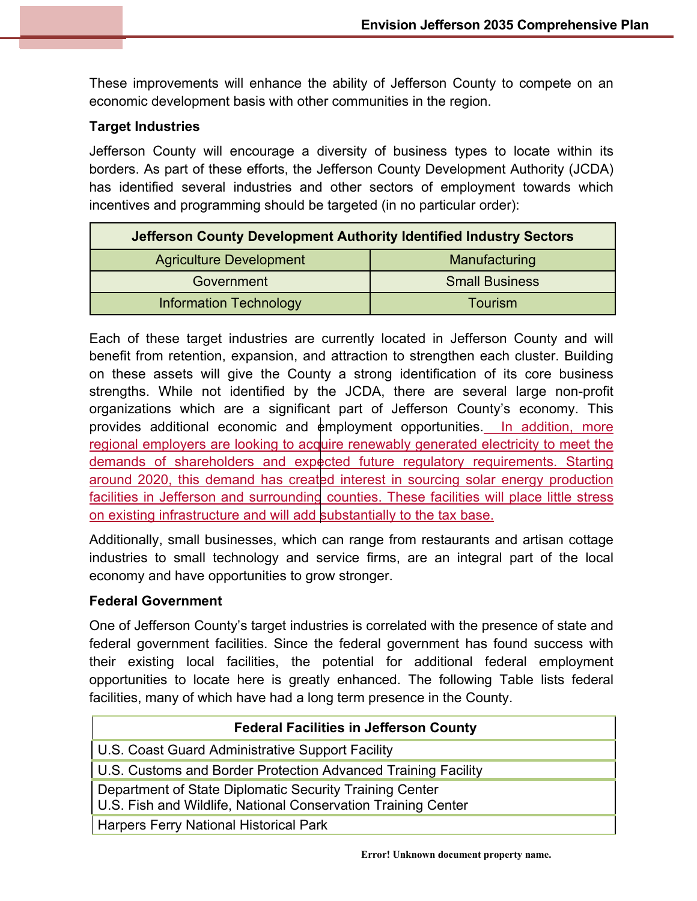These improvements will enhance the ability of Jefferson County to compete on an economic development basis with other communities in the region.

**Target Industries**

Jefferson County will encourage a diversity of business types to locate within its borders. As part of these efforts, the Jefferson County Development Authority (JCDA) has identified several industries and other sectors of employment towards which incentives and programming should be targeted (in no particular order):

| Jefferson County Development Authority Identified Industry Sectors | |
|---|---|
| Agriculture Development | Manufacturing |
| Government | Small Business |
| Information Technology | Tourism |

Each of these target industries are currently located in Jefferson County and will benefit from retention, expansion, and attraction to strengthen each cluster. Building on these assets will give the County a strong identification of its core business strengths. While not identified by the JCDA, there are several large non-profit organizations which are a significant part of Jefferson County's economy. This provides additional economic and employment opportunities. In addition, more regional employers are looking to acquire renewably generated electricity to meet the demands of shareholders and expected future regulatory requirements. Starting around 2020, this demand has created interest in sourcing solar energy production facilities in Jefferson and surrounding counties. These facilities will place little stress on existing infrastructure and will add substantially to the tax base.

Additionally, small businesses, which can range from restaurants and artisan cottage industries to small technology and service firms, are an integral part of the local economy and have opportunities to grow stronger.

**Federal Government**

One of Jefferson County's target industries is correlated with the presence of state and federal government facilities. Since the federal government has found success with their existing local facilities, the potential for additional federal employment opportunities to locate here is greatly enhanced. The following Table lists federal facilities, many of which have had a long term presence in the County.

| Federal Facilities in Jefferson County |
|---|
| U.S. Coast Guard Administrative Support Facility |
| U.S. Customs and Border Protection Advanced Training Facility |
| Department of State Diplomatic Security Training Center<br>U.S. Fish and Wildlife, National Conservation Training Center |
| Harpers Ferry National Historical Park |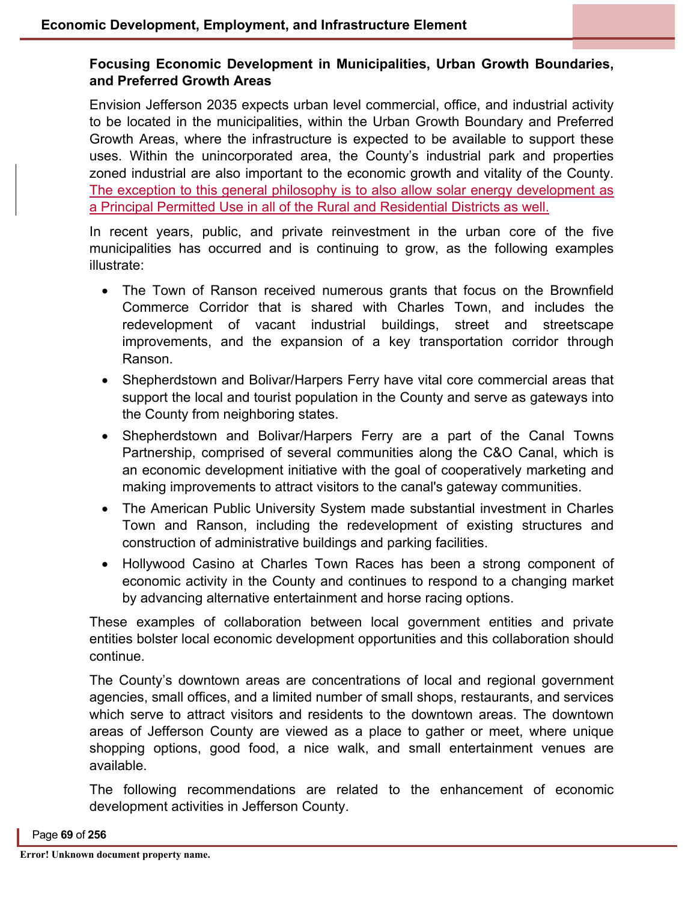### Focusing Economic Development in Municipalities, Urban Growth Boundaries, and Preferred Growth Areas

Envision Jefferson 2035 expects urban level commercial, office, and industrial activity to be located in the municipalities, within the Urban Growth Boundary and Preferred Growth Areas, where the infrastructure is expected to be available to support these uses. Within the unincorporated area, the County's industrial park and properties zoned industrial are also important to the economic growth and vitality of the County. The exception to this general philosophy is to also allow solar energy development as a Principal Permitted Use in all of the Rural and Residential Districts as well.

In recent years, public, and private reinvestment in the urban core of the five municipalities has occurred and is continuing to grow, as the following examples illustrate:

- The Town of Ranson received numerous grants that focus on the Brownfield Commerce Corridor that is shared with Charles Town, and includes the redevelopment of vacant industrial buildings, street and streetscape improvements, and the expansion of a key transportation corridor through Ranson.
- Shepherdstown and Bolivar/Harpers Ferry have vital core commercial areas that support the local and tourist population in the County and serve as gateways into the County from neighboring states.
- Shepherdstown and Bolivar/Harpers Ferry are a part of the Canal Towns Partnership, comprised of several communities along the C&O Canal, which is an economic development initiative with the goal of cooperatively marketing and making improvements to attract visitors to the canal's gateway communities.
- The American Public University System made substantial investment in Charles Town and Ranson, including the redevelopment of existing structures and construction of administrative buildings and parking facilities.
- Hollywood Casino at Charles Town Races has been a strong component of economic activity in the County and continues to respond to a changing market by advancing alternative entertainment and horse racing options.

These examples of collaboration between local government entities and private entities bolster local economic development opportunities and this collaboration should continue.

The County's downtown areas are concentrations of local and regional government agencies, small offices, and a limited number of small shops, restaurants, and services which serve to attract visitors and residents to the downtown areas. The downtown areas of Jefferson County are viewed as a place to gather or meet, where unique shopping options, good food, a nice walk, and small entertainment venues are available.

The following recommendations are related to the enhancement of economic development activities in Jefferson County.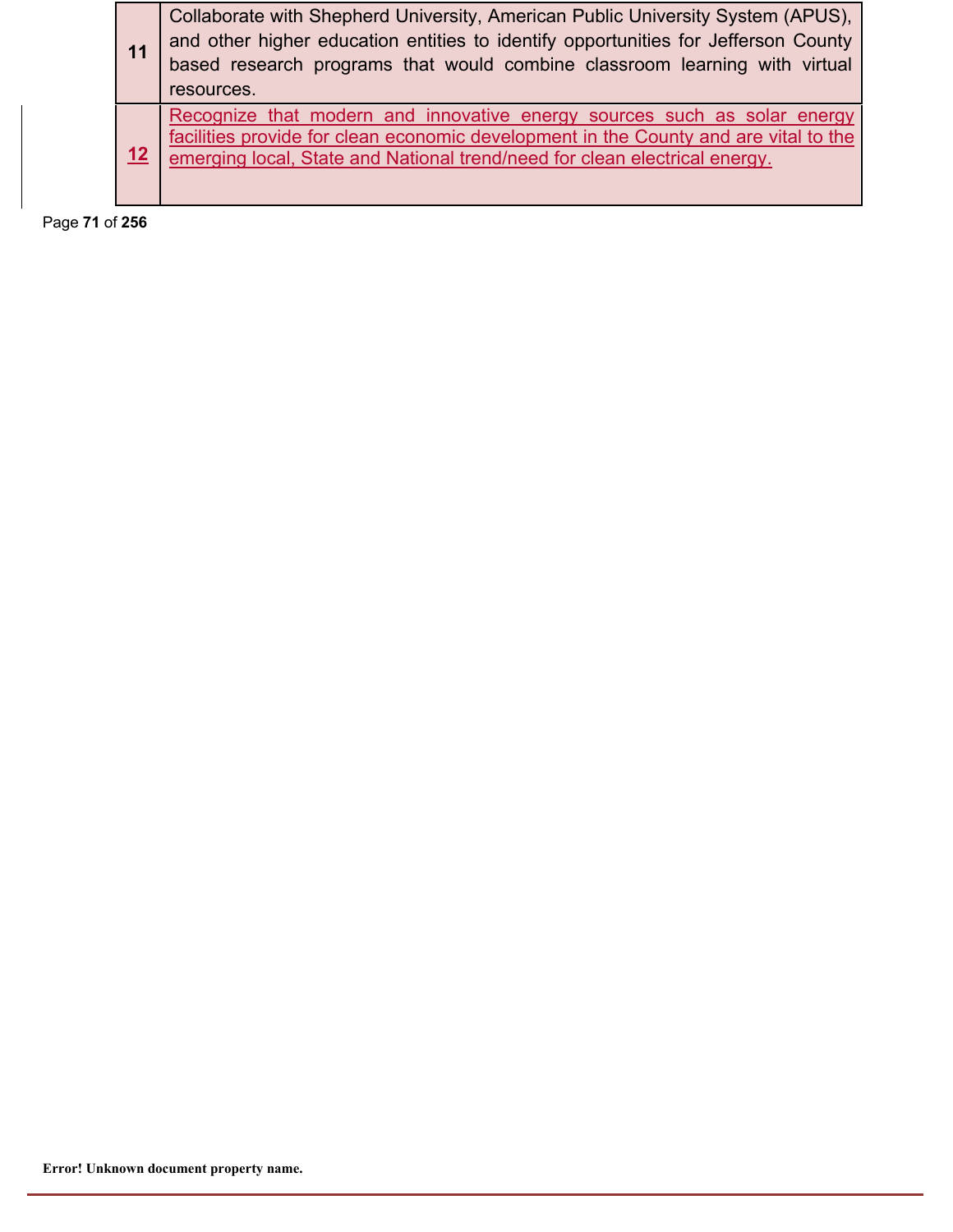| | |
|---|---|
| 11 | Collaborate with Shepherd University, American Public University System (APUS), and other higher education entities to identify opportunities for Jefferson County based research programs that would combine classroom learning with virtual resources. |
| 12 | Recognize that modern and innovative energy sources such as solar energy facilities provide for clean economic development in the County and are vital to the emerging local, State and National trend/need for clean electrical energy. |

Error! Unknown document property name.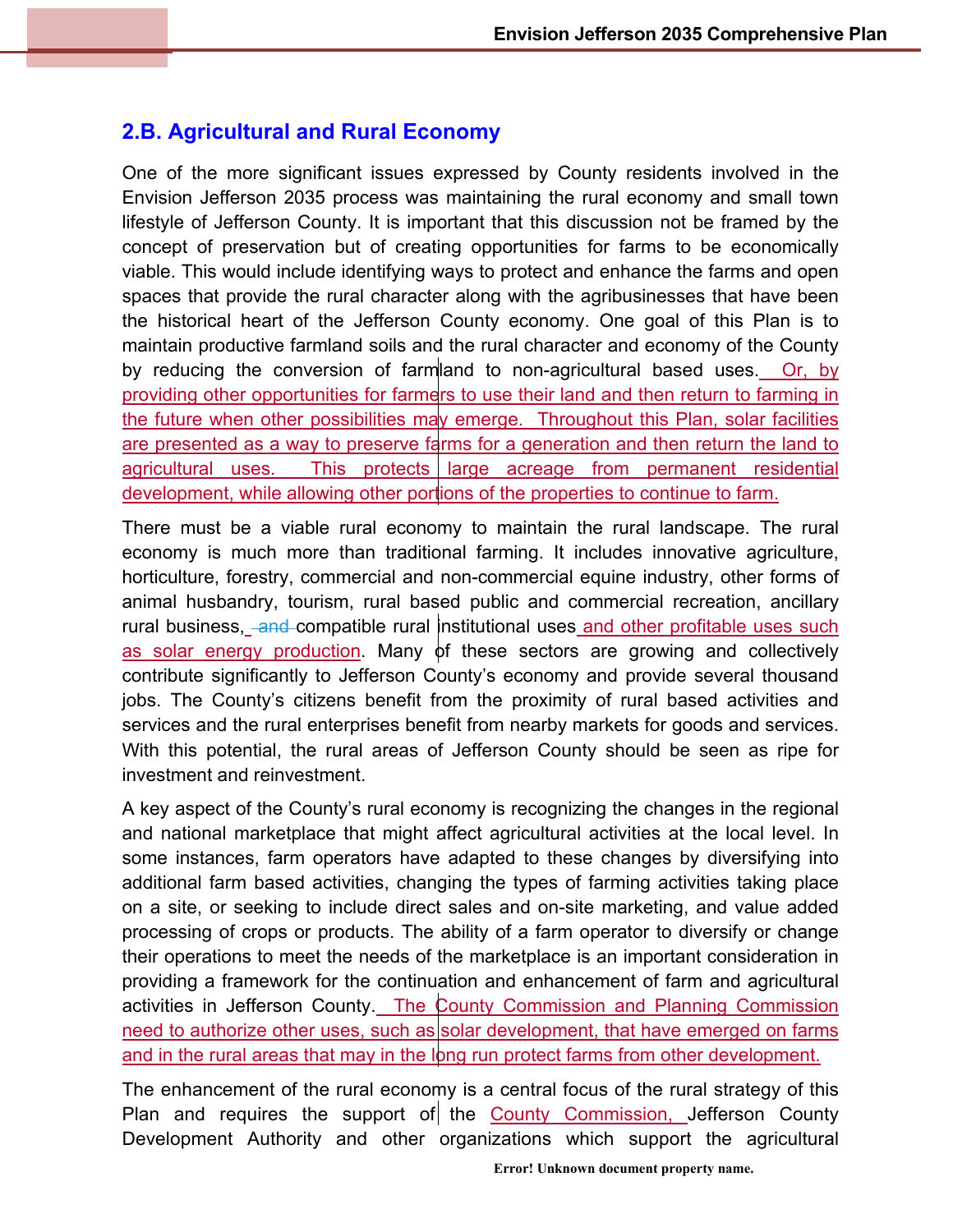## 2.B. Agricultural and Rural Economy

One of the more significant issues expressed by County residents involved in the Envision Jefferson 2035 process was maintaining the rural economy and small town lifestyle of Jefferson County. It is important that this discussion not be framed by the concept of preservation but of creating opportunities for farms to be economically viable. This would include identifying ways to protect and enhance the farms and open spaces that provide the rural character along with the agribusinesses that have been the historical heart of the Jefferson County economy. One goal of this Plan is to maintain productive farmland soils and the rural character and economy of the County by reducing the conversion of farmland to non-agricultural based uses. Or, by providing other opportunities for farmers to use their land and then return to farming in the future when other possibilities may emerge. Throughout this Plan, solar facilities are presented as a way to preserve farms for a generation and then return the land to agricultural uses. This protects large acreage from permanent residential development, while allowing other portions of the properties to continue to farm.

There must be a viable rural economy to maintain the rural landscape. The rural economy is much more than traditional farming. It includes innovative agriculture, horticulture, forestry, commercial and non-commercial equine industry, other forms of animal husbandry, tourism, rural based public and commercial recreation, ancillary rural business, ~~and~~ compatible rural institutional uses and other profitable uses such as solar energy production. Many of these sectors are growing and collectively contribute significantly to Jefferson County's economy and provide several thousand jobs. The County's citizens benefit from the proximity of rural based activities and services and the rural enterprises benefit from nearby markets for goods and services. With this potential, the rural areas of Jefferson County should be seen as ripe for investment and reinvestment.

A key aspect of the County's rural economy is recognizing the changes in the regional and national marketplace that might affect agricultural activities at the local level. In some instances, farm operators have adapted to these changes by diversifying into additional farm based activities, changing the types of farming activities taking place on a site, or seeking to include direct sales and on-site marketing, and value added processing of crops or products. The ability of a farm operator to diversify or change their operations to meet the needs of the marketplace is an important consideration in providing a framework for the continuation and enhancement of farm and agricultural activities in Jefferson County. The County Commission and Planning Commission need to authorize other uses, such as solar development, that have emerged on farms and in the rural areas that may in the long run protect farms from other development.

The enhancement of the rural economy is a central focus of the rural strategy of this Plan and requires the support of the County Commission, Jefferson County Development Authority and other organizations which support the agricultural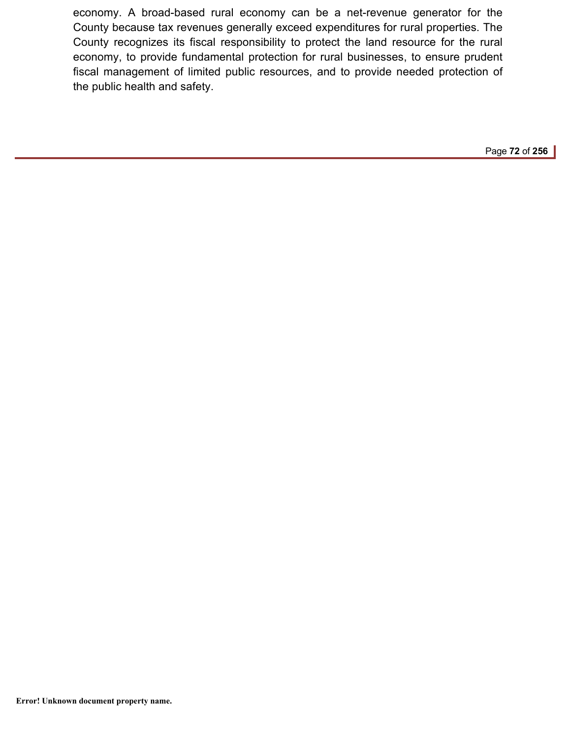economy. A broad-based rural economy can be a net-revenue generator for the County because tax revenues generally exceed expenditures for rural properties. The County recognizes its fiscal responsibility to protect the land resource for the rural economy, to provide fundamental protection for rural businesses, to ensure prudent fiscal management of limited public resources, and to provide needed protection of the public health and safety.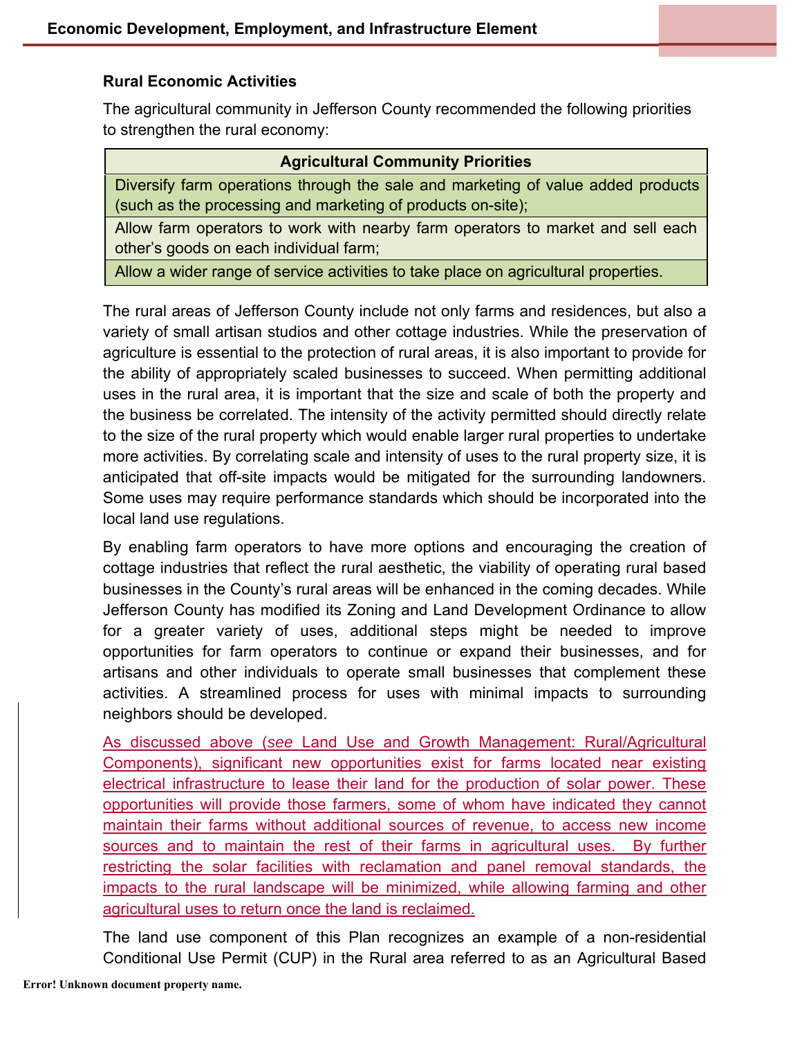### Rural Economic Activities

The agricultural community in Jefferson County recommended the following priorities to strengthen the rural economy:

| Agricultural Community Priorities |
|---|
| Diversify farm operations through the sale and marketing of value added products (such as the processing and marketing of products on-site); |
| Allow farm operators to work with nearby farm operators to market and sell each other's goods on each individual farm; |
| Allow a wider range of service activities to take place on agricultural properties. |

The rural areas of Jefferson County include not only farms and residences, but also a variety of small artisan studios and other cottage industries. While the preservation of agriculture is essential to the protection of rural areas, it is also important to provide for the ability of appropriately scaled businesses to succeed. When permitting additional uses in the rural area, it is important that the size and scale of both the property and the business be correlated. The intensity of the activity permitted should directly relate to the size of the rural property which would enable larger rural properties to undertake more activities. By correlating scale and intensity of uses to the rural property size, it is anticipated that off-site impacts would be mitigated for the surrounding landowners. Some uses may require performance standards which should be incorporated into the local land use regulations.

By enabling farm operators to have more options and encouraging the creation of cottage industries that reflect the rural aesthetic, the viability of operating rural based businesses in the County's rural areas will be enhanced in the coming decades. While Jefferson County has modified its Zoning and Land Development Ordinance to allow for a greater variety of uses, additional steps might be needed to improve opportunities for farm operators to continue or expand their businesses, and for artisans and other individuals to operate small businesses that complement these activities. A streamlined process for uses with minimal impacts to surrounding neighbors should be developed.

As discussed above (*see* Land Use and Growth Management: Rural/Agricultural Components), significant new opportunities exist for farms located near existing electrical infrastructure to lease their land for the production of solar power. These opportunities will provide those farmers, some of whom have indicated they cannot maintain their farms without additional sources of revenue, to access new income sources and to maintain the rest of their farms in agricultural uses. By further restricting the solar facilities with reclamation and panel removal standards, the impacts to the rural landscape will be minimized, while allowing farming and other agricultural uses to return once the land is reclaimed.

The land use component of this Plan recognizes an example of a non-residential Conditional Use Permit (CUP) in the Rural area referred to as an Agricultural Based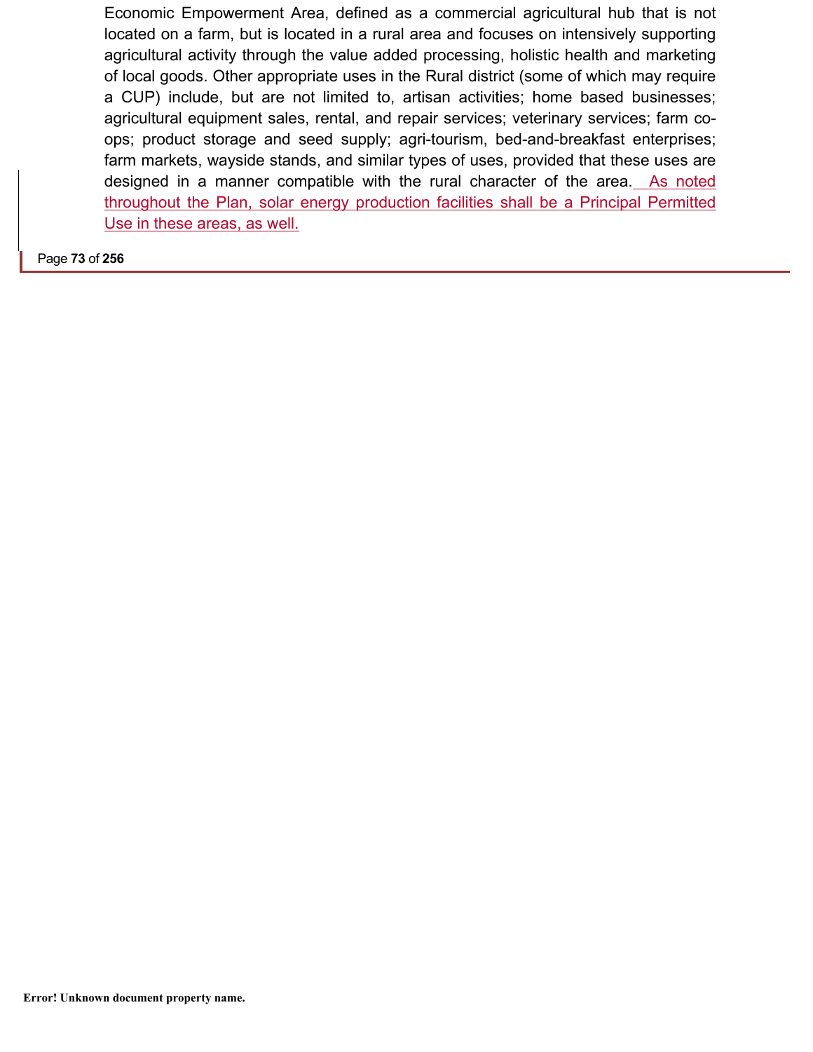Economic Empowerment Area, defined as a commercial agricultural hub that is not located on a farm, but is located in a rural area and focuses on intensively supporting agricultural activity through the value added processing, holistic health and marketing of local goods. Other appropriate uses in the Rural district (some of which may require a CUP) include, but are not limited to, artisan activities; home based businesses; agricultural equipment sales, rental, and repair services; veterinary services; farm co-ops; product storage and seed supply; agri-tourism, bed-and-breakfast enterprises; farm markets, wayside stands, and similar types of uses, provided that these uses are designed in a manner compatible with the rural character of the area. As noted throughout the Plan, solar energy production facilities shall be a Principal Permitted Use in these areas, as well.

Error! Unknown document property name.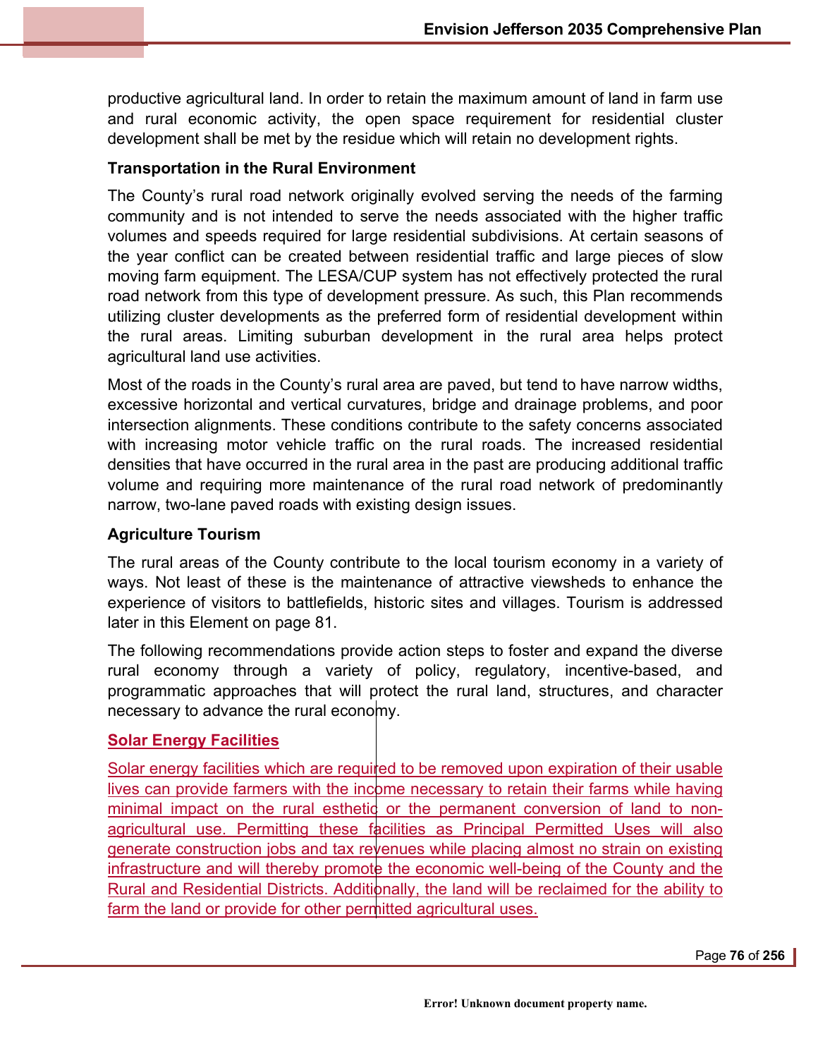productive agricultural land. In order to retain the maximum amount of land in farm use and rural economic activity, the open space requirement for residential cluster development shall be met by the residue which will retain no development rights.

**Transportation in the Rural Environment**

The County's rural road network originally evolved serving the needs of the farming community and is not intended to serve the needs associated with the higher traffic volumes and speeds required for large residential subdivisions. At certain seasons of the year conflict can be created between residential traffic and large pieces of slow moving farm equipment. The LESA/CUP system has not effectively protected the rural road network from this type of development pressure. As such, this Plan recommends utilizing cluster developments as the preferred form of residential development within the rural areas. Limiting suburban development in the rural area helps protect agricultural land use activities.

Most of the roads in the County's rural area are paved, but tend to have narrow widths, excessive horizontal and vertical curvatures, bridge and drainage problems, and poor intersection alignments. These conditions contribute to the safety concerns associated with increasing motor vehicle traffic on the rural roads. The increased residential densities that have occurred in the rural area in the past are producing additional traffic volume and requiring more maintenance of the rural road network of predominantly narrow, two-lane paved roads with existing design issues.

**Agriculture Tourism**

The rural areas of the County contribute to the local tourism economy in a variety of ways. Not least of these is the maintenance of attractive viewsheds to enhance the experience of visitors to battlefields, historic sites and villages. Tourism is addressed later in this Element on page 81.

The following recommendations provide action steps to foster and expand the diverse rural economy through a variety of policy, regulatory, incentive-based, and programmatic approaches that will protect the rural land, structures, and character necessary to advance the rural economy.

**Solar Energy Facilities**

Solar energy facilities which are required to be removed upon expiration of their usable lives can provide farmers with the income necessary to retain their farms while having minimal impact on the rural esthetic or the permanent conversion of land to non-agricultural use. Permitting these facilities as Principal Permitted Uses will also generate construction jobs and tax revenues while placing almost no strain on existing infrastructure and will thereby promote the economic well-being of the County and the Rural and Residential Districts. Additionally, the land will be reclaimed for the ability to farm the land or provide for other permitted agricultural uses.

Error! Unknown document property name.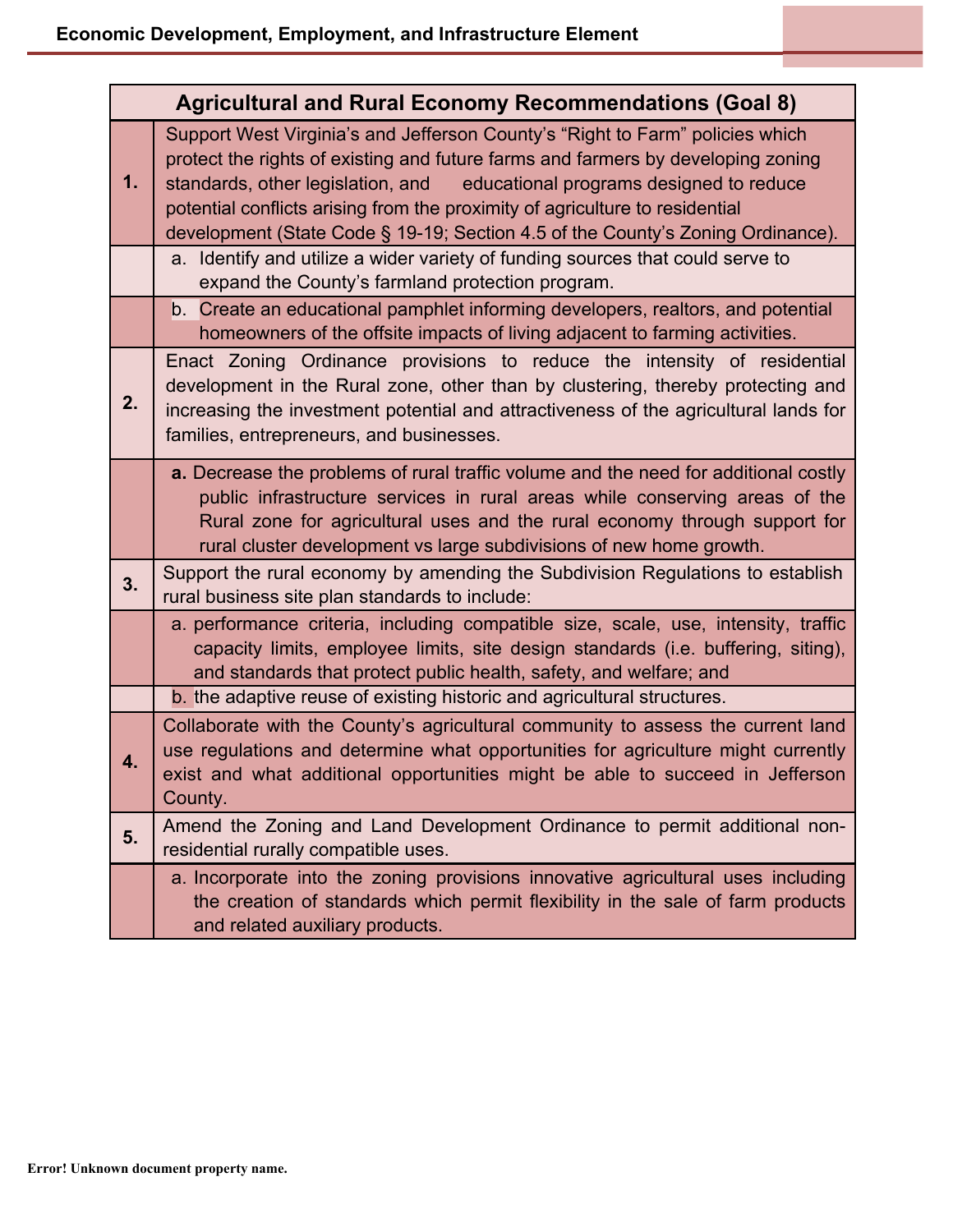| Agricultural and Rural Economy Recommendations (Goal 8) | |
|---|---|
| **1.** | Support West Virginia's and Jefferson County's "Right to Farm" policies which protect the rights of existing and future farms and farmers by developing zoning standards, other legislation, and educational programs designed to reduce potential conflicts arising from the proximity of agriculture to residential development (State Code § 19-19; Section 4.5 of the County's Zoning Ordinance). |
| | a. Identify and utilize a wider variety of funding sources that could serve to expand the County's farmland protection program. |
| | b. Create an educational pamphlet informing developers, realtors, and potential homeowners of the offsite impacts of living adjacent to farming activities. |
| **2.** | Enact Zoning Ordinance provisions to reduce the intensity of residential development in the Rural zone, other than by clustering, thereby protecting and increasing the investment potential and attractiveness of the agricultural lands for families, entrepreneurs, and businesses. |
| | **a.** Decrease the problems of rural traffic volume and the need for additional costly public infrastructure services in rural areas while conserving areas of the Rural zone for agricultural uses and the rural economy through support for rural cluster development vs large subdivisions of new home growth. |
| **3.** | Support the rural economy by amending the Subdivision Regulations to establish rural business site plan standards to include: |
| | a. performance criteria, including compatible size, scale, use, intensity, traffic capacity limits, employee limits, site design standards (i.e. buffering, siting), and standards that protect public health, safety, and welfare; and |
| | b. the adaptive reuse of existing historic and agricultural structures. |
| **4.** | Collaborate with the County's agricultural community to assess the current land use regulations and determine what opportunities for agriculture might currently exist and what additional opportunities might be able to succeed in Jefferson County. |
| **5.** | Amend the Zoning and Land Development Ordinance to permit additional non-residential rurally compatible uses. |
| | a. Incorporate into the zoning provisions innovative agricultural uses including the creation of standards which permit flexibility in the sale of farm products and related auxiliary products. |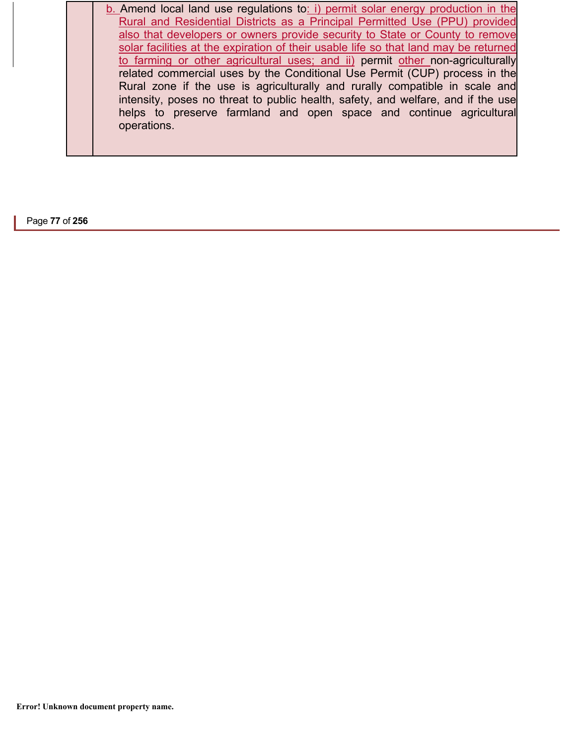| | b. Amend local land use regulations to: i) permit solar energy production in the Rural and Residential Districts as a Principal Permitted Use (PPU) provided also that developers or owners provide security to State or County to remove solar facilities at the expiration of their usable life so that land may be returned to farming or other agricultural uses; and ii) permit other non-agriculturally related commercial uses by the Conditional Use Permit (CUP) process in the Rural zone if the use is agriculturally and rurally compatible in scale and intensity, poses no threat to public health, safety, and welfare, and if the use helps to preserve farmland and open space and continue agricultural operations. |
|---|---|

Error! Unknown document property name.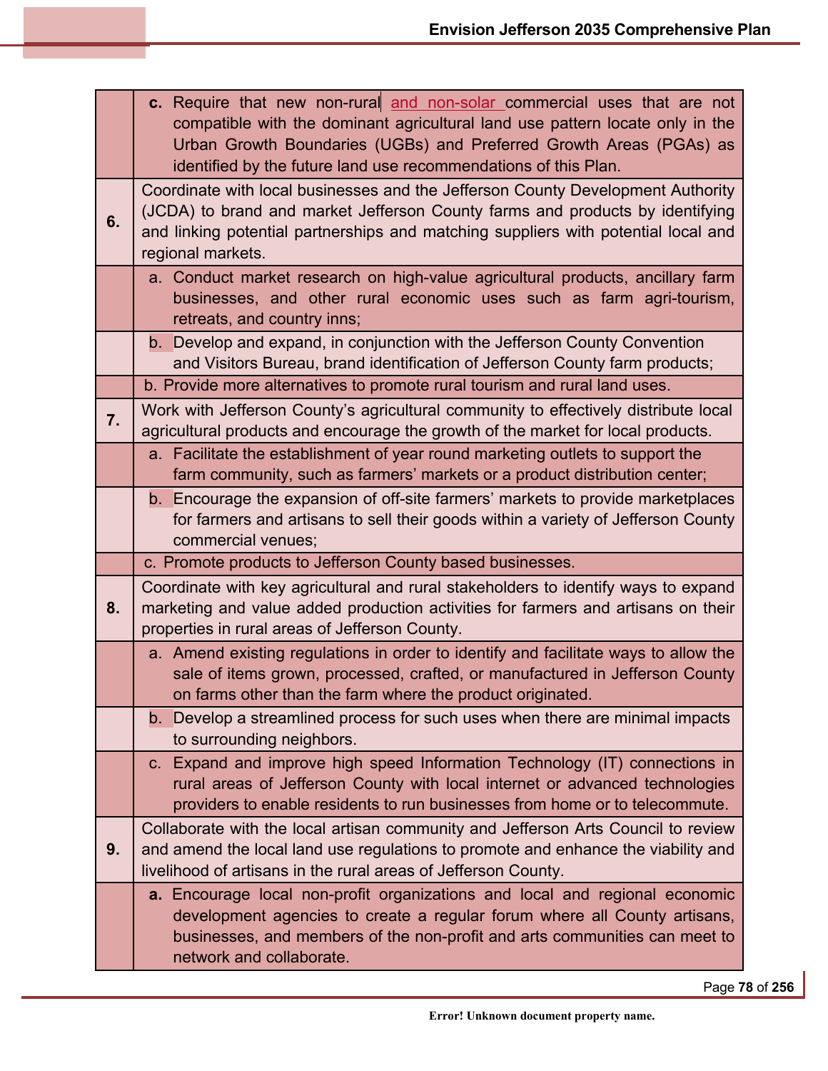| | |
|---|---|
| | **c.** Require that new non-rural and non-solar commercial uses that are not compatible with the dominant agricultural land use pattern locate only in the Urban Growth Boundaries (UGBs) and Preferred Growth Areas (PGAs) as identified by the future land use recommendations of this Plan. |
| **6.** | Coordinate with local businesses and the Jefferson County Development Authority (JCDA) to brand and market Jefferson County farms and products by identifying and linking potential partnerships and matching suppliers with potential local and regional markets. |
| | a. Conduct market research on high-value agricultural products, ancillary farm businesses, and other rural economic uses such as farm agri-tourism, retreats, and country inns; |
| | b. Develop and expand, in conjunction with the Jefferson County Convention and Visitors Bureau, brand identification of Jefferson County farm products; |
| | b. Provide more alternatives to promote rural tourism and rural land uses. |
| **7.** | Work with Jefferson County's agricultural community to effectively distribute local agricultural products and encourage the growth of the market for local products. |
| | a. Facilitate the establishment of year round marketing outlets to support the farm community, such as farmers' markets or a product distribution center; |
| | b. Encourage the expansion of off-site farmers' markets to provide marketplaces for farmers and artisans to sell their goods within a variety of Jefferson County commercial venues; |
| | c. Promote products to Jefferson County based businesses. |
| **8.** | Coordinate with key agricultural and rural stakeholders to identify ways to expand marketing and value added production activities for farmers and artisans on their properties in rural areas of Jefferson County. |
| | a. Amend existing regulations in order to identify and facilitate ways to allow the sale of items grown, processed, crafted, or manufactured in Jefferson County on farms other than the farm where the product originated. |
| | b. Develop a streamlined process for such uses when there are minimal impacts to surrounding neighbors. |
| | c. Expand and improve high speed Information Technology (IT) connections in rural areas of Jefferson County with local internet or advanced technologies providers to enable residents to run businesses from home or to telecommute. |
| **9.** | Collaborate with the local artisan community and Jefferson Arts Council to review and amend the local land use regulations to promote and enhance the viability and livelihood of artisans in the rural areas of Jefferson County. |
| | **a.** Encourage local non-profit organizations and local and regional economic development agencies to create a regular forum where all County artisans, businesses, and members of the non-profit and arts communities can meet to network and collaborate. |

Error! Unknown document property name.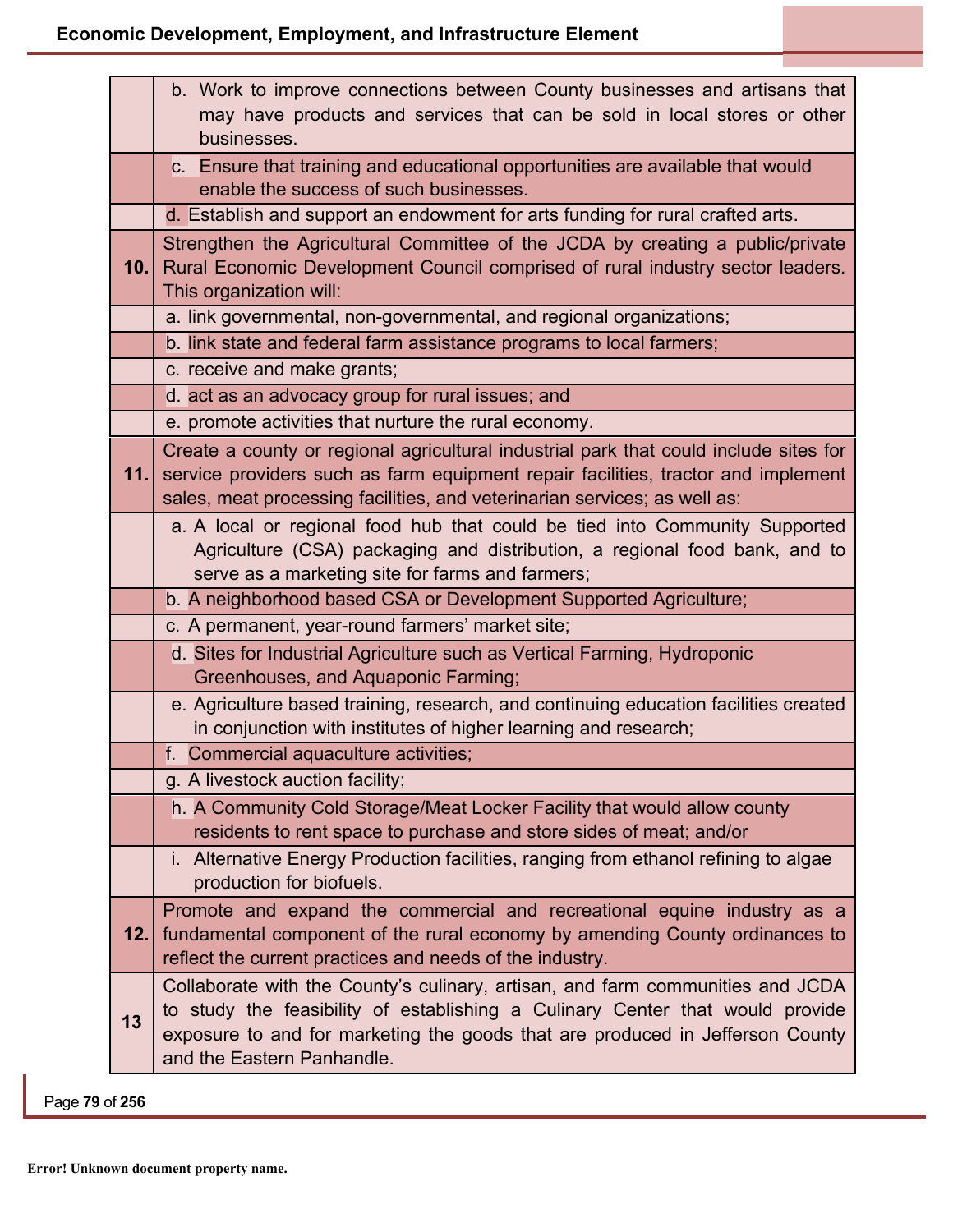| | |
|---|---|
| | b. Work to improve connections between County businesses and artisans that may have products and services that can be sold in local stores or other businesses. |
| | c. Ensure that training and educational opportunities are available that would enable the success of such businesses. |
| | d. Establish and support an endowment for arts funding for rural crafted arts. |
| **10.** | Strengthen the Agricultural Committee of the JCDA by creating a public/private Rural Economic Development Council comprised of rural industry sector leaders. This organization will: |
| | a. link governmental, non-governmental, and regional organizations; |
| | b. link state and federal farm assistance programs to local farmers; |
| | c. receive and make grants; |
| | d. act as an advocacy group for rural issues; and |
| | e. promote activities that nurture the rural economy. |
| **11.** | Create a county or regional agricultural industrial park that could include sites for service providers such as farm equipment repair facilities, tractor and implement sales, meat processing facilities, and veterinarian services; as well as: |
| | a. A local or regional food hub that could be tied into Community Supported Agriculture (CSA) packaging and distribution, a regional food bank, and to serve as a marketing site for farms and farmers; |
| | b. A neighborhood based CSA or Development Supported Agriculture; |
| | c. A permanent, year-round farmers' market site; |
| | d. Sites for Industrial Agriculture such as Vertical Farming, Hydroponic Greenhouses, and Aquaponic Farming; |
| | e. Agriculture based training, research, and continuing education facilities created in conjunction with institutes of higher learning and research; |
| | f. Commercial aquaculture activities; |
| | g. A livestock auction facility; |
| | h. A Community Cold Storage/Meat Locker Facility that would allow county residents to rent space to purchase and store sides of meat; and/or |
| | i. Alternative Energy Production facilities, ranging from ethanol refining to algae production for biofuels. |
| **12.** | Promote and expand the commercial and recreational equine industry as a fundamental component of the rural economy by amending County ordinances to reflect the current practices and needs of the industry. |
| **13** | Collaborate with the County's culinary, artisan, and farm communities and JCDA to study the feasibility of establishing a Culinary Center that would provide exposure to and for marketing the goods that are produced in Jefferson County and the Eastern Panhandle. |

**Error! Unknown document property name.**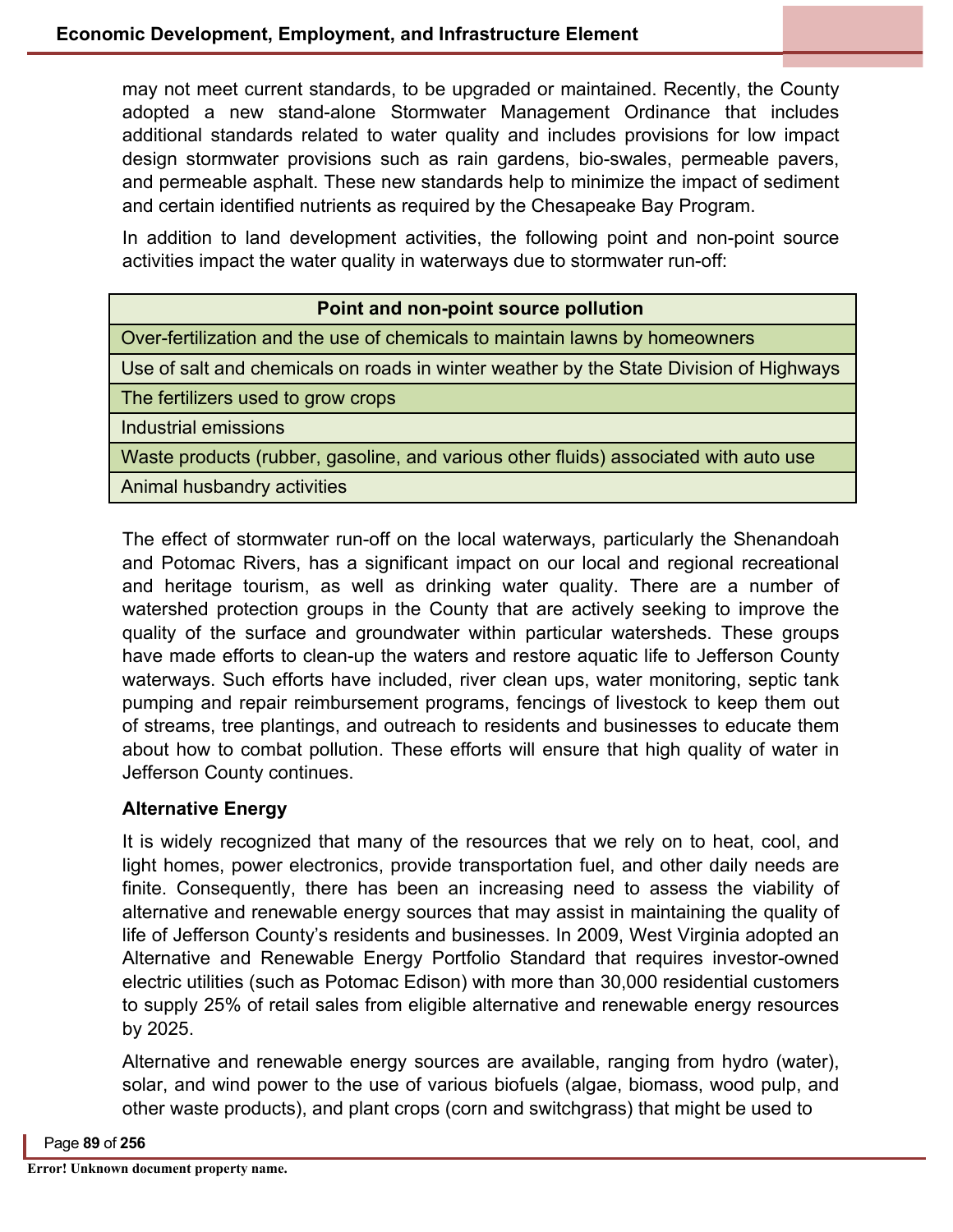may not meet current standards, to be upgraded or maintained. Recently, the County adopted a new stand-alone Stormwater Management Ordinance that includes additional standards related to water quality and includes provisions for low impact design stormwater provisions such as rain gardens, bio-swales, permeable pavers, and permeable asphalt. These new standards help to minimize the impact of sediment and certain identified nutrients as required by the Chesapeake Bay Program.

In addition to land development activities, the following point and non-point source activities impact the water quality in waterways due to stormwater run-off:

| Point and non-point source pollution |
|---|
| Over-fertilization and the use of chemicals to maintain lawns by homeowners |
| Use of salt and chemicals on roads in winter weather by the State Division of Highways |
| The fertilizers used to grow crops |
| Industrial emissions |
| Waste products (rubber, gasoline, and various other fluids) associated with auto use |
| Animal husbandry activities |

The effect of stormwater run-off on the local waterways, particularly the Shenandoah and Potomac Rivers, has a significant impact on our local and regional recreational and heritage tourism, as well as drinking water quality. There are a number of watershed protection groups in the County that are actively seeking to improve the quality of the surface and groundwater within particular watersheds. These groups have made efforts to clean-up the waters and restore aquatic life to Jefferson County waterways. Such efforts have included, river clean ups, water monitoring, septic tank pumping and repair reimbursement programs, fencings of livestock to keep them out of streams, tree plantings, and outreach to residents and businesses to educate them about how to combat pollution. These efforts will ensure that high quality of water in Jefferson County continues.

### Alternative Energy

It is widely recognized that many of the resources that we rely on to heat, cool, and light homes, power electronics, provide transportation fuel, and other daily needs are finite. Consequently, there has been an increasing need to assess the viability of alternative and renewable energy sources that may assist in maintaining the quality of life of Jefferson County's residents and businesses. In 2009, West Virginia adopted an Alternative and Renewable Energy Portfolio Standard that requires investor-owned electric utilities (such as Potomac Edison) with more than 30,000 residential customers to supply 25% of retail sales from eligible alternative and renewable energy resources by 2025.

Alternative and renewable energy sources are available, ranging from hydro (water), solar, and wind power to the use of various biofuels (algae, biomass, wood pulp, and other waste products), and plant crops (corn and switchgrass) that might be used to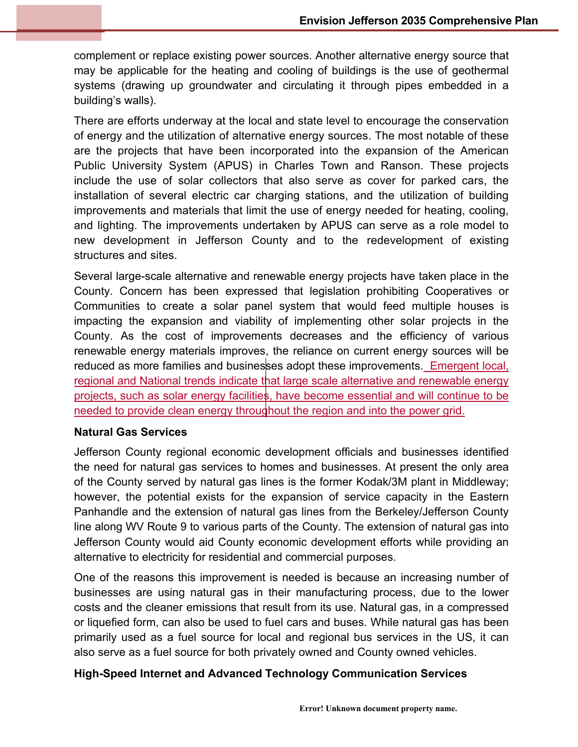complement or replace existing power sources. Another alternative energy source that may be applicable for the heating and cooling of buildings is the use of geothermal systems (drawing up groundwater and circulating it through pipes embedded in a building's walls).

There are efforts underway at the local and state level to encourage the conservation of energy and the utilization of alternative energy sources. The most notable of these are the projects that have been incorporated into the expansion of the American Public University System (APUS) in Charles Town and Ranson. These projects include the use of solar collectors that also serve as cover for parked cars, the installation of several electric car charging stations, and the utilization of building improvements and materials that limit the use of energy needed for heating, cooling, and lighting. The improvements undertaken by APUS can serve as a role model to new development in Jefferson County and to the redevelopment of existing structures and sites.

Several large-scale alternative and renewable energy projects have taken place in the County. Concern has been expressed that legislation prohibiting Cooperatives or Communities to create a solar panel system that would feed multiple houses is impacting the expansion and viability of implementing other solar projects in the County. As the cost of improvements decreases and the efficiency of various renewable energy materials improves, the reliance on current energy sources will be reduced as more families and businesses adopt these improvements. Emergent local, regional and National trends indicate that large scale alternative and renewable energy projects, such as solar energy facilities, have become essential and will continue to be needed to provide clean energy throughout the region and into the power grid.

**Natural Gas Services**

Jefferson County regional economic development officials and businesses identified the need for natural gas services to homes and businesses. At present the only area of the County served by natural gas lines is the former Kodak/3M plant in Middleway; however, the potential exists for the expansion of service capacity in the Eastern Panhandle and the extension of natural gas lines from the Berkeley/Jefferson County line along WV Route 9 to various parts of the County. The extension of natural gas into Jefferson County would aid County economic development efforts while providing an alternative to electricity for residential and commercial purposes.

One of the reasons this improvement is needed is because an increasing number of businesses are using natural gas in their manufacturing process, due to the lower costs and the cleaner emissions that result from its use. Natural gas, in a compressed or liquefied form, can also be used to fuel cars and buses. While natural gas has been primarily used as a fuel source for local and regional bus services in the US, it can also serve as a fuel source for both privately owned and County owned vehicles.

**High-Speed Internet and Advanced Technology Communication Services**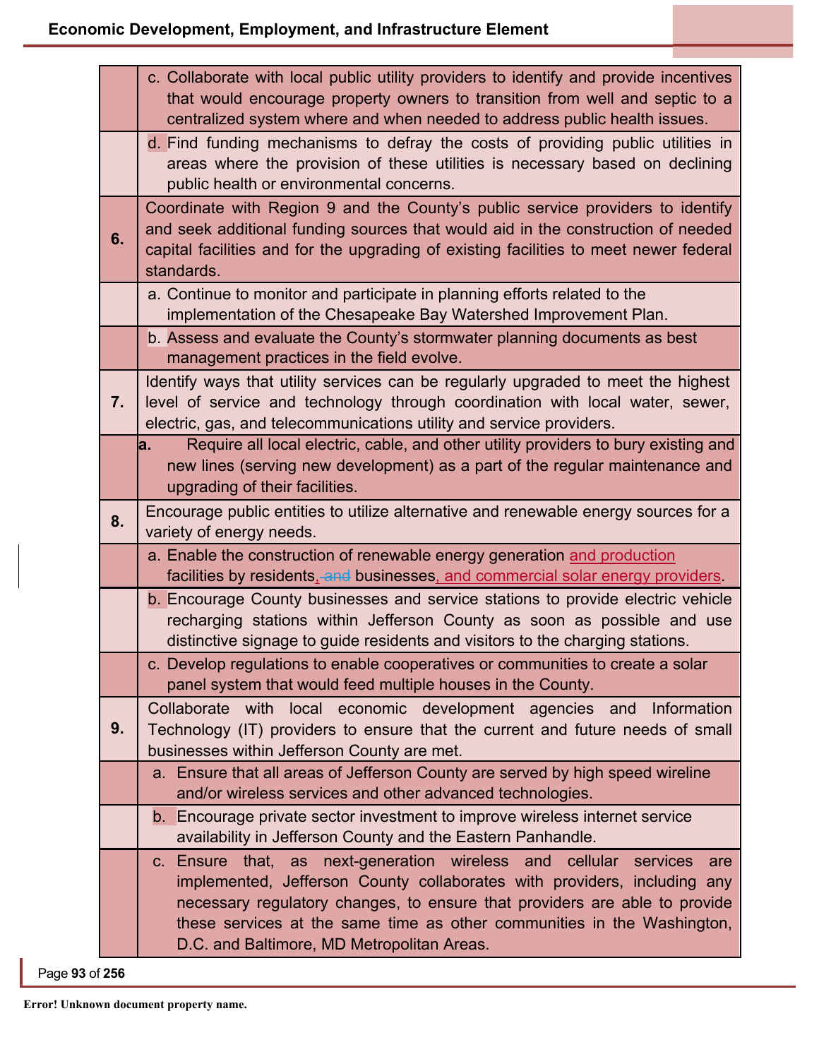| | |
|---|---|
| | c. Collaborate with local public utility providers to identify and provide incentives that would encourage property owners to transition from well and septic to a centralized system where and when needed to address public health issues. |
| | d. Find funding mechanisms to defray the costs of providing public utilities in areas where the provision of these utilities is necessary based on declining public health or environmental concerns. |
| **6.** | Coordinate with Region 9 and the County's public service providers to identify and seek additional funding sources that would aid in the construction of needed capital facilities and for the upgrading of existing facilities to meet newer federal standards. |
| | a. Continue to monitor and participate in planning efforts related to the implementation of the Chesapeake Bay Watershed Improvement Plan. |
| | b. Assess and evaluate the County's stormwater planning documents as best management practices in the field evolve. |
| **7.** | Identify ways that utility services can be regularly upgraded to meet the highest level of service and technology through coordination with local water, sewer, electric, gas, and telecommunications utility and service providers. |
| | **a.** Require all local electric, cable, and other utility providers to bury existing and new lines (serving new development) as a part of the regular maintenance and upgrading of their facilities. |
| **8.** | Encourage public entities to utilize alternative and renewable energy sources for a variety of energy needs. |
| | a. Enable the construction of renewable energy generation and production facilities by residents, ~~and~~ businesses, and commercial solar energy providers. |
| | b. Encourage County businesses and service stations to provide electric vehicle recharging stations within Jefferson County as soon as possible and use distinctive signage to guide residents and visitors to the charging stations. |
| | c. Develop regulations to enable cooperatives or communities to create a solar panel system that would feed multiple houses in the County. |
| **9.** | Collaborate with local economic development agencies and Information Technology (IT) providers to ensure that the current and future needs of small businesses within Jefferson County are met. |
| | a. Ensure that all areas of Jefferson County are served by high speed wireline and/or wireless services and other advanced technologies. |
| | b. Encourage private sector investment to improve wireless internet service availability in Jefferson County and the Eastern Panhandle. |
| | c. Ensure that, as next-generation wireless and cellular services are implemented, Jefferson County collaborates with providers, including any necessary regulatory changes, to ensure that providers are able to provide these services at the same time as other communities in the Washington, D.C. and Baltimore, MD Metropolitan Areas. |

**Error! Unknown document property name.**